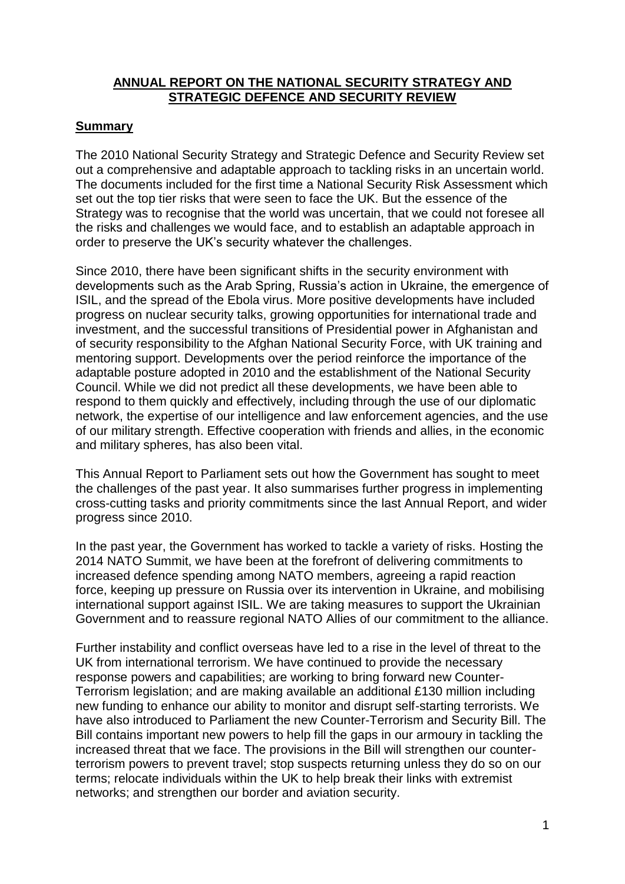# ANNUAL REPORT ON THE NATIONAL SECURITY STRATEGY AND STRATEGIC DEFENCE AND SECURITY REVIEW

## Summary

The 2010 National Security Strategy and Strategic Defence and Security Review set out a comprehensive and adaptable approach to tackling risks in an uncertain world. The documents included for the first time a National Security Risk Assessment which set out the top tier risks that were seen to face the UK. But the essence of the Strategy was to recognise that the world was uncertain, that we could not foresee all the risks and challenges we would face, and to establish an adaptable approach in order to preserve the UK's security whatever the challenges.

Since 2010, there have been significant shifts in the security environment with developments such as the Arab Spring, Russia's action in Ukraine, the emergence of ISIL, and the spread of the Ebola virus. More positive developments have included progress on nuclear security talks, growing opportunities for international trade and investment, and the successful transitions of Presidential power in Afghanistan and of security responsibility to the Afghan National Security Force, with UK training and mentoring support. Developments over the period reinforce the importance of the adaptable posture adopted in 2010 and the establishment of the National Security Council. While we did not predict all these developments, we have been able to respond to them quickly and effectively, including through the use of our diplomatic network, the expertise of our intelligence and law enforcement agencies, and the use of our military strength. Effective cooperation with friends and allies, in the economic and military spheres, has also been vital.

This Annual Report to Parliament sets out how the Government has sought to meet the challenges of the past year. It also summarises further progress in implementing cross-cutting tasks and priority commitments since the last Annual Report, and wider progress since 2010.

In the past year, the Government has worked to tackle a variety of risks. Hosting the 2014 NATO Summit, we have been at the forefront of delivering commitments to increased defence spending among NATO members, agreeing a rapid reaction force, keeping up pressure on Russia over its intervention in Ukraine, and mobilising international support against ISIL. We are taking measures to support the Ukrainian Government and to reassure regional NATO Allies of our commitment to the alliance.

Further instability and conflict overseas have led to a rise in the level of threat to the UK from international terrorism. We have continued to provide the necessary response powers and capabilities; are working to bring forward new Counter-Terrorism legislation; and are making available an additional £130 million including new funding to enhance our ability to monitor and disrupt self-starting terrorists. We have also introduced to Parliament the new Counter-Terrorism and Security Bill. The Bill contains important new powers to help fill the gaps in our armoury in tackling the increased threat that we face. The provisions in the Bill will strengthen our counter-terrorism powers to prevent travel; stop suspects returning unless they do so on our terms; relocate individuals within the UK to help break their links with extremist networks; and strengthen our border and aviation security.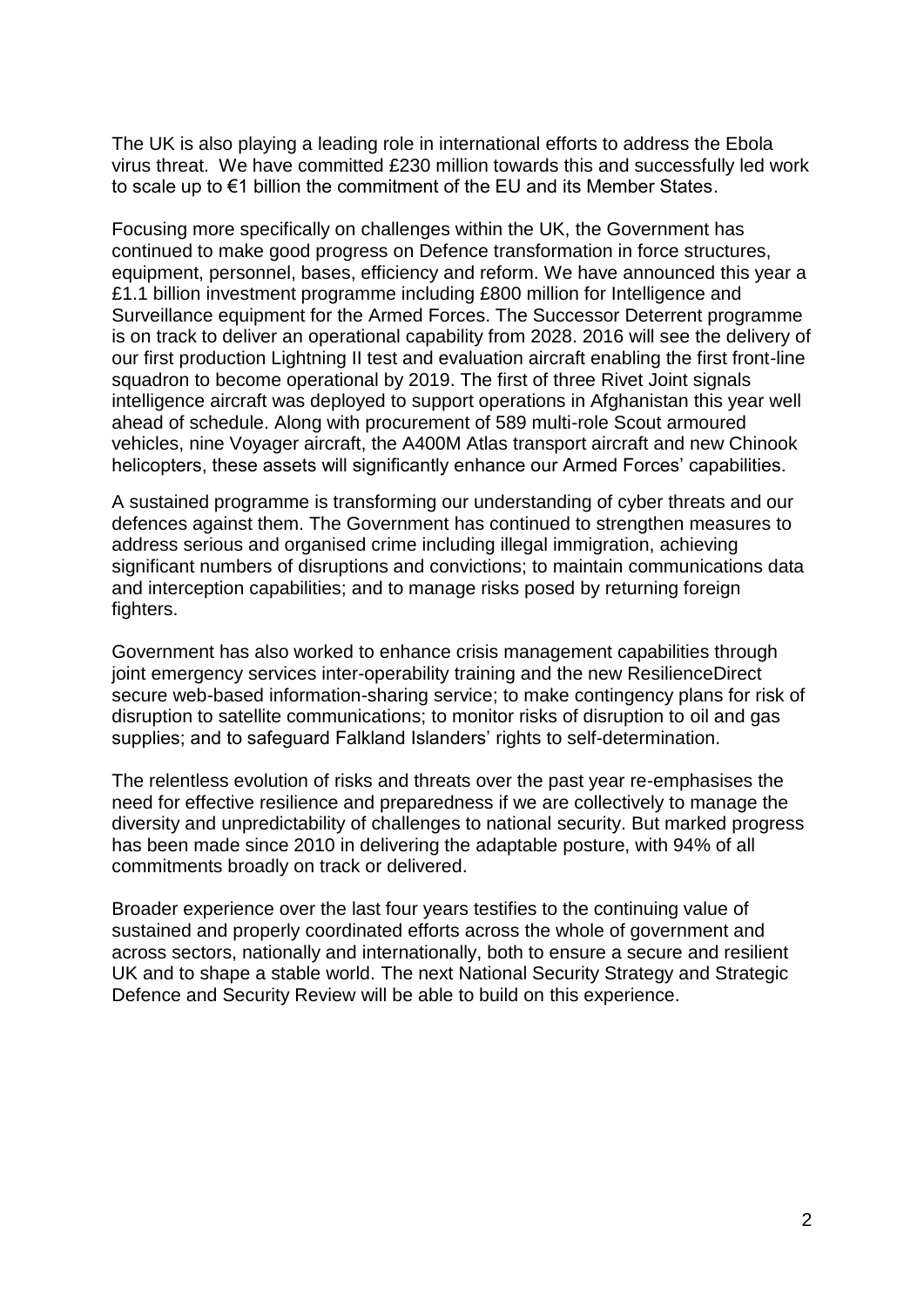The UK is also playing a leading role in international efforts to address the Ebola virus threat. We have committed £230 million towards this and successfully led work to scale up to €1 billion the commitment of the EU and its Member States.

Focusing more specifically on challenges within the UK, the Government has continued to make good progress on Defence transformation in force structures, equipment, personnel, bases, efficiency and reform. We have announced this year a £1.1 billion investment programme including £800 million for Intelligence and Surveillance equipment for the Armed Forces. The Successor Deterrent programme is on track to deliver an operational capability from 2028. 2016 will see the delivery of our first production Lightning II test and evaluation aircraft enabling the first front-line squadron to become operational by 2019. The first of three Rivet Joint signals intelligence aircraft was deployed to support operations in Afghanistan this year well ahead of schedule. Along with procurement of 589 multi-role Scout armoured vehicles, nine Voyager aircraft, the A400M Atlas transport aircraft and new Chinook helicopters, these assets will significantly enhance our Armed Forces' capabilities.

A sustained programme is transforming our understanding of cyber threats and our defences against them. The Government has continued to strengthen measures to address serious and organised crime including illegal immigration, achieving significant numbers of disruptions and convictions; to maintain communications data and interception capabilities; and to manage risks posed by returning foreign fighters.

Government has also worked to enhance crisis management capabilities through joint emergency services inter-operability training and the new ResilienceDirect secure web-based information-sharing service; to make contingency plans for risk of disruption to satellite communications; to monitor risks of disruption to oil and gas supplies; and to safeguard Falkland Islanders' rights to self-determination.

The relentless evolution of risks and threats over the past year re-emphasises the need for effective resilience and preparedness if we are collectively to manage the diversity and unpredictability of challenges to national security. But marked progress has been made since 2010 in delivering the adaptable posture, with 94% of all commitments broadly on track or delivered.

Broader experience over the last four years testifies to the continuing value of sustained and properly coordinated efforts across the whole of government and across sectors, nationally and internationally, both to ensure a secure and resilient UK and to shape a stable world. The next National Security Strategy and Strategic Defence and Security Review will be able to build on this experience.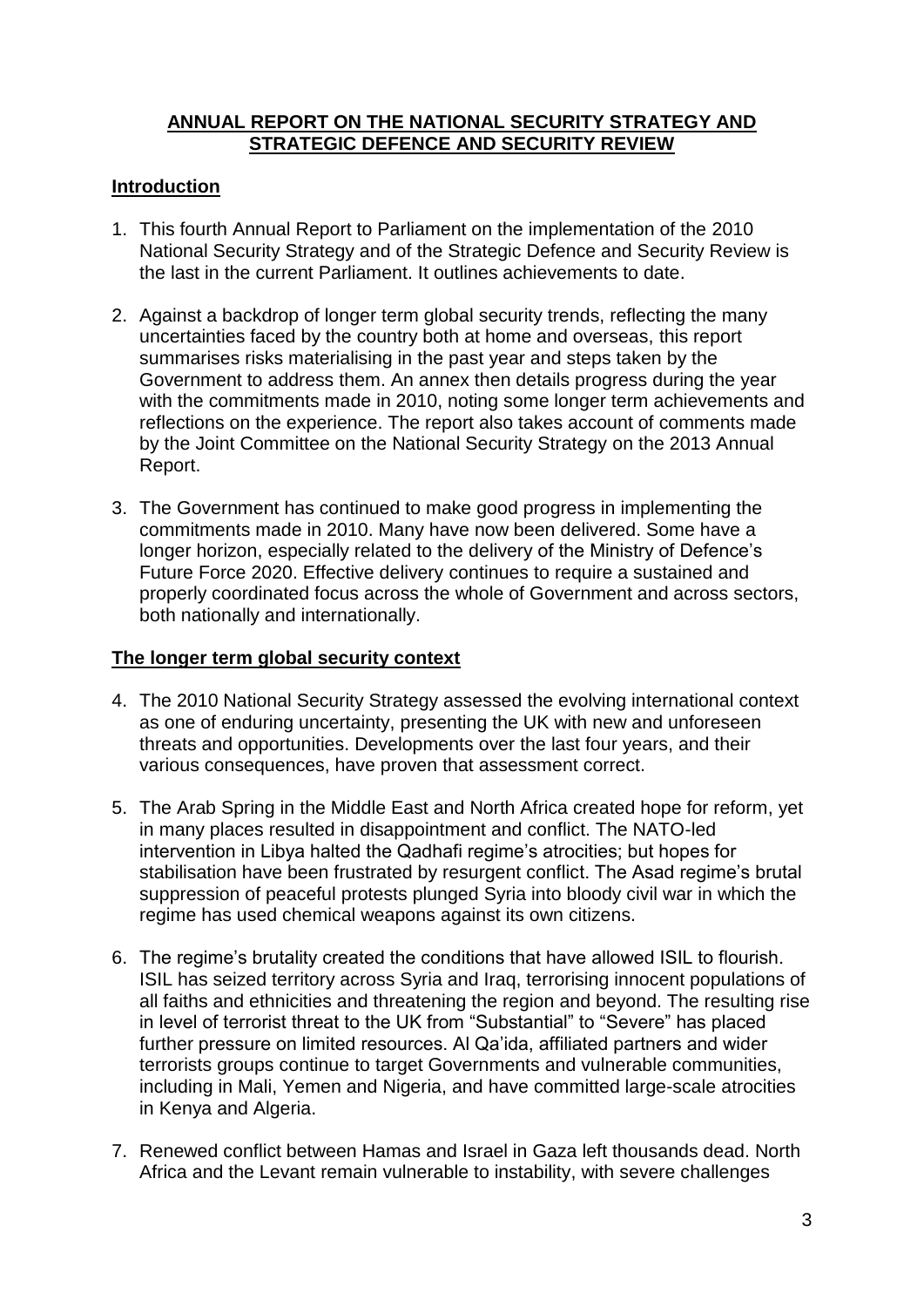## ANNUAL REPORT ON THE NATIONAL SECURITY STRATEGY AND STRATEGIC DEFENCE AND SECURITY REVIEW

### Introduction

1. This fourth Annual Report to Parliament on the implementation of the 2010 National Security Strategy and of the Strategic Defence and Security Review is the last in the current Parliament. It outlines achievements to date.

2. Against a backdrop of longer term global security trends, reflecting the many uncertainties faced by the country both at home and overseas, this report summarises risks materialising in the past year and steps taken by the Government to address them. An annex then details progress during the year with the commitments made in 2010, noting some longer term achievements and reflections on the experience. The report also takes account of comments made by the Joint Committee on the National Security Strategy on the 2013 Annual Report.

3. The Government has continued to make good progress in implementing the commitments made in 2010. Many have now been delivered. Some have a longer horizon, especially related to the delivery of the Ministry of Defence's Future Force 2020. Effective delivery continues to require a sustained and properly coordinated focus across the whole of Government and across sectors, both nationally and internationally.

### The longer term global security context

4. The 2010 National Security Strategy assessed the evolving international context as one of enduring uncertainty, presenting the UK with new and unforeseen threats and opportunities. Developments over the last four years, and their various consequences, have proven that assessment correct.

5. The Arab Spring in the Middle East and North Africa created hope for reform, yet in many places resulted in disappointment and conflict. The NATO-led intervention in Libya halted the Qadhafi regime's atrocities; but hopes for stabilisation have been frustrated by resurgent conflict. The Asad regime's brutal suppression of peaceful protests plunged Syria into bloody civil war in which the regime has used chemical weapons against its own citizens.

6. The regime's brutality created the conditions that have allowed ISIL to flourish. ISIL has seized territory across Syria and Iraq, terrorising innocent populations of all faiths and ethnicities and threatening the region and beyond. The resulting rise in level of terrorist threat to the UK from "Substantial" to "Severe" has placed further pressure on limited resources. Al Qa'ida, affiliated partners and wider terrorists groups continue to target Governments and vulnerable communities, including in Mali, Yemen and Nigeria, and have committed large-scale atrocities in Kenya and Algeria.

7. Renewed conflict between Hamas and Israel in Gaza left thousands dead. North Africa and the Levant remain vulnerable to instability, with severe challenges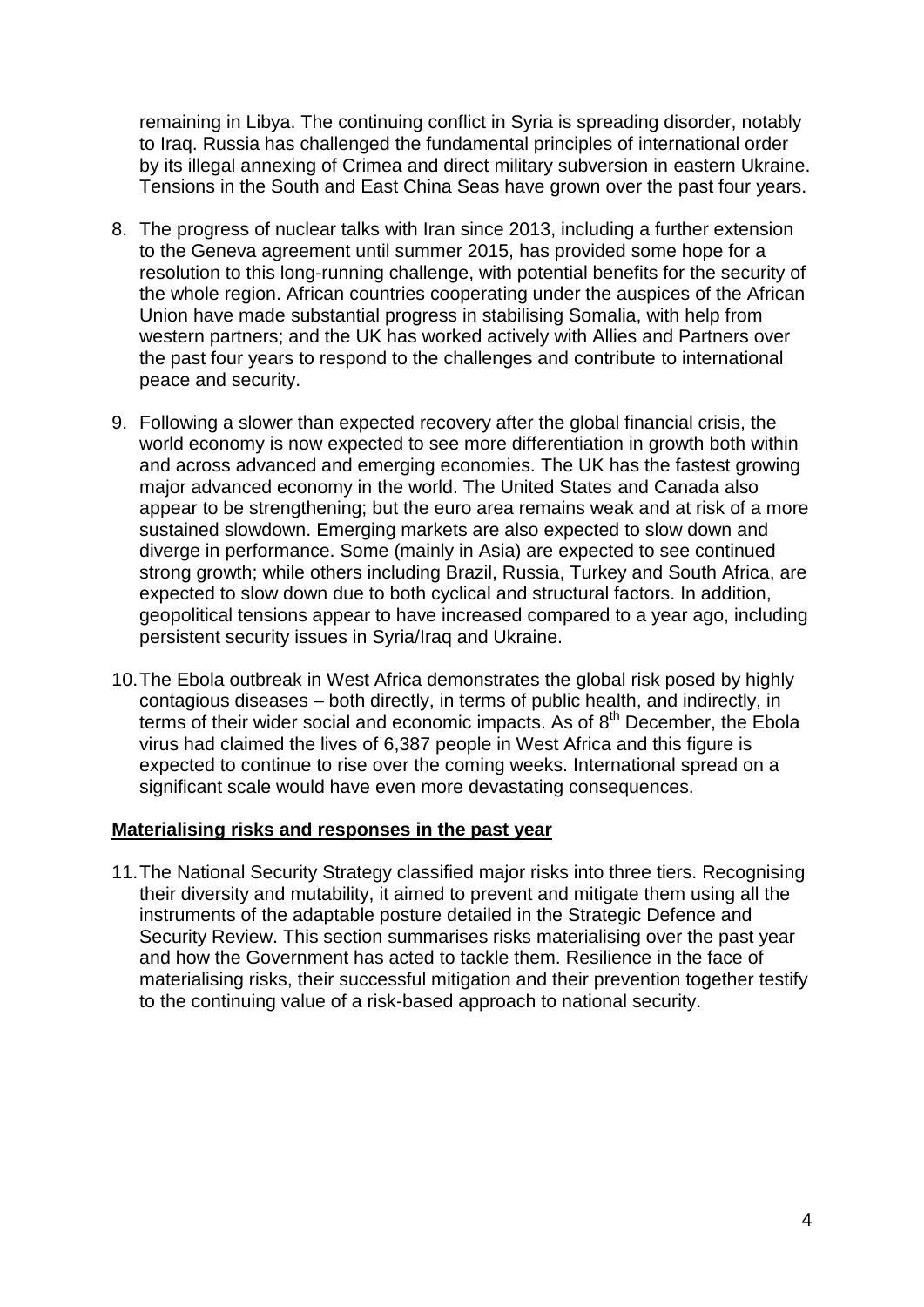remaining in Libya. The continuing conflict in Syria is spreading disorder, notably to Iraq. Russia has challenged the fundamental principles of international order by its illegal annexing of Crimea and direct military subversion in eastern Ukraine. Tensions in the South and East China Seas have grown over the past four years.

8. The progress of nuclear talks with Iran since 2013, including a further extension to the Geneva agreement until summer 2015, has provided some hope for a resolution to this long-running challenge, with potential benefits for the security of the whole region. African countries cooperating under the auspices of the African Union have made substantial progress in stabilising Somalia, with help from western partners; and the UK has worked actively with Allies and Partners over the past four years to respond to the challenges and contribute to international peace and security.

9. Following a slower than expected recovery after the global financial crisis, the world economy is now expected to see more differentiation in growth both within and across advanced and emerging economies. The UK has the fastest growing major advanced economy in the world. The United States and Canada also appear to be strengthening; but the euro area remains weak and at risk of a more sustained slowdown. Emerging markets are also expected to slow down and diverge in performance. Some (mainly in Asia) are expected to see continued strong growth; while others including Brazil, Russia, Turkey and South Africa, are expected to slow down due to both cyclical and structural factors. In addition, geopolitical tensions appear to have increased compared to a year ago, including persistent security issues in Syria/Iraq and Ukraine.

10. The Ebola outbreak in West Africa demonstrates the global risk posed by highly contagious diseases – both directly, in terms of public health, and indirectly, in terms of their wider social and economic impacts. As of 8th December, the Ebola virus had claimed the lives of 6,387 people in West Africa and this figure is expected to continue to rise over the coming weeks. International spread on a significant scale would have even more devastating consequences.

## Materialising risks and responses in the past year

11. The National Security Strategy classified major risks into three tiers. Recognising their diversity and mutability, it aimed to prevent and mitigate them using all the instruments of the adaptable posture detailed in the Strategic Defence and Security Review. This section summarises risks materialising over the past year and how the Government has acted to tackle them. Resilience in the face of materialising risks, their successful mitigation and their prevention together testify to the continuing value of a risk-based approach to national security.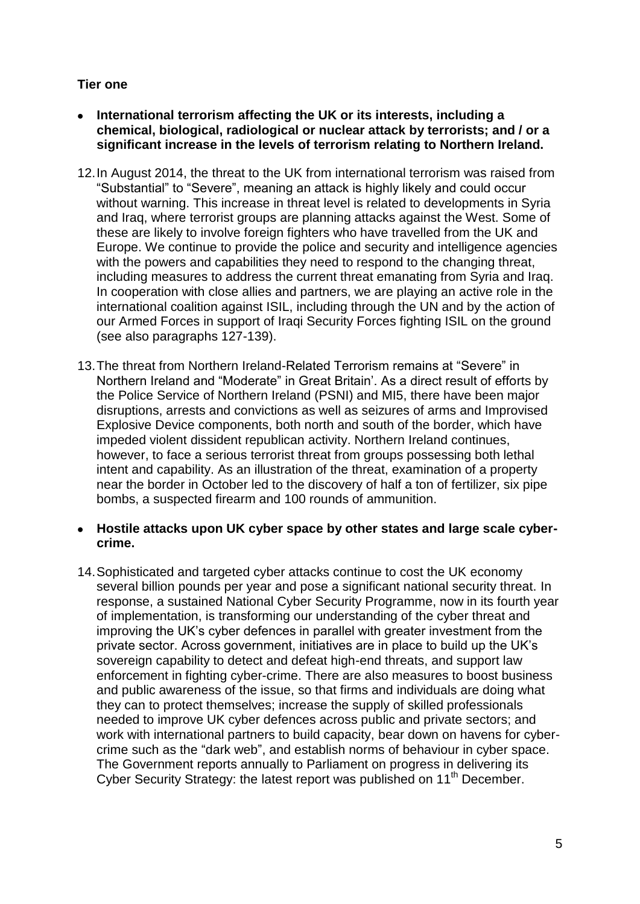**Tier one**

- **International terrorism affecting the UK or its interests, including a chemical, biological, radiological or nuclear attack by terrorists; and / or a significant increase in the levels of terrorism relating to Northern Ireland.**

12. In August 2014, the threat to the UK from international terrorism was raised from "Substantial" to "Severe", meaning an attack is highly likely and could occur without warning. This increase in threat level is related to developments in Syria and Iraq, where terrorist groups are planning attacks against the West. Some of these are likely to involve foreign fighters who have travelled from the UK and Europe. We continue to provide the police and security and intelligence agencies with the powers and capabilities they need to respond to the changing threat, including measures to address the current threat emanating from Syria and Iraq. In cooperation with close allies and partners, we are playing an active role in the international coalition against ISIL, including through the UN and by the action of our Armed Forces in support of Iraqi Security Forces fighting ISIL on the ground (see also paragraphs 127-139).

13. The threat from Northern Ireland-Related Terrorism remains at "Severe" in Northern Ireland and "Moderate" in Great Britain'. As a direct result of efforts by the Police Service of Northern Ireland (PSNI) and MI5, there have been major disruptions, arrests and convictions as well as seizures of arms and Improvised Explosive Device components, both north and south of the border, which have impeded violent dissident republican activity. Northern Ireland continues, however, to face a serious terrorist threat from groups possessing both lethal intent and capability. As an illustration of the threat, examination of a property near the border in October led to the discovery of half a ton of fertilizer, six pipe bombs, a suspected firearm and 100 rounds of ammunition.

- **Hostile attacks upon UK cyber space by other states and large scale cyber-crime.**

14. Sophisticated and targeted cyber attacks continue to cost the UK economy several billion pounds per year and pose a significant national security threat. In response, a sustained National Cyber Security Programme, now in its fourth year of implementation, is transforming our understanding of the cyber threat and improving the UK's cyber defences in parallel with greater investment from the private sector. Across government, initiatives are in place to build up the UK's sovereign capability to detect and defeat high-end threats, and support law enforcement in fighting cyber-crime. There are also measures to boost business and public awareness of the issue, so that firms and individuals are doing what they can to protect themselves; increase the supply of skilled professionals needed to improve UK cyber defences across public and private sectors; and work with international partners to build capacity, bear down on havens for cyber-crime such as the "dark web", and establish norms of behaviour in cyber space. The Government reports annually to Parliament on progress in delivering its Cyber Security Strategy: the latest report was published on 11th December.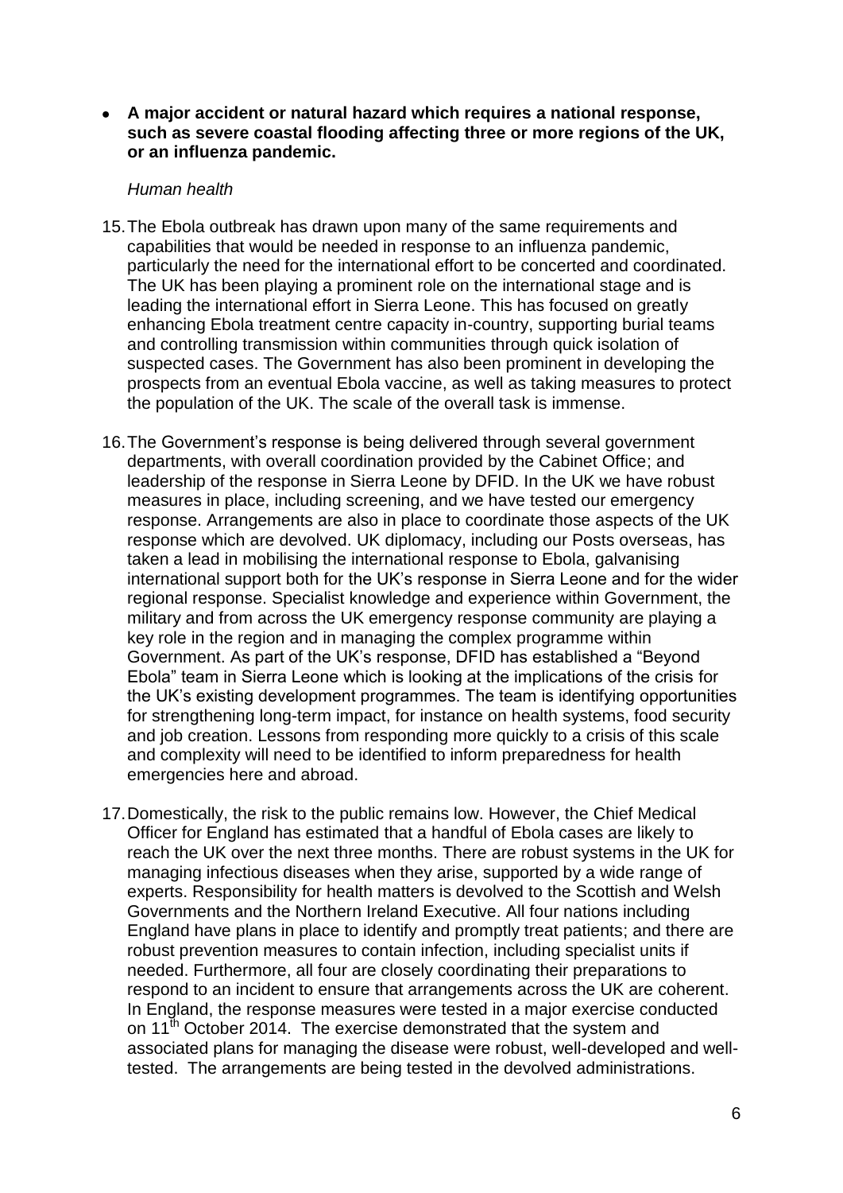- **A major accident or natural hazard which requires a national response, such as severe coastal flooding affecting three or more regions of the UK, or an influenza pandemic.**

*Human health*

15. The Ebola outbreak has drawn upon many of the same requirements and capabilities that would be needed in response to an influenza pandemic, particularly the need for the international effort to be concerted and coordinated. The UK has been playing a prominent role on the international stage and is leading the international effort in Sierra Leone. This has focused on greatly enhancing Ebola treatment centre capacity in-country, supporting burial teams and controlling transmission within communities through quick isolation of suspected cases. The Government has also been prominent in developing the prospects from an eventual Ebola vaccine, as well as taking measures to protect the population of the UK. The scale of the overall task is immense.

16. The Government's response is being delivered through several government departments, with overall coordination provided by the Cabinet Office; and leadership of the response in Sierra Leone by DFID. In the UK we have robust measures in place, including screening, and we have tested our emergency response. Arrangements are also in place to coordinate those aspects of the UK response which are devolved. UK diplomacy, including our Posts overseas, has taken a lead in mobilising the international response to Ebola, galvanising international support both for the UK's response in Sierra Leone and for the wider regional response. Specialist knowledge and experience within Government, the military and from across the UK emergency response community are playing a key role in the region and in managing the complex programme within Government. As part of the UK's response, DFID has established a "Beyond Ebola" team in Sierra Leone which is looking at the implications of the crisis for the UK's existing development programmes. The team is identifying opportunities for strengthening long-term impact, for instance on health systems, food security and job creation. Lessons from responding more quickly to a crisis of this scale and complexity will need to be identified to inform preparedness for health emergencies here and abroad.

17. Domestically, the risk to the public remains low. However, the Chief Medical Officer for England has estimated that a handful of Ebola cases are likely to reach the UK over the next three months. There are robust systems in the UK for managing infectious diseases when they arise, supported by a wide range of experts. Responsibility for health matters is devolved to the Scottish and Welsh Governments and the Northern Ireland Executive. All four nations including England have plans in place to identify and promptly treat patients; and there are robust prevention measures to contain infection, including specialist units if needed. Furthermore, all four are closely coordinating their preparations to respond to an incident to ensure that arrangements across the UK are coherent. In England, the response measures were tested in a major exercise conducted on 11th October 2014. The exercise demonstrated that the system and associated plans for managing the disease were robust, well-developed and well-tested. The arrangements are being tested in the devolved administrations.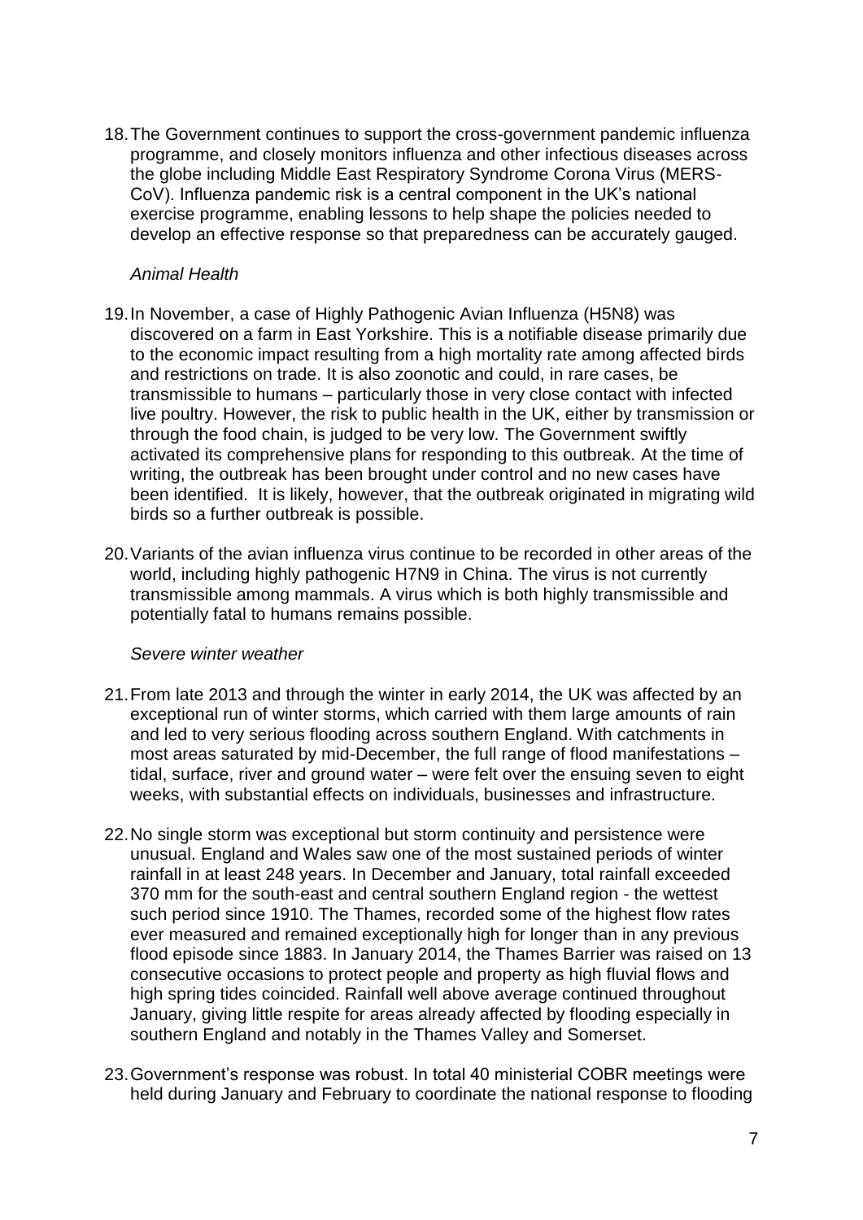18. The Government continues to support the cross-government pandemic influenza programme, and closely monitors influenza and other infectious diseases across the globe including Middle East Respiratory Syndrome Corona Virus (MERS-CoV). Influenza pandemic risk is a central component in the UK's national exercise programme, enabling lessons to help shape the policies needed to develop an effective response so that preparedness can be accurately gauged.

*Animal Health*

19. In November, a case of Highly Pathogenic Avian Influenza (H5N8) was discovered on a farm in East Yorkshire. This is a notifiable disease primarily due to the economic impact resulting from a high mortality rate among affected birds and restrictions on trade. It is also zoonotic and could, in rare cases, be transmissible to humans – particularly those in very close contact with infected live poultry. However, the risk to public health in the UK, either by transmission or through the food chain, is judged to be very low. The Government swiftly activated its comprehensive plans for responding to this outbreak. At the time of writing, the outbreak has been brought under control and no new cases have been identified. It is likely, however, that the outbreak originated in migrating wild birds so a further outbreak is possible.

20. Variants of the avian influenza virus continue to be recorded in other areas of the world, including highly pathogenic H7N9 in China. The virus is not currently transmissible among mammals. A virus which is both highly transmissible and potentially fatal to humans remains possible.

*Severe winter weather*

21. From late 2013 and through the winter in early 2014, the UK was affected by an exceptional run of winter storms, which carried with them large amounts of rain and led to very serious flooding across southern England. With catchments in most areas saturated by mid-December, the full range of flood manifestations – tidal, surface, river and ground water – were felt over the ensuing seven to eight weeks, with substantial effects on individuals, businesses and infrastructure.

22. No single storm was exceptional but storm continuity and persistence were unusual. England and Wales saw one of the most sustained periods of winter rainfall in at least 248 years. In December and January, total rainfall exceeded 370 mm for the south-east and central southern England region - the wettest such period since 1910. The Thames, recorded some of the highest flow rates ever measured and remained exceptionally high for longer than in any previous flood episode since 1883. In January 2014, the Thames Barrier was raised on 13 consecutive occasions to protect people and property as high fluvial flows and high spring tides coincided. Rainfall well above average continued throughout January, giving little respite for areas already affected by flooding especially in southern England and notably in the Thames Valley and Somerset.

23. Government's response was robust. In total 40 ministerial COBR meetings were held during January and February to coordinate the national response to flooding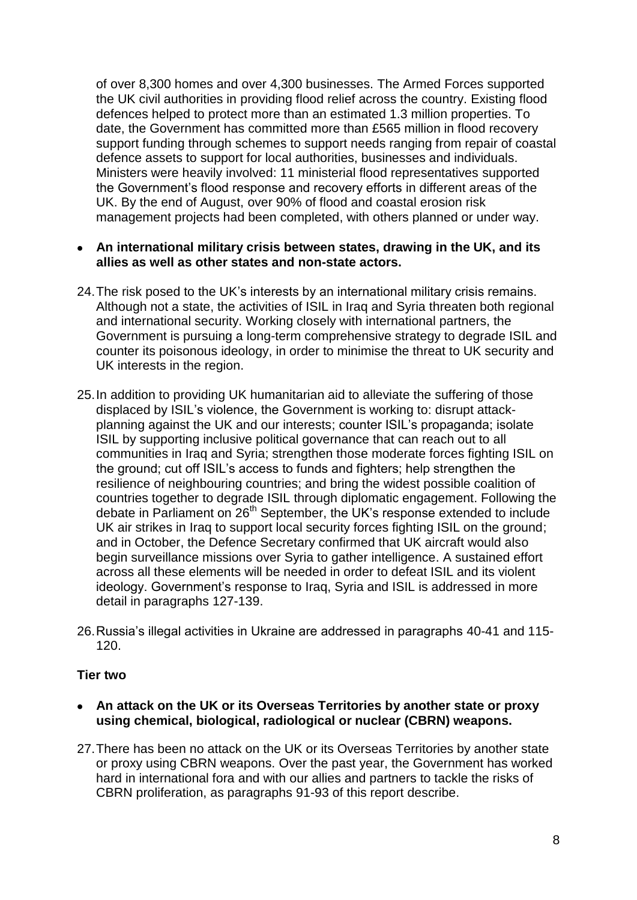of over 8,300 homes and over 4,300 businesses. The Armed Forces supported the UK civil authorities in providing flood relief across the country. Existing flood defences helped to protect more than an estimated 1.3 million properties. To date, the Government has committed more than £565 million in flood recovery support funding through schemes to support needs ranging from repair of coastal defence assets to support for local authorities, businesses and individuals. Ministers were heavily involved: 11 ministerial flood representatives supported the Government's flood response and recovery efforts in different areas of the UK. By the end of August, over 90% of flood and coastal erosion risk management projects had been completed, with others planned or under way.

- **An international military crisis between states, drawing in the UK, and its allies as well as other states and non-state actors.**

24. The risk posed to the UK's interests by an international military crisis remains. Although not a state, the activities of ISIL in Iraq and Syria threaten both regional and international security. Working closely with international partners, the Government is pursuing a long-term comprehensive strategy to degrade ISIL and counter its poisonous ideology, in order to minimise the threat to UK security and UK interests in the region.

25. In addition to providing UK humanitarian aid to alleviate the suffering of those displaced by ISIL's violence, the Government is working to: disrupt attack-planning against the UK and our interests; counter ISIL's propaganda; isolate ISIL by supporting inclusive political governance that can reach out to all communities in Iraq and Syria; strengthen those moderate forces fighting ISIL on the ground; cut off ISIL's access to funds and fighters; help strengthen the resilience of neighbouring countries; and bring the widest possible coalition of countries together to degrade ISIL through diplomatic engagement. Following the debate in Parliament on 26th September, the UK's response extended to include UK air strikes in Iraq to support local security forces fighting ISIL on the ground; and in October, the Defence Secretary confirmed that UK aircraft would also begin surveillance missions over Syria to gather intelligence. A sustained effort across all these elements will be needed in order to defeat ISIL and its violent ideology. Government's response to Iraq, Syria and ISIL is addressed in more detail in paragraphs 127-139.

26. Russia's illegal activities in Ukraine are addressed in paragraphs 40-41 and 115-120.

**Tier two**

- **An attack on the UK or its Overseas Territories by another state or proxy using chemical, biological, radiological or nuclear (CBRN) weapons.**

27. There has been no attack on the UK or its Overseas Territories by another state or proxy using CBRN weapons. Over the past year, the Government has worked hard in international fora and with our allies and partners to tackle the risks of CBRN proliferation, as paragraphs 91-93 of this report describe.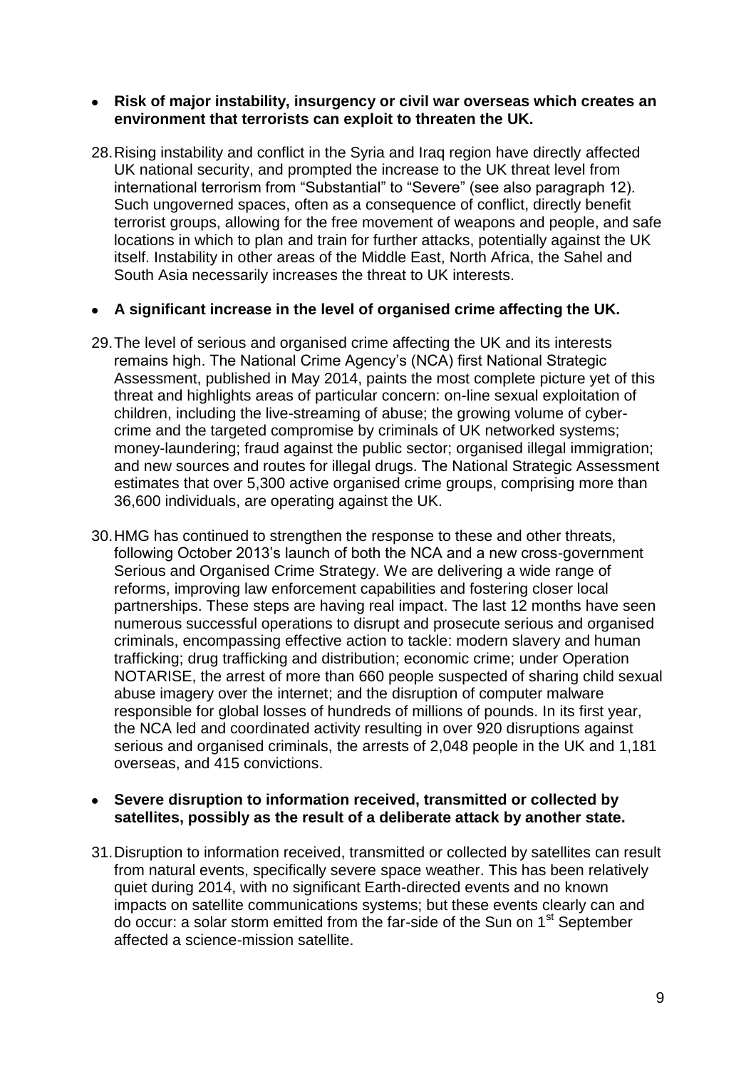- **Risk of major instability, insurgency or civil war overseas which creates an environment that terrorists can exploit to threaten the UK.**

28. Rising instability and conflict in the Syria and Iraq region have directly affected UK national security, and prompted the increase to the UK threat level from international terrorism from "Substantial" to "Severe" (see also paragraph 12). Such ungoverned spaces, often as a consequence of conflict, directly benefit terrorist groups, allowing for the free movement of weapons and people, and safe locations in which to plan and train for further attacks, potentially against the UK itself. Instability in other areas of the Middle East, North Africa, the Sahel and South Asia necessarily increases the threat to UK interests.

- **A significant increase in the level of organised crime affecting the UK.**

29. The level of serious and organised crime affecting the UK and its interests remains high. The National Crime Agency's (NCA) first National Strategic Assessment, published in May 2014, paints the most complete picture yet of this threat and highlights areas of particular concern: on-line sexual exploitation of children, including the live-streaming of abuse; the growing volume of cyber-crime and the targeted compromise by criminals of UK networked systems; money-laundering; fraud against the public sector; organised illegal immigration; and new sources and routes for illegal drugs. The National Strategic Assessment estimates that over 5,300 active organised crime groups, comprising more than 36,600 individuals, are operating against the UK.

30. HMG has continued to strengthen the response to these and other threats, following October 2013's launch of both the NCA and a new cross-government Serious and Organised Crime Strategy. We are delivering a wide range of reforms, improving law enforcement capabilities and fostering closer local partnerships. These steps are having real impact. The last 12 months have seen numerous successful operations to disrupt and prosecute serious and organised criminals, encompassing effective action to tackle: modern slavery and human trafficking; drug trafficking and distribution; economic crime; under Operation NOTARISE, the arrest of more than 660 people suspected of sharing child sexual abuse imagery over the internet; and the disruption of computer malware responsible for global losses of hundreds of millions of pounds. In its first year, the NCA led and coordinated activity resulting in over 920 disruptions against serious and organised criminals, the arrests of 2,048 people in the UK and 1,181 overseas, and 415 convictions.

- **Severe disruption to information received, transmitted or collected by satellites, possibly as the result of a deliberate attack by another state.**

31. Disruption to information received, transmitted or collected by satellites can result from natural events, specifically severe space weather. This has been relatively quiet during 2014, with no significant Earth-directed events and no known impacts on satellite communications systems; but these events clearly can and do occur: a solar storm emitted from the far-side of the Sun on 1st September affected a science-mission satellite.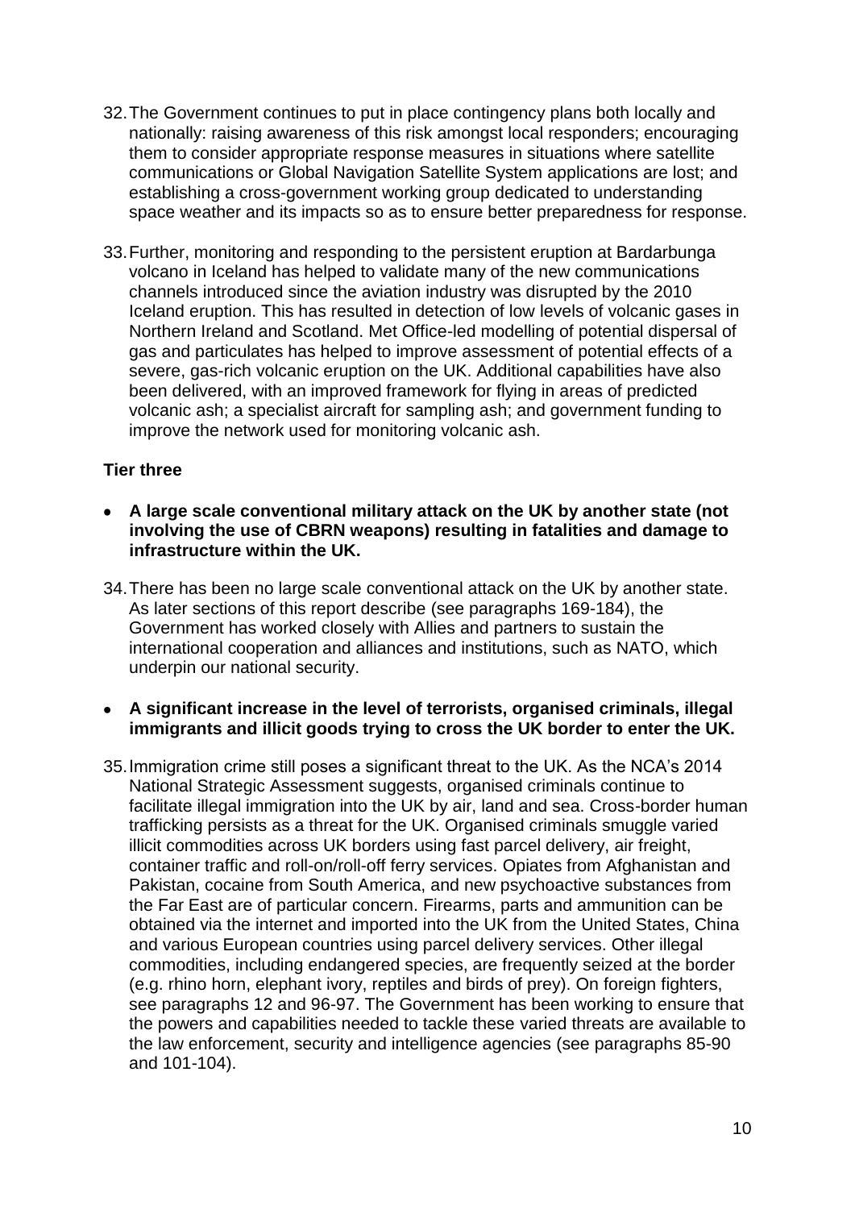32. The Government continues to put in place contingency plans both locally and nationally: raising awareness of this risk amongst local responders; encouraging them to consider appropriate response measures in situations where satellite communications or Global Navigation Satellite System applications are lost; and establishing a cross-government working group dedicated to understanding space weather and its impacts so as to ensure better preparedness for response.

33. Further, monitoring and responding to the persistent eruption at Bardarbunga volcano in Iceland has helped to validate many of the new communications channels introduced since the aviation industry was disrupted by the 2010 Iceland eruption. This has resulted in detection of low levels of volcanic gases in Northern Ireland and Scotland. Met Office-led modelling of potential dispersal of gas and particulates has helped to improve assessment of potential effects of a severe, gas-rich volcanic eruption on the UK. Additional capabilities have also been delivered, with an improved framework for flying in areas of predicted volcanic ash; a specialist aircraft for sampling ash; and government funding to improve the network used for monitoring volcanic ash.

**Tier three**

- **A large scale conventional military attack on the UK by another state (not involving the use of CBRN weapons) resulting in fatalities and damage to infrastructure within the UK.**

34. There has been no large scale conventional attack on the UK by another state. As later sections of this report describe (see paragraphs 169-184), the Government has worked closely with Allies and partners to sustain the international cooperation and alliances and institutions, such as NATO, which underpin our national security.

- **A significant increase in the level of terrorists, organised criminals, illegal immigrants and illicit goods trying to cross the UK border to enter the UK.**

35. Immigration crime still poses a significant threat to the UK. As the NCA's 2014 National Strategic Assessment suggests, organised criminals continue to facilitate illegal immigration into the UK by air, land and sea. Cross-border human trafficking persists as a threat for the UK. Organised criminals smuggle varied illicit commodities across UK borders using fast parcel delivery, air freight, container traffic and roll-on/roll-off ferry services. Opiates from Afghanistan and Pakistan, cocaine from South America, and new psychoactive substances from the Far East are of particular concern. Firearms, parts and ammunition can be obtained via the internet and imported into the UK from the United States, China and various European countries using parcel delivery services. Other illegal commodities, including endangered species, are frequently seized at the border (e.g. rhino horn, elephant ivory, reptiles and birds of prey). On foreign fighters, see paragraphs 12 and 96-97. The Government has been working to ensure that the powers and capabilities needed to tackle these varied threats are available to the law enforcement, security and intelligence agencies (see paragraphs 85-90 and 101-104).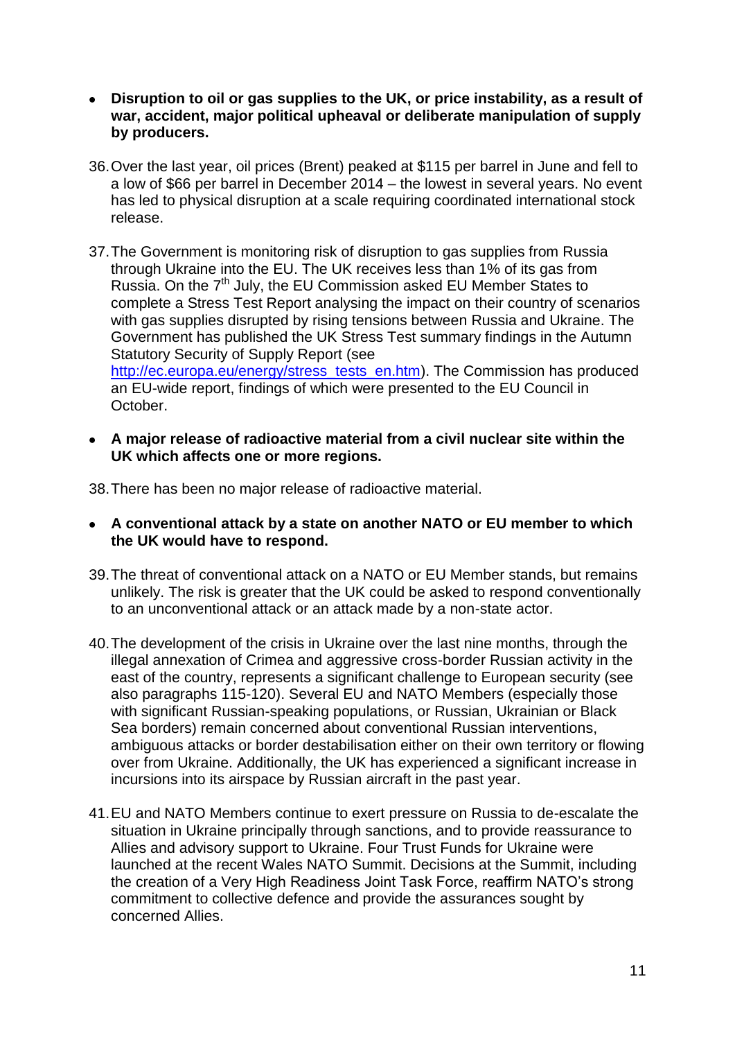- **Disruption to oil or gas supplies to the UK, or price instability, as a result of war, accident, major political upheaval or deliberate manipulation of supply by producers.**

36. Over the last year, oil prices (Brent) peaked at $115 per barrel in June and fell to a low of $66 per barrel in December 2014 – the lowest in several years. No event has led to physical disruption at a scale requiring coordinated international stock release.

37. The Government is monitoring risk of disruption to gas supplies from Russia through Ukraine into the EU. The UK receives less than 1% of its gas from Russia. On the 7th July, the EU Commission asked EU Member States to complete a Stress Test Report analysing the impact on their country of scenarios with gas supplies disrupted by rising tensions between Russia and Ukraine. The Government has published the UK Stress Test summary findings in the Autumn Statutory Security of Supply Report (see http://ec.europa.eu/energy/stress_tests_en.htm). The Commission has produced an EU-wide report, findings of which were presented to the EU Council in October.

- **A major release of radioactive material from a civil nuclear site within the UK which affects one or more regions.**

38. There has been no major release of radioactive material.

- **A conventional attack by a state on another NATO or EU member to which the UK would have to respond.**

39. The threat of conventional attack on a NATO or EU Member stands, but remains unlikely. The risk is greater that the UK could be asked to respond conventionally to an unconventional attack or an attack made by a non-state actor.

40. The development of the crisis in Ukraine over the last nine months, through the illegal annexation of Crimea and aggressive cross-border Russian activity in the east of the country, represents a significant challenge to European security (see also paragraphs 115-120). Several EU and NATO Members (especially those with significant Russian-speaking populations, or Russian, Ukrainian or Black Sea borders) remain concerned about conventional Russian interventions, ambiguous attacks or border destabilisation either on their own territory or flowing over from Ukraine. Additionally, the UK has experienced a significant increase in incursions into its airspace by Russian aircraft in the past year.

41. EU and NATO Members continue to exert pressure on Russia to de-escalate the situation in Ukraine principally through sanctions, and to provide reassurance to Allies and advisory support to Ukraine. Four Trust Funds for Ukraine were launched at the recent Wales NATO Summit. Decisions at the Summit, including the creation of a Very High Readiness Joint Task Force, reaffirm NATO's strong commitment to collective defence and provide the assurances sought by concerned Allies.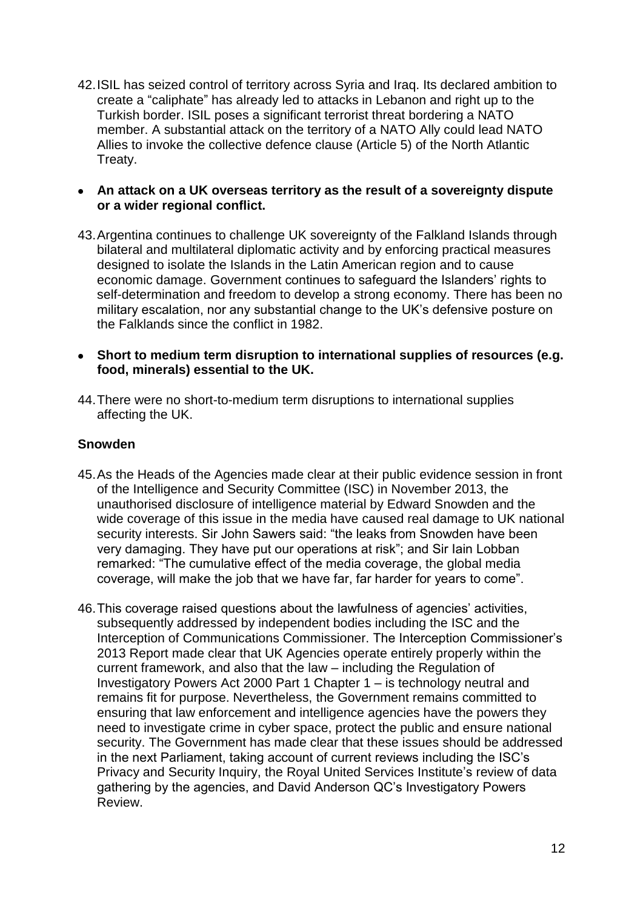42. ISIL has seized control of territory across Syria and Iraq. Its declared ambition to create a "caliphate" has already led to attacks in Lebanon and right up to the Turkish border. ISIL poses a significant terrorist threat bordering a NATO member. A substantial attack on the territory of a NATO Ally could lead NATO Allies to invoke the collective defence clause (Article 5) of the North Atlantic Treaty.

- **An attack on a UK overseas territory as the result of a sovereignty dispute or a wider regional conflict.**

43. Argentina continues to challenge UK sovereignty of the Falkland Islands through bilateral and multilateral diplomatic activity and by enforcing practical measures designed to isolate the Islands in the Latin American region and to cause economic damage. Government continues to safeguard the Islanders' rights to self-determination and freedom to develop a strong economy. There has been no military escalation, nor any substantial change to the UK's defensive posture on the Falklands since the conflict in 1982.

- **Short to medium term disruption to international supplies of resources (e.g. food, minerals) essential to the UK.**

44. There were no short-to-medium term disruptions to international supplies affecting the UK.

### Snowden

45. As the Heads of the Agencies made clear at their public evidence session in front of the Intelligence and Security Committee (ISC) in November 2013, the unauthorised disclosure of intelligence material by Edward Snowden and the wide coverage of this issue in the media have caused real damage to UK national security interests. Sir John Sawers said: "the leaks from Snowden have been very damaging. They have put our operations at risk"; and Sir Iain Lobban remarked: "The cumulative effect of the media coverage, the global media coverage, will make the job that we have far, far harder for years to come".

46. This coverage raised questions about the lawfulness of agencies' activities, subsequently addressed by independent bodies including the ISC and the Interception of Communications Commissioner. The Interception Commissioner's 2013 Report made clear that UK Agencies operate entirely properly within the current framework, and also that the law – including the Regulation of Investigatory Powers Act 2000 Part 1 Chapter 1 – is technology neutral and remains fit for purpose. Nevertheless, the Government remains committed to ensuring that law enforcement and intelligence agencies have the powers they need to investigate crime in cyber space, protect the public and ensure national security. The Government has made clear that these issues should be addressed in the next Parliament, taking account of current reviews including the ISC's Privacy and Security Inquiry, the Royal United Services Institute's review of data gathering by the agencies, and David Anderson QC's Investigatory Powers Review.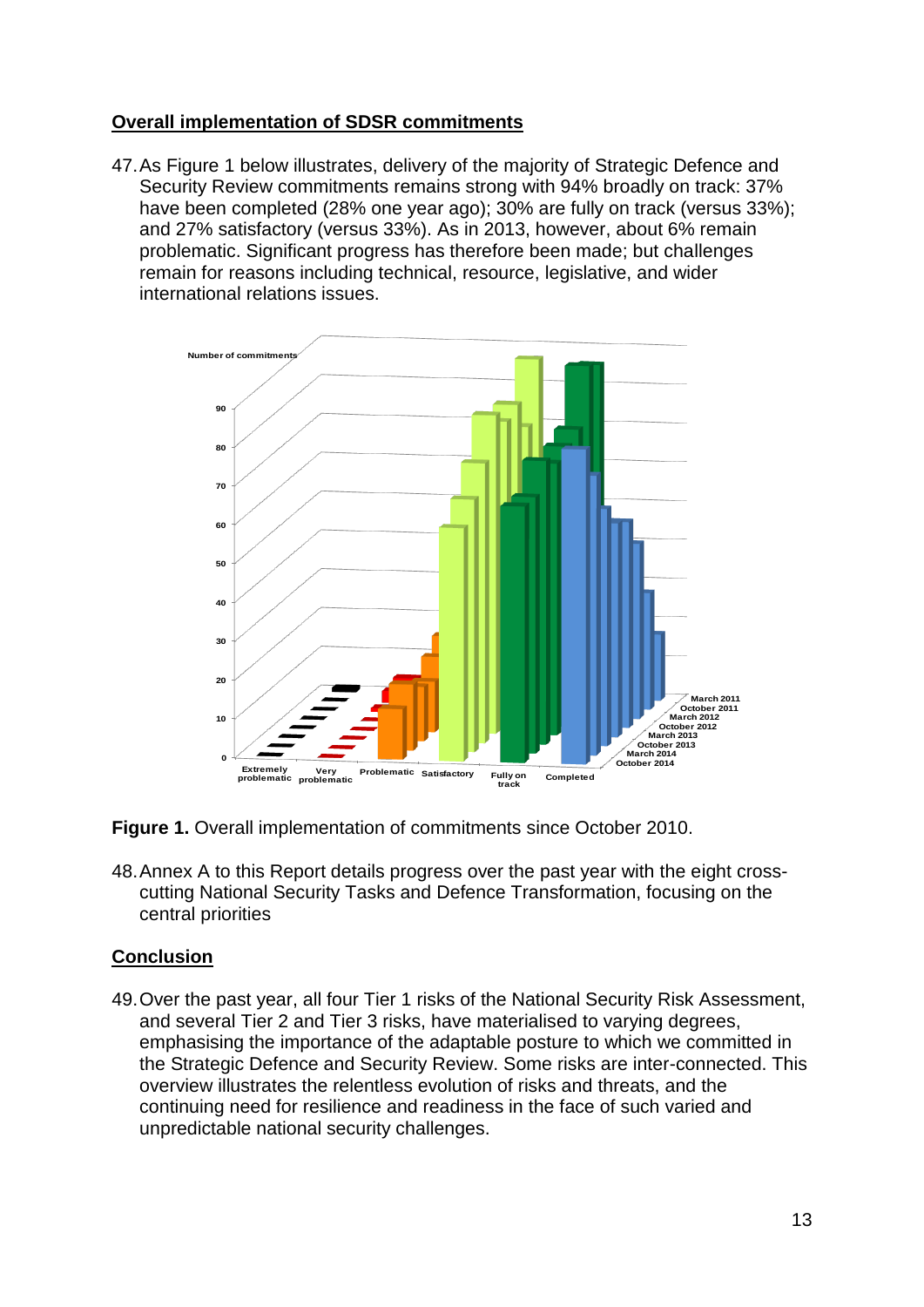## Overall implementation of SDSR commitments

47. As Figure 1 below illustrates, delivery of the majority of Strategic Defence and Security Review commitments remains strong with 94% broadly on track: 37% have been completed (28% one year ago); 30% are fully on track (versus 33%); and 27% satisfactory (versus 33%). As in 2013, however, about 6% remain problematic. Significant progress has therefore been made; but challenges remain for reasons including technical, resource, legislative, and wider international relations issues.

**Figure 1.** Overall implementation of commitments since October 2010.

48. Annex A to this Report details progress over the past year with the eight cross-cutting National Security Tasks and Defence Transformation, focusing on the central priorities

## Conclusion

49. Over the past year, all four Tier 1 risks of the National Security Risk Assessment, and several Tier 2 and Tier 3 risks, have materialised to varying degrees, emphasising the importance of the adaptable posture to which we committed in the Strategic Defence and Security Review. Some risks are inter-connected. This overview illustrates the relentless evolution of risks and threats, and the continuing need for resilience and readiness in the face of such varied and unpredictable national security challenges.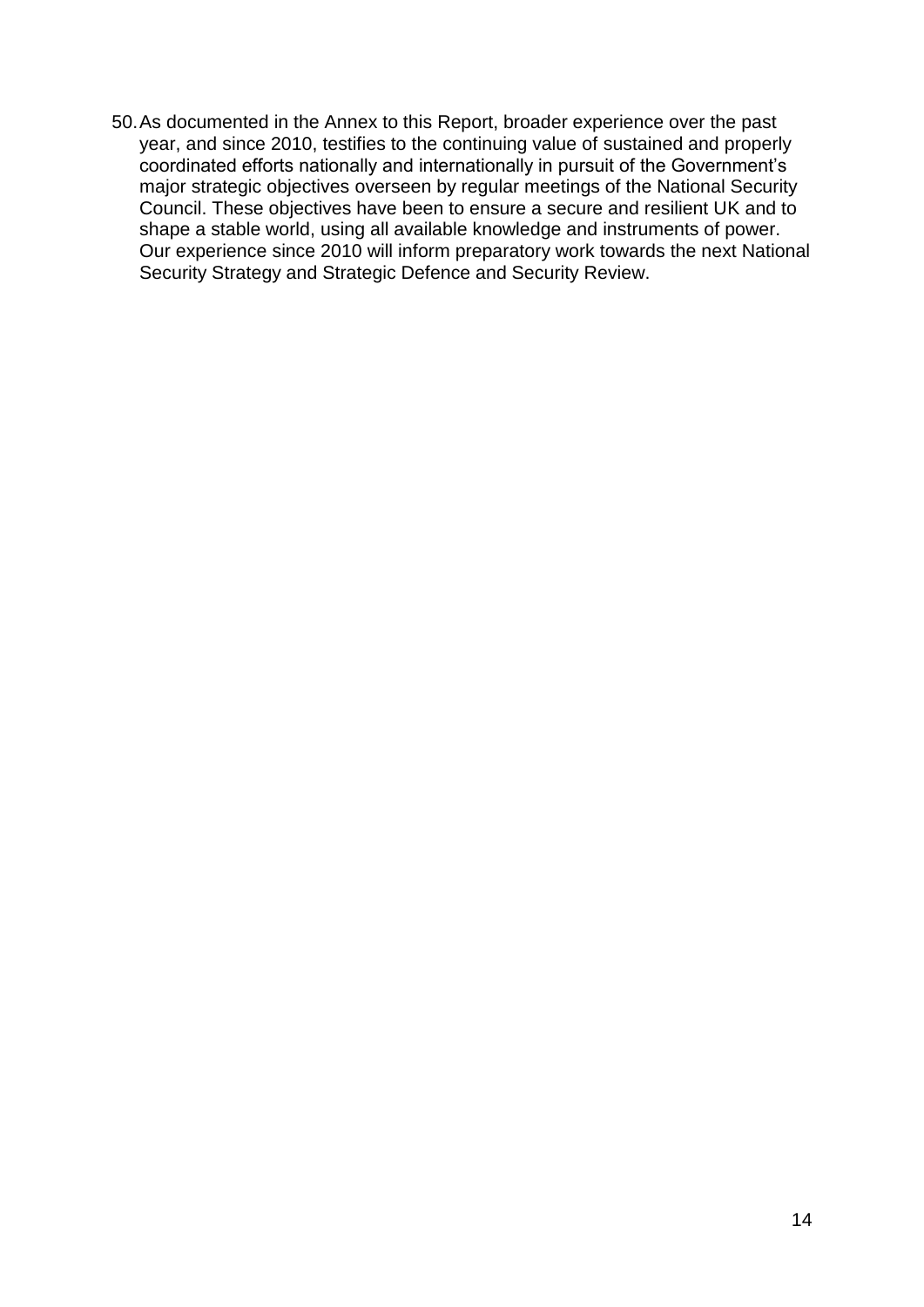50. As documented in the Annex to this Report, broader experience over the past year, and since 2010, testifies to the continuing value of sustained and properly coordinated efforts nationally and internationally in pursuit of the Government's major strategic objectives overseen by regular meetings of the National Security Council. These objectives have been to ensure a secure and resilient UK and to shape a stable world, using all available knowledge and instruments of power. Our experience since 2010 will inform preparatory work towards the next National Security Strategy and Strategic Defence and Security Review.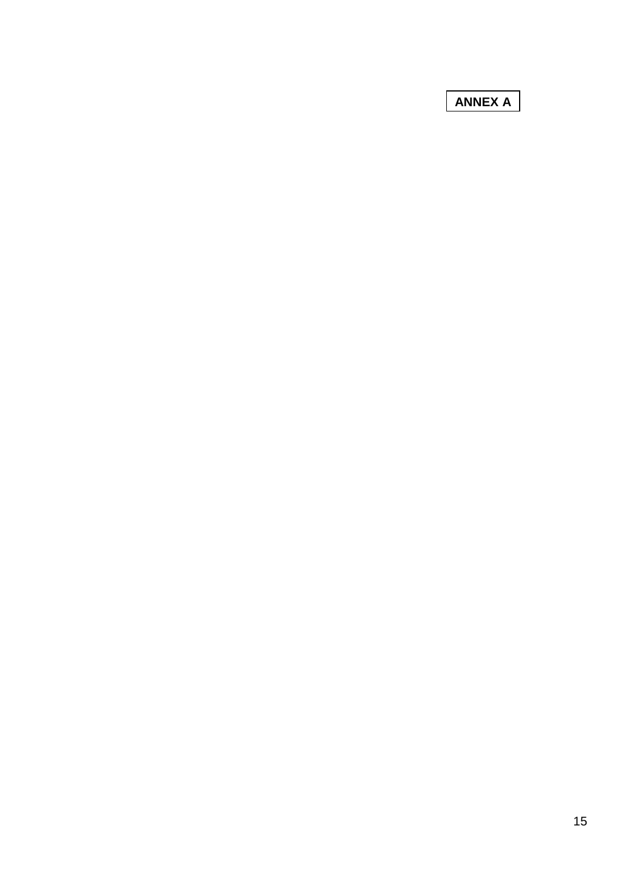**ANNEX A**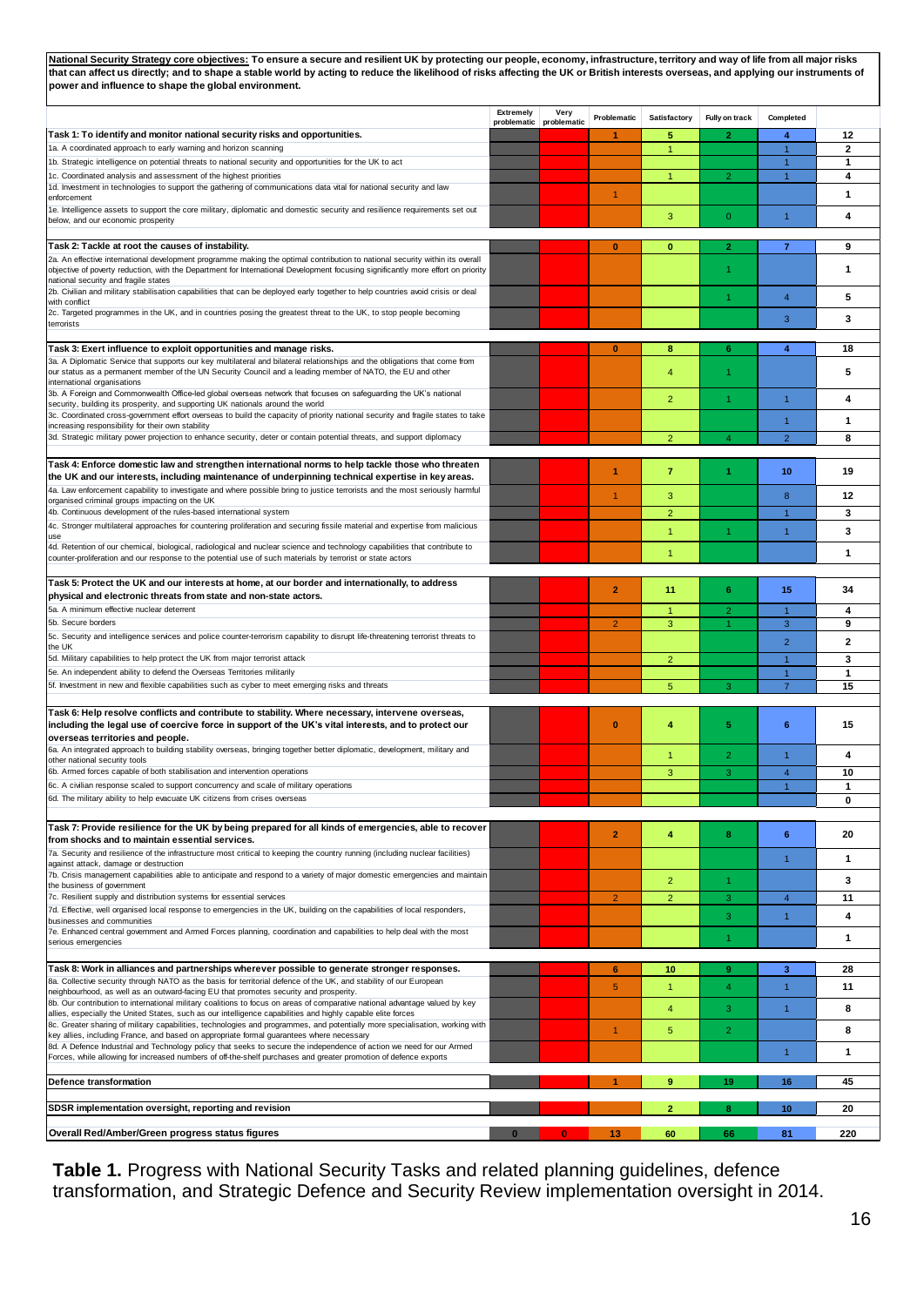**National Security Strategy core objectives:** To ensure a secure and resilient UK by protecting our people, economy, infrastructure, territory and way of life from all major risks that can affect us directly; and to shape a stable world by acting to reduce the likelihood of risks affecting the UK or British interests overseas, and applying our instruments of power and influence to shape the global environment.

| | Extremely problematic | Very problematic | Problematic | Satisfactory | Fully on track | Completed | |
|---|---|---|---|---|---|---|---|
| **Task 1: To identify and monitor national security risks and opportunities.** | | | 1 | 5 | 2 | 4 | 12 |
| 1a. A coordinated approach to early warning and horizon scanning | | | | 1 | | 1 | 2 |
| 1b. Strategic intelligence on potential threats to national security and opportunities for the UK to act | | | | | | 1 | 1 |
| 1c. Coordinated analysis and assessment of the highest priorities | | | | 1 | 2 | 1 | 4 |
| 1d. Investment in technologies to support the gathering of communications data vital for national security and law enforcement | | | 1 | | | | 1 |
| 1e. Intelligence assets to support the core military, diplomatic and domestic security and resilience requirements set out below, and our economic prosperity | | | | 3 | 0 | 1 | 4 |
| **Task 2: Tackle at root the causes of instability.** | | | 0 | 0 | 2 | 7 | 9 |
| 2a. An effective international development programme making the optimal contribution to national security within its overall objective of poverty reduction, with the Department for International Development focusing significantly more effort on priority national security and fragile states | | | | | 1 | | 1 |
| 2b. Civilian and military stabilisation capabilities that can be deployed early together to help countries avoid crisis or deal with conflict | | | | | 1 | 4 | 5 |
| 2c. Targeted programmes in the UK, and in countries posing the greatest threat to the UK, to stop people becoming terrorists | | | | | | 3 | 3 |
| **Task 3: Exert influence to exploit opportunities and manage risks.** | | | 0 | 8 | 6 | 4 | 18 |
| 3a. A Diplomatic Service that supports our key multilateral and bilateral relationships and the obligations that come from our status as a permanent member of the UN Security Council and a leading member of NATO, the EU and other international organisations | | | | 4 | 1 | | 5 |
| 3b. A Foreign and Commonwealth Office-led global overseas network that focuses on safeguarding the UK's national security, building its prosperity, and supporting UK nationals around the world | | | | 2 | 1 | 1 | 4 |
| 3c. Coordinated cross-government effort overseas to build the capacity of priority national security and fragile states to take increasing responsibility for their own stability | | | | | | 1 | 1 |
| 3d. Strategic military power projection to enhance security, deter or contain potential threats, and support diplomacy | | | | 2 | 4 | 2 | 8 |
| **Task 4: Enforce domestic law and strengthen international norms to help tackle those who threaten the UK and our interests, including maintenance of underpinning technical expertise in key areas.** | | | 1 | 7 | 1 | 10 | 19 |
| 4a. Law enforcement capability to investigate and where possible bring to justice terrorists and the most seriously harmful organised criminal groups impacting on the UK | | | 1 | 3 | | 8 | 12 |
| 4b. Continuous development of the rules-based international system | | | | 2 | | 1 | 3 |
| 4c. Stronger multilateral approaches for countering proliferation and securing fissile material and expertise from malicious use | | | | 1 | 1 | 1 | 3 |
| 4d. Retention of our chemical, biological, radiological and nuclear science and technology capabilities that contribute to counter-proliferation and our response to the potential use of such materials by terrorist or state actors | | | | 1 | | | 1 |
| **Task 5: Protect the UK and our interests at home, at our border and internationally, to address physical and electronic threats from state and non-state actors.** | | | 2 | 11 | 6 | 15 | 34 |
| 5a. A minimum effective nuclear deterrent | | | | 1 | 2 | 1 | 4 |
| 5b. Secure borders | | | 2 | 3 | 1 | 3 | 9 |
| 5c. Security and intelligence services and police counter-terrorism capability to disrupt life-threatening terrorist threats to the UK | | | | | | 2 | 2 |
| 5d. Military capabilities to help protect the UK from major terrorist attack | | | | 2 | | 1 | 3 |
| 5e. An independent ability to defend the Overseas Territories militarily | | | | | | 1 | 1 |
| 5f. Investment in new and flexible capabilities such as cyber to meet emerging risks and threats | | | | 5 | 3 | 7 | 15 |
| **Task 6: Help resolve conflicts and contribute to stability. Where necessary, intervene overseas, including the legal use of coercive force in support of the UK's vital interests, and to protect our overseas territories and people.** | | | 0 | 4 | 5 | 6 | 15 |
| 6a. An integrated approach to building stability overseas, bringing together better diplomatic, development, military and other national security tools | | | | 1 | 2 | 1 | 4 |
| 6b. Armed forces capable of both stabilisation and intervention operations | | | | 3 | 3 | 4 | 10 |
| 6c. A civilian response scaled to support concurrency and scale of military operations | | | | | | 1 | 1 |
| 6d. The military ability to help evacuate UK citizens from crises overseas | | | | | | | 0 |
| **Task 7: Provide resilience for the UK by being prepared for all kinds of emergencies, able to recover from shocks and to maintain essential services.** | | | 2 | 4 | 8 | 6 | 20 |
| 7a. Security and resilience of the infrastructure most critical to keeping the country running (including nuclear facilities) against attack, damage or destruction | | | | | | 1 | 1 |
| 7b. Crisis management capabilities able to anticipate and respond to a variety of major domestic emergencies and maintain the business of government | | | | 2 | 1 | | 3 |
| 7c. Resilient supply and distribution systems for essential services | | | 2 | 2 | 3 | 4 | 11 |
| 7d. Effective, well organised local response to emergencies in the UK, building on the capabilities of local responders, businesses and communities | | | | | 3 | 1 | 4 |
| 7e. Enhanced central government and Armed Forces planning, coordination and capabilities to help deal with the most serious emergencies | | | | | 1 | | 1 |
| **Task 8: Work in alliances and partnerships wherever possible to generate stronger responses.** | | | 6 | 10 | 9 | 3 | 28 |
| 8a. Collective security through NATO as the basis for territorial defence of the UK, and stability of our European neighbourhood, as well as an outward-facing EU that promotes security and prosperity. | | | 5 | 1 | 4 | 1 | 11 |
| 8b. Our contribution to international military coalitions to focus on areas of comparative national advantage valued by key allies, especially the United States, such as our intelligence capabilities and highly capable elite forces | | | | 4 | 3 | 1 | 8 |
| 8c. Greater sharing of military capabilities, technologies and programmes, and potentially more specialisation, working with key allies, including France, and based on appropriate formal guarantees where necessary | | | 1 | 5 | 2 | | 8 |
| 8d. A Defence Industrial and Technology policy that seeks to secure the independence of action we need for our Armed Forces, while allowing for increased numbers of off-the-shelf purchases and greater promotion of defence exports | | | | | | 1 | 1 |
| **Defence transformation** | | | 1 | 9 | 19 | 16 | 45 |
| **SDSR implementation oversight, reporting and revision** | | | | 2 | 8 | 10 | 20 |
| **Overall Red/Amber/Green progress status figures** | 0 | 0 | 13 | 60 | 66 | 81 | 220 |

**Table 1.** Progress with National Security Tasks and related planning guidelines, defence transformation, and Strategic Defence and Security Review implementation oversight in 2014.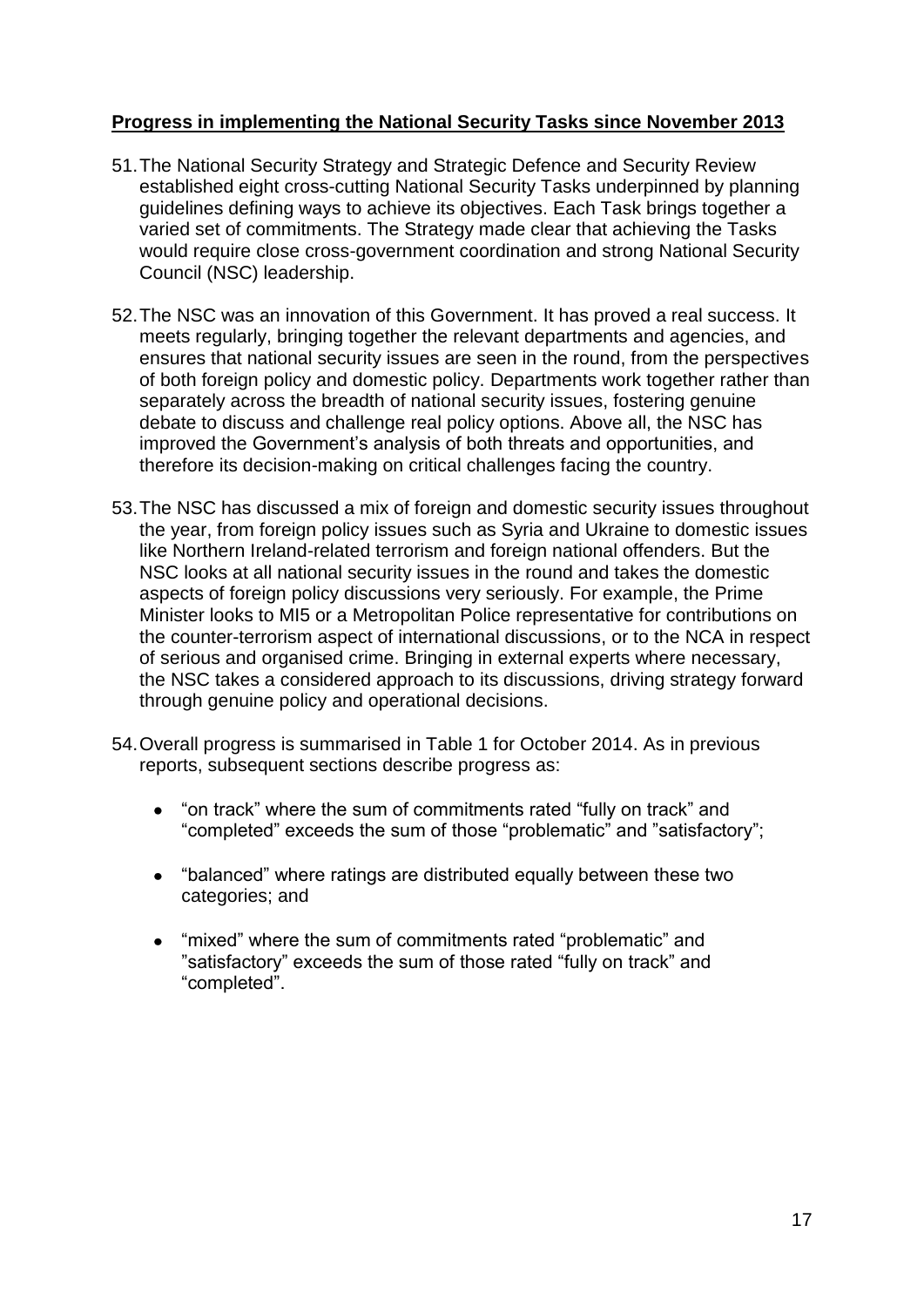## **Progress in implementing the National Security Tasks since November 2013**

51. The National Security Strategy and Strategic Defence and Security Review established eight cross-cutting National Security Tasks underpinned by planning guidelines defining ways to achieve its objectives. Each Task brings together a varied set of commitments. The Strategy made clear that achieving the Tasks would require close cross-government coordination and strong National Security Council (NSC) leadership.

52. The NSC was an innovation of this Government. It has proved a real success. It meets regularly, bringing together the relevant departments and agencies, and ensures that national security issues are seen in the round, from the perspectives of both foreign policy and domestic policy. Departments work together rather than separately across the breadth of national security issues, fostering genuine debate to discuss and challenge real policy options. Above all, the NSC has improved the Government's analysis of both threats and opportunities, and therefore its decision-making on critical challenges facing the country.

53. The NSC has discussed a mix of foreign and domestic security issues throughout the year, from foreign policy issues such as Syria and Ukraine to domestic issues like Northern Ireland-related terrorism and foreign national offenders. But the NSC looks at all national security issues in the round and takes the domestic aspects of foreign policy discussions very seriously. For example, the Prime Minister looks to MI5 or a Metropolitan Police representative for contributions on the counter-terrorism aspect of international discussions, or to the NCA in respect of serious and organised crime. Bringing in external experts where necessary, the NSC takes a considered approach to its discussions, driving strategy forward through genuine policy and operational decisions.

54. Overall progress is summarised in Table 1 for October 2014. As in previous reports, subsequent sections describe progress as:

    - "on track" where the sum of commitments rated "fully on track" and "completed" exceeds the sum of those "problematic" and "satisfactory";
    - "balanced" where ratings are distributed equally between these two categories; and
    - "mixed" where the sum of commitments rated "problematic" and "satisfactory" exceeds the sum of those rated "fully on track" and "completed".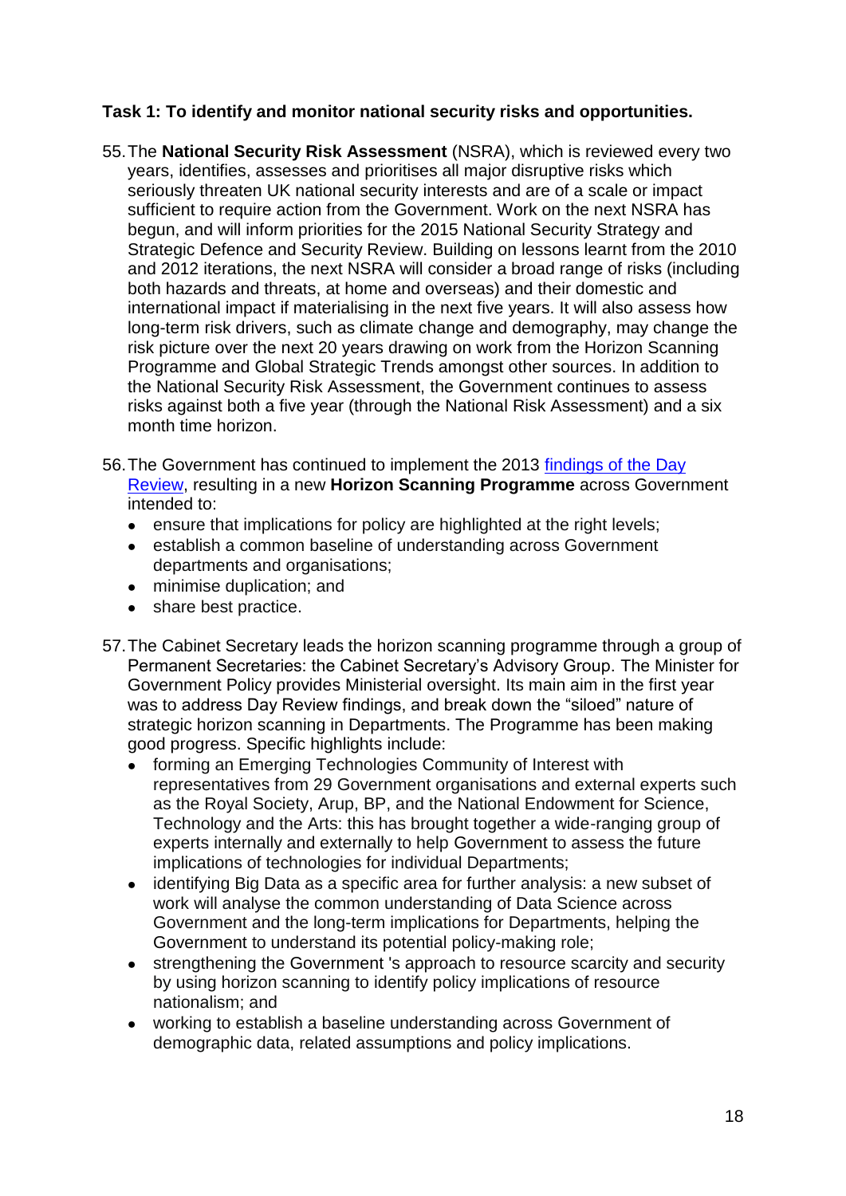**Task 1: To identify and monitor national security risks and opportunities.**

55. The **National Security Risk Assessment** (NSRA), which is reviewed every two years, identifies, assesses and prioritises all major disruptive risks which seriously threaten UK national security interests and are of a scale or impact sufficient to require action from the Government. Work on the next NSRA has begun, and will inform priorities for the 2015 National Security Strategy and Strategic Defence and Security Review. Building on lessons learnt from the 2010 and 2012 iterations, the next NSRA will consider a broad range of risks (including both hazards and threats, at home and overseas) and their domestic and international impact if materialising in the next five years. It will also assess how long-term risk drivers, such as climate change and demography, may change the risk picture over the next 20 years drawing on work from the Horizon Scanning Programme and Global Strategic Trends amongst other sources. In addition to the National Security Risk Assessment, the Government continues to assess risks against both a five year (through the National Risk Assessment) and a six month time horizon.

56. The Government has continued to implement the 2013 findings of the Day Review, resulting in a new **Horizon Scanning Programme** across Government intended to:
    - ensure that implications for policy are highlighted at the right levels;
    - establish a common baseline of understanding across Government departments and organisations;
    - minimise duplication; and
    - share best practice.

57. The Cabinet Secretary leads the horizon scanning programme through a group of Permanent Secretaries: the Cabinet Secretary's Advisory Group. The Minister for Government Policy provides Ministerial oversight. Its main aim in the first year was to address Day Review findings, and break down the "siloed" nature of strategic horizon scanning in Departments. The Programme has been making good progress. Specific highlights include:
    - forming an Emerging Technologies Community of Interest with representatives from 29 Government organisations and external experts such as the Royal Society, Arup, BP, and the National Endowment for Science, Technology and the Arts: this has brought together a wide-ranging group of experts internally and externally to help Government to assess the future implications of technologies for individual Departments;
    - identifying Big Data as a specific area for further analysis: a new subset of work will analyse the common understanding of Data Science across Government and the long-term implications for Departments, helping the Government to understand its potential policy-making role;
    - strengthening the Government 's approach to resource scarcity and security by using horizon scanning to identify policy implications of resource nationalism; and
    - working to establish a baseline understanding across Government of demographic data, related assumptions and policy implications.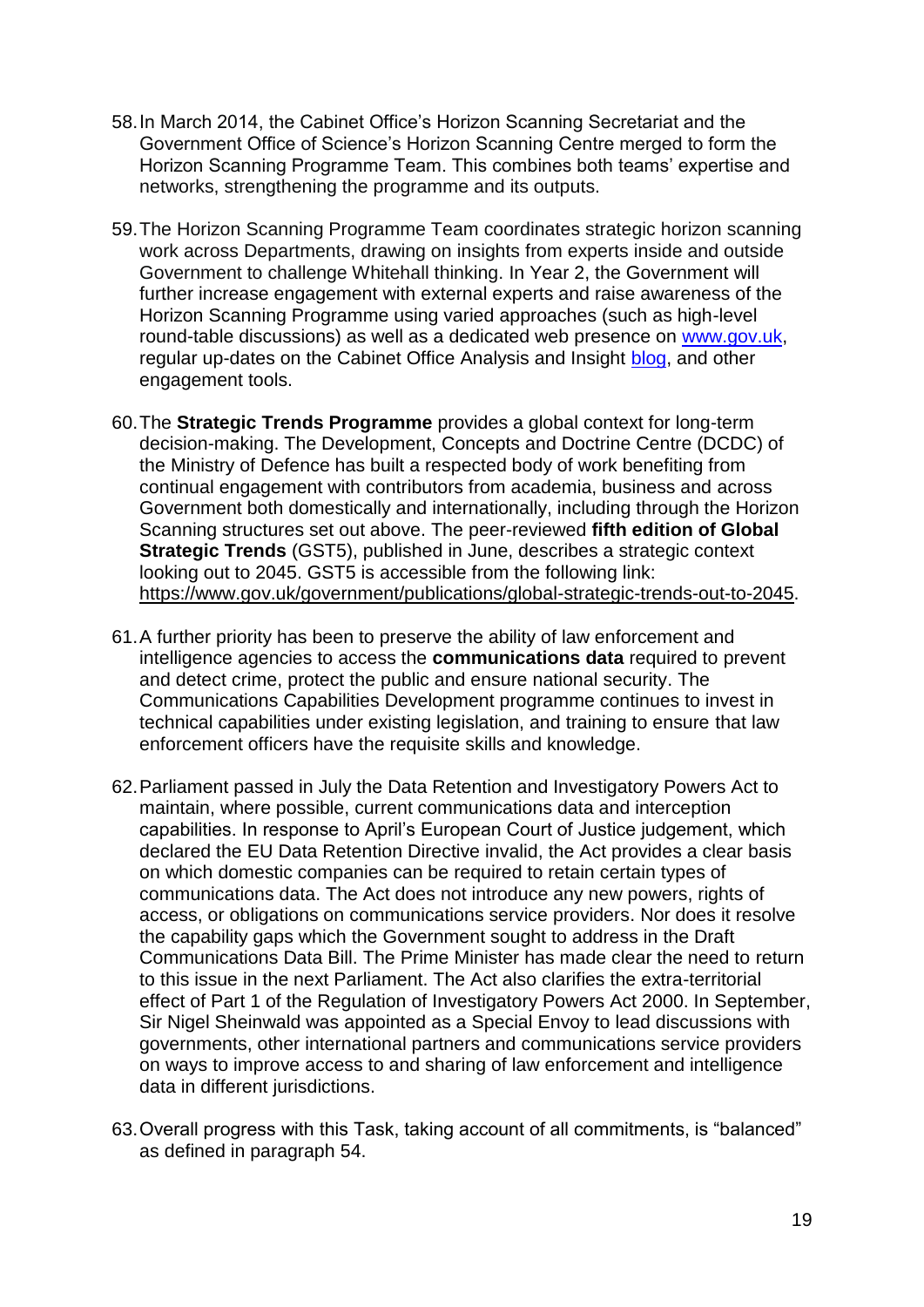58. In March 2014, the Cabinet Office's Horizon Scanning Secretariat and the Government Office of Science's Horizon Scanning Centre merged to form the Horizon Scanning Programme Team. This combines both teams' expertise and networks, strengthening the programme and its outputs.

59. The Horizon Scanning Programme Team coordinates strategic horizon scanning work across Departments, drawing on insights from experts inside and outside Government to challenge Whitehall thinking. In Year 2, the Government will further increase engagement with external experts and raise awareness of the Horizon Scanning Programme using varied approaches (such as high-level round-table discussions) as well as a dedicated web presence on www.gov.uk, regular up-dates on the Cabinet Office Analysis and Insight blog, and other engagement tools.

60. The **Strategic Trends Programme** provides a global context for long-term decision-making. The Development, Concepts and Doctrine Centre (DCDC) of the Ministry of Defence has built a respected body of work benefiting from continual engagement with contributors from academia, business and across Government both domestically and internationally, including through the Horizon Scanning structures set out above. The peer-reviewed **fifth edition of Global Strategic Trends** (GST5), published in June, describes a strategic context looking out to 2045. GST5 is accessible from the following link: https://www.gov.uk/government/publications/global-strategic-trends-out-to-2045.

61. A further priority has been to preserve the ability of law enforcement and intelligence agencies to access the **communications data** required to prevent and detect crime, protect the public and ensure national security. The Communications Capabilities Development programme continues to invest in technical capabilities under existing legislation, and training to ensure that law enforcement officers have the requisite skills and knowledge.

62. Parliament passed in July the Data Retention and Investigatory Powers Act to maintain, where possible, current communications data and interception capabilities. In response to April's European Court of Justice judgement, which declared the EU Data Retention Directive invalid, the Act provides a clear basis on which domestic companies can be required to retain certain types of communications data. The Act does not introduce any new powers, rights of access, or obligations on communications service providers. Nor does it resolve the capability gaps which the Government sought to address in the Draft Communications Data Bill. The Prime Minister has made clear the need to return to this issue in the next Parliament. The Act also clarifies the extra-territorial effect of Part 1 of the Regulation of Investigatory Powers Act 2000. In September, Sir Nigel Sheinwald was appointed as a Special Envoy to lead discussions with governments, other international partners and communications service providers on ways to improve access to and sharing of law enforcement and intelligence data in different jurisdictions.

63. Overall progress with this Task, taking account of all commitments, is "balanced" as defined in paragraph 54.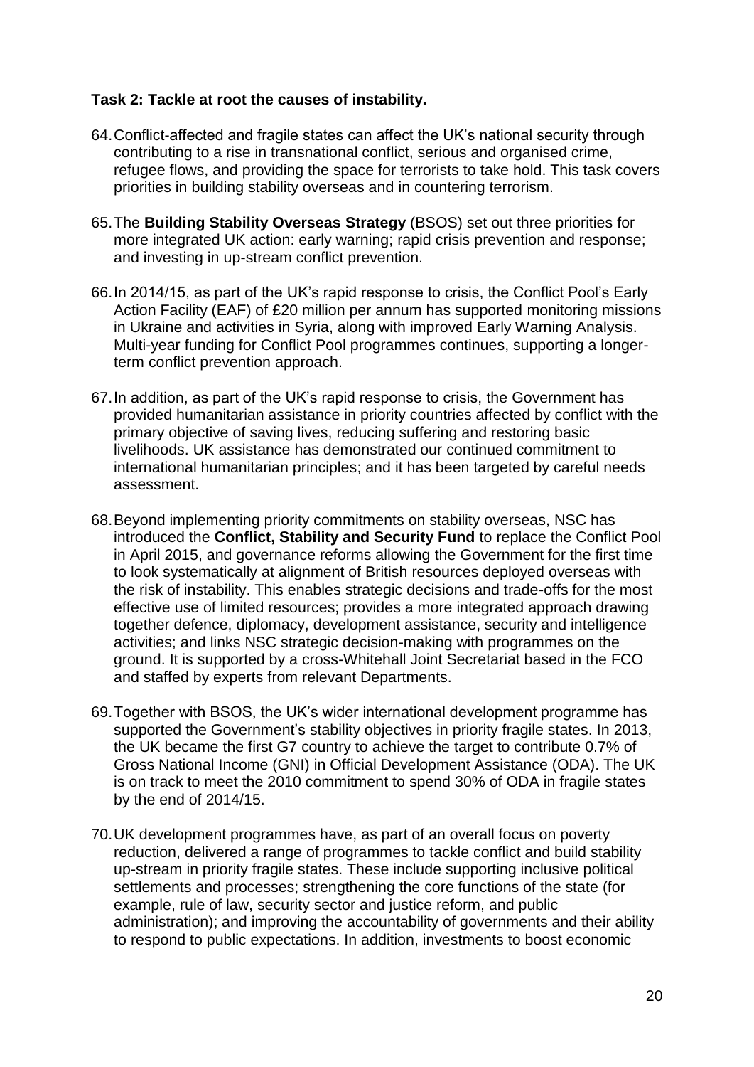**Task 2: Tackle at root the causes of instability.**

64. Conflict-affected and fragile states can affect the UK's national security through contributing to a rise in transnational conflict, serious and organised crime, refugee flows, and providing the space for terrorists to take hold. This task covers priorities in building stability overseas and in countering terrorism.

65. The **Building Stability Overseas Strategy** (BSOS) set out three priorities for more integrated UK action: early warning; rapid crisis prevention and response; and investing in up-stream conflict prevention.

66. In 2014/15, as part of the UK's rapid response to crisis, the Conflict Pool's Early Action Facility (EAF) of £20 million per annum has supported monitoring missions in Ukraine and activities in Syria, along with improved Early Warning Analysis. Multi-year funding for Conflict Pool programmes continues, supporting a longer-term conflict prevention approach.

67. In addition, as part of the UK's rapid response to crisis, the Government has provided humanitarian assistance in priority countries affected by conflict with the primary objective of saving lives, reducing suffering and restoring basic livelihoods. UK assistance has demonstrated our continued commitment to international humanitarian principles; and it has been targeted by careful needs assessment.

68. Beyond implementing priority commitments on stability overseas, NSC has introduced the **Conflict, Stability and Security Fund** to replace the Conflict Pool in April 2015, and governance reforms allowing the Government for the first time to look systematically at alignment of British resources deployed overseas with the risk of instability. This enables strategic decisions and trade-offs for the most effective use of limited resources; provides a more integrated approach drawing together defence, diplomacy, development assistance, security and intelligence activities; and links NSC strategic decision-making with programmes on the ground. It is supported by a cross-Whitehall Joint Secretariat based in the FCO and staffed by experts from relevant Departments.

69. Together with BSOS, the UK's wider international development programme has supported the Government's stability objectives in priority fragile states. In 2013, the UK became the first G7 country to achieve the target to contribute 0.7% of Gross National Income (GNI) in Official Development Assistance (ODA). The UK is on track to meet the 2010 commitment to spend 30% of ODA in fragile states by the end of 2014/15.

70. UK development programmes have, as part of an overall focus on poverty reduction, delivered a range of programmes to tackle conflict and build stability up-stream in priority fragile states. These include supporting inclusive political settlements and processes; strengthening the core functions of the state (for example, rule of law, security sector and justice reform, and public administration); and improving the accountability of governments and their ability to respond to public expectations. In addition, investments to boost economic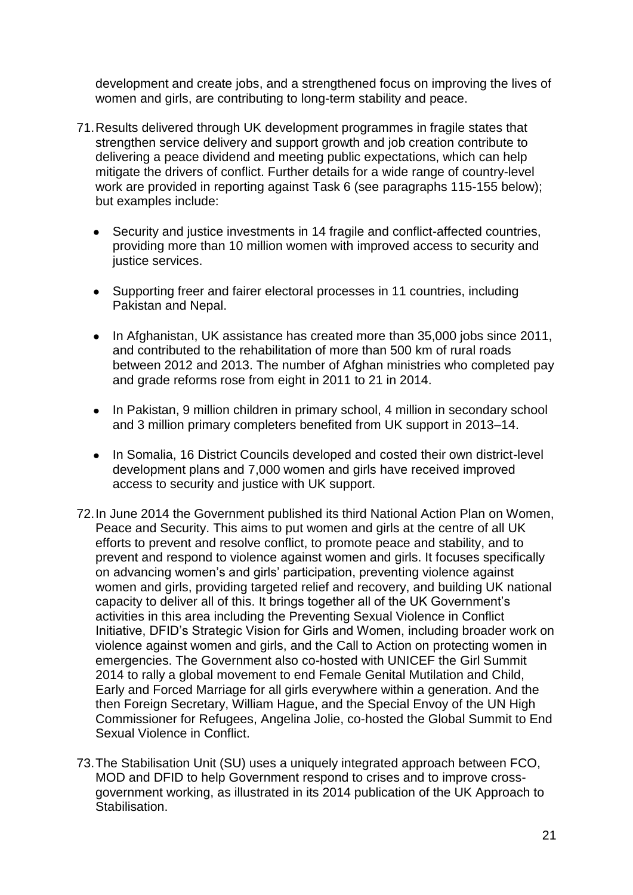development and create jobs, and a strengthened focus on improving the lives of women and girls, are contributing to long-term stability and peace.

71. Results delivered through UK development programmes in fragile states that strengthen service delivery and support growth and job creation contribute to delivering a peace dividend and meeting public expectations, which can help mitigate the drivers of conflict. Further details for a wide range of country-level work are provided in reporting against Task 6 (see paragraphs 115-155 below); but examples include:

   - Security and justice investments in 14 fragile and conflict-affected countries, providing more than 10 million women with improved access to security and justice services.

   - Supporting freer and fairer electoral processes in 11 countries, including Pakistan and Nepal.

   - In Afghanistan, UK assistance has created more than 35,000 jobs since 2011, and contributed to the rehabilitation of more than 500 km of rural roads between 2012 and 2013. The number of Afghan ministries who completed pay and grade reforms rose from eight in 2011 to 21 in 2014.

   - In Pakistan, 9 million children in primary school, 4 million in secondary school and 3 million primary completers benefited from UK support in 2013–14.

   - In Somalia, 16 District Councils developed and costed their own district-level development plans and 7,000 women and girls have received improved access to security and justice with UK support.

72. In June 2014 the Government published its third National Action Plan on Women, Peace and Security. This aims to put women and girls at the centre of all UK efforts to prevent and resolve conflict, to promote peace and stability, and to prevent and respond to violence against women and girls. It focuses specifically on advancing women's and girls' participation, preventing violence against women and girls, providing targeted relief and recovery, and building UK national capacity to deliver all of this. It brings together all of the UK Government's activities in this area including the Preventing Sexual Violence in Conflict Initiative, DFID's Strategic Vision for Girls and Women, including broader work on violence against women and girls, and the Call to Action on protecting women in emergencies. The Government also co-hosted with UNICEF the Girl Summit 2014 to rally a global movement to end Female Genital Mutilation and Child, Early and Forced Marriage for all girls everywhere within a generation. And the then Foreign Secretary, William Hague, and the Special Envoy of the UN High Commissioner for Refugees, Angelina Jolie, co-hosted the Global Summit to End Sexual Violence in Conflict.

73. The Stabilisation Unit (SU) uses a uniquely integrated approach between FCO, MOD and DFID to help Government respond to crises and to improve cross-government working, as illustrated in its 2014 publication of the UK Approach to Stabilisation.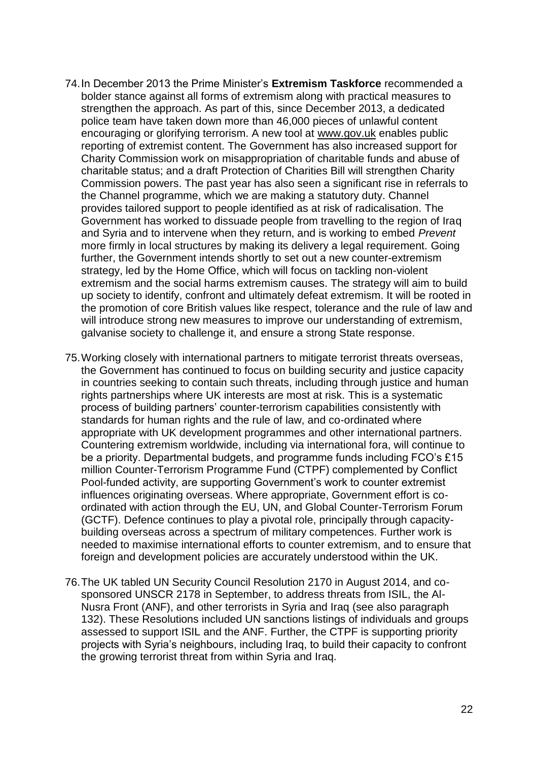74. In December 2013 the Prime Minister's **Extremism Taskforce** recommended a bolder stance against all forms of extremism along with practical measures to strengthen the approach. As part of this, since December 2013, a dedicated police team have taken down more than 46,000 pieces of unlawful content encouraging or glorifying terrorism. A new tool at www.gov.uk enables public reporting of extremist content. The Government has also increased support for Charity Commission work on misappropriation of charitable funds and abuse of charitable status; and a draft Protection of Charities Bill will strengthen Charity Commission powers. The past year has also seen a significant rise in referrals to the Channel programme, which we are making a statutory duty. Channel provides tailored support to people identified as at risk of radicalisation. The Government has worked to dissuade people from travelling to the region of Iraq and Syria and to intervene when they return, and is working to embed *Prevent* more firmly in local structures by making its delivery a legal requirement. Going further, the Government intends shortly to set out a new counter-extremism strategy, led by the Home Office, which will focus on tackling non-violent extremism and the social harms extremism causes. The strategy will aim to build up society to identify, confront and ultimately defeat extremism. It will be rooted in the promotion of core British values like respect, tolerance and the rule of law and will introduce strong new measures to improve our understanding of extremism, galvanise society to challenge it, and ensure a strong State response.

75. Working closely with international partners to mitigate terrorist threats overseas, the Government has continued to focus on building security and justice capacity in countries seeking to contain such threats, including through justice and human rights partnerships where UK interests are most at risk. This is a systematic process of building partners' counter-terrorism capabilities consistently with standards for human rights and the rule of law, and co-ordinated where appropriate with UK development programmes and other international partners. Countering extremism worldwide, including via international fora, will continue to be a priority. Departmental budgets, and programme funds including FCO's £15 million Counter-Terrorism Programme Fund (CTPF) complemented by Conflict Pool-funded activity, are supporting Government's work to counter extremist influences originating overseas. Where appropriate, Government effort is co-ordinated with action through the EU, UN, and Global Counter-Terrorism Forum (GCTF). Defence continues to play a pivotal role, principally through capacity-building overseas across a spectrum of military competences. Further work is needed to maximise international efforts to counter extremism, and to ensure that foreign and development policies are accurately understood within the UK.

76. The UK tabled UN Security Council Resolution 2170 in August 2014, and co-sponsored UNSCR 2178 in September, to address threats from ISIL, the Al-Nusra Front (ANF), and other terrorists in Syria and Iraq (see also paragraph 132). These Resolutions included UN sanctions listings of individuals and groups assessed to support ISIL and the ANF. Further, the CTPF is supporting priority projects with Syria's neighbours, including Iraq, to build their capacity to confront the growing terrorist threat from within Syria and Iraq.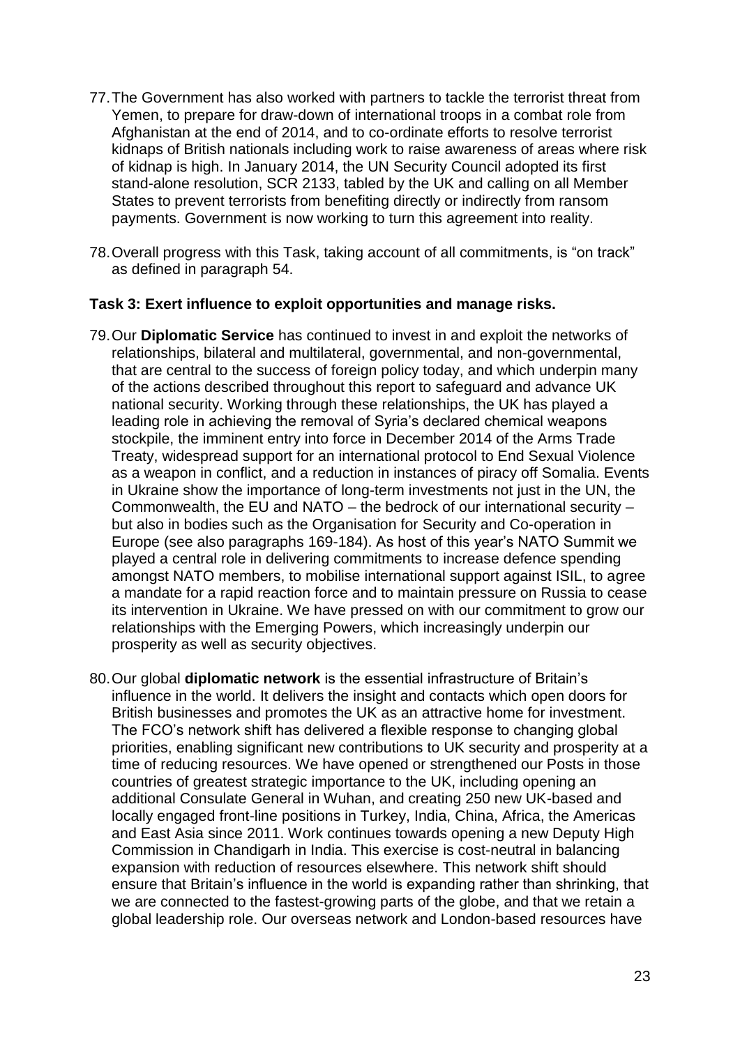77. The Government has also worked with partners to tackle the terrorist threat from Yemen, to prepare for draw-down of international troops in a combat role from Afghanistan at the end of 2014, and to co-ordinate efforts to resolve terrorist kidnaps of British nationals including work to raise awareness of areas where risk of kidnap is high. In January 2014, the UN Security Council adopted its first stand-alone resolution, SCR 2133, tabled by the UK and calling on all Member States to prevent terrorists from benefiting directly or indirectly from ransom payments. Government is now working to turn this agreement into reality.

78. Overall progress with this Task, taking account of all commitments, is "on track" as defined in paragraph 54.

**Task 3: Exert influence to exploit opportunities and manage risks.**

79. Our **Diplomatic Service** has continued to invest in and exploit the networks of relationships, bilateral and multilateral, governmental, and non-governmental, that are central to the success of foreign policy today, and which underpin many of the actions described throughout this report to safeguard and advance UK national security. Working through these relationships, the UK has played a leading role in achieving the removal of Syria's declared chemical weapons stockpile, the imminent entry into force in December 2014 of the Arms Trade Treaty, widespread support for an international protocol to End Sexual Violence as a weapon in conflict, and a reduction in instances of piracy off Somalia. Events in Ukraine show the importance of long-term investments not just in the UN, the Commonwealth, the EU and NATO – the bedrock of our international security – but also in bodies such as the Organisation for Security and Co-operation in Europe (see also paragraphs 169-184). As host of this year's NATO Summit we played a central role in delivering commitments to increase defence spending amongst NATO members, to mobilise international support against ISIL, to agree a mandate for a rapid reaction force and to maintain pressure on Russia to cease its intervention in Ukraine. We have pressed on with our commitment to grow our relationships with the Emerging Powers, which increasingly underpin our prosperity as well as security objectives.

80. Our global **diplomatic network** is the essential infrastructure of Britain's influence in the world. It delivers the insight and contacts which open doors for British businesses and promotes the UK as an attractive home for investment. The FCO's network shift has delivered a flexible response to changing global priorities, enabling significant new contributions to UK security and prosperity at a time of reducing resources. We have opened or strengthened our Posts in those countries of greatest strategic importance to the UK, including opening an additional Consulate General in Wuhan, and creating 250 new UK-based and locally engaged front-line positions in Turkey, India, China, Africa, the Americas and East Asia since 2011. Work continues towards opening a new Deputy High Commission in Chandigarh in India. This exercise is cost-neutral in balancing expansion with reduction of resources elsewhere. This network shift should ensure that Britain's influence in the world is expanding rather than shrinking, that we are connected to the fastest-growing parts of the globe, and that we retain a global leadership role. Our overseas network and London-based resources have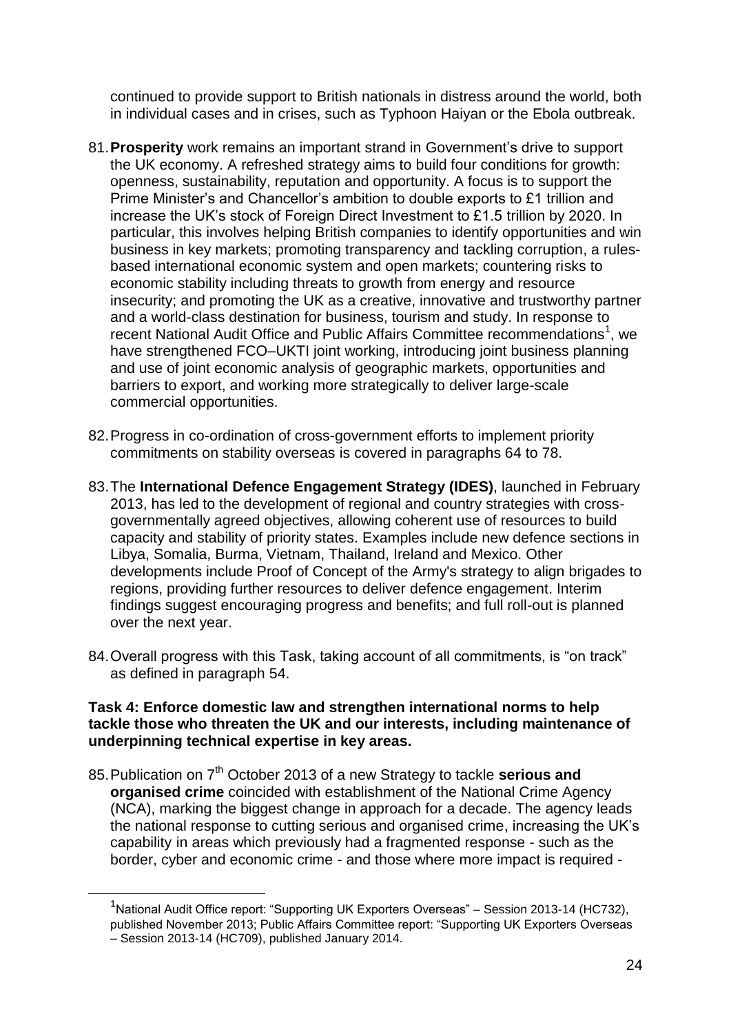continued to provide support to British nationals in distress around the world, both in individual cases and in crises, such as Typhoon Haiyan or the Ebola outbreak.

81. **Prosperity** work remains an important strand in Government's drive to support the UK economy. A refreshed strategy aims to build four conditions for growth: openness, sustainability, reputation and opportunity. A focus is to support the Prime Minister's and Chancellor's ambition to double exports to £1 trillion and increase the UK's stock of Foreign Direct Investment to £1.5 trillion by 2020. In particular, this involves helping British companies to identify opportunities and win business in key markets; promoting transparency and tackling corruption, a rules-based international economic system and open markets; countering risks to economic stability including threats to growth from energy and resource insecurity; and promoting the UK as a creative, innovative and trustworthy partner and a world-class destination for business, tourism and study. In response to recent National Audit Office and Public Affairs Committee recommendations[1], we have strengthened FCO–UKTI joint working, introducing joint business planning and use of joint economic analysis of geographic markets, opportunities and barriers to export, and working more strategically to deliver large-scale commercial opportunities.

82. Progress in co-ordination of cross-government efforts to implement priority commitments on stability overseas is covered in paragraphs 64 to 78.

83. The **International Defence Engagement Strategy (IDES)**, launched in February 2013, has led to the development of regional and country strategies with cross-governmentally agreed objectives, allowing coherent use of resources to build capacity and stability of priority states. Examples include new defence sections in Libya, Somalia, Burma, Vietnam, Thailand, Ireland and Mexico. Other developments include Proof of Concept of the Army's strategy to align brigades to regions, providing further resources to deliver defence engagement. Interim findings suggest encouraging progress and benefits; and full roll-out is planned over the next year.

84. Overall progress with this Task, taking account of all commitments, is "on track" as defined in paragraph 54.

**Task 4: Enforce domestic law and strengthen international norms to help tackle those who threaten the UK and our interests, including maintenance of underpinning technical expertise in key areas.**

85. Publication on 7th October 2013 of a new Strategy to tackle **serious and organised crime** coincided with establishment of the National Crime Agency (NCA), marking the biggest change in approach for a decade. The agency leads the national response to cutting serious and organised crime, increasing the UK's capability in areas which previously had a fragmented response - such as the border, cyber and economic crime - and those where more impact is required -

[1] National Audit Office report: "Supporting UK Exporters Overseas" – Session 2013-14 (HC732), published November 2013; Public Affairs Committee report: "Supporting UK Exporters Overseas – Session 2013-14 (HC709), published January 2014.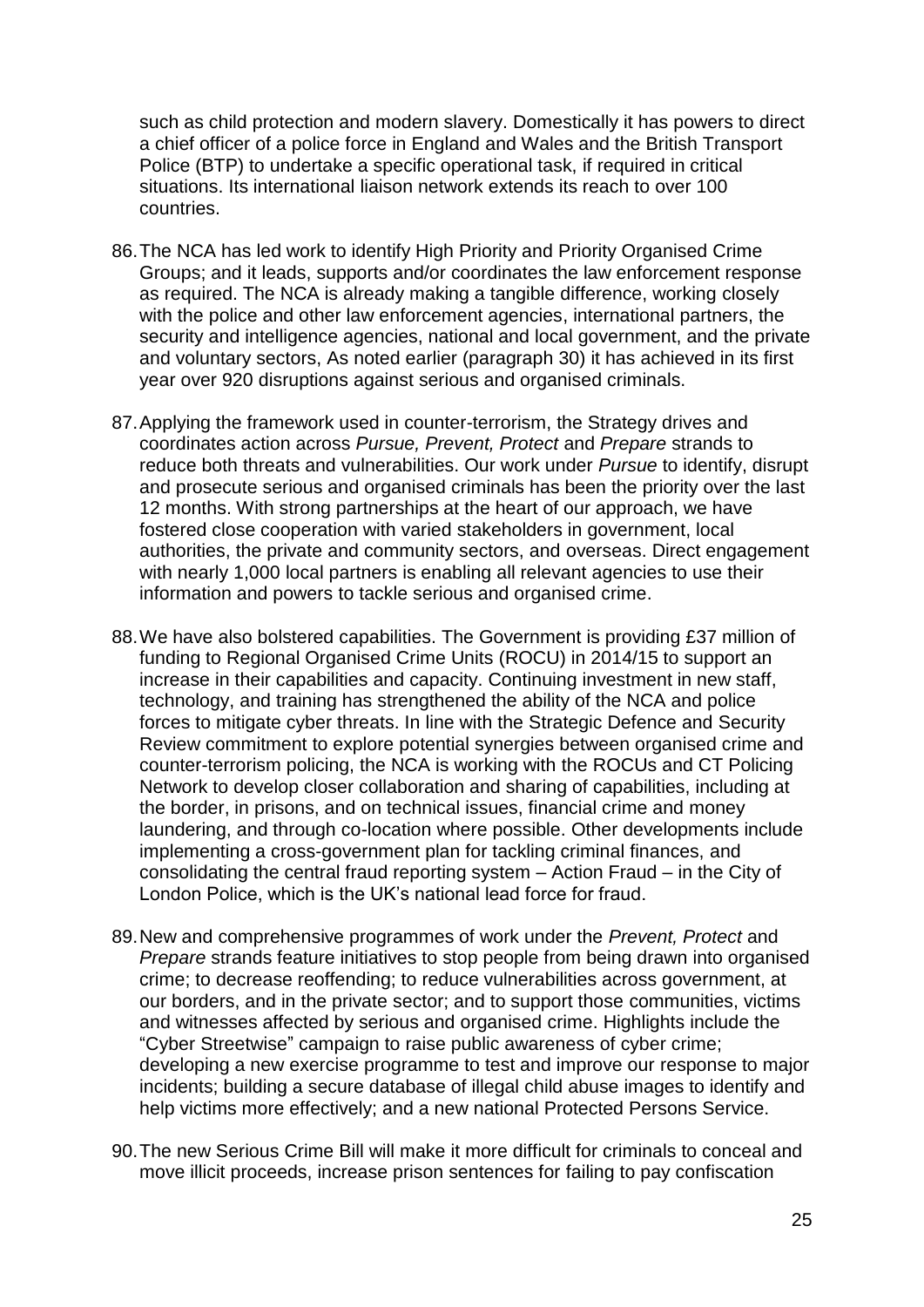such as child protection and modern slavery. Domestically it has powers to direct a chief officer of a police force in England and Wales and the British Transport Police (BTP) to undertake a specific operational task, if required in critical situations. Its international liaison network extends its reach to over 100 countries.

86. The NCA has led work to identify High Priority and Priority Organised Crime Groups; and it leads, supports and/or coordinates the law enforcement response as required. The NCA is already making a tangible difference, working closely with the police and other law enforcement agencies, international partners, the security and intelligence agencies, national and local government, and the private and voluntary sectors, As noted earlier (paragraph 30) it has achieved in its first year over 920 disruptions against serious and organised criminals.

87. Applying the framework used in counter-terrorism, the Strategy drives and coordinates action across *Pursue, Prevent, Protect* and *Prepare* strands to reduce both threats and vulnerabilities. Our work under *Pursue* to identify, disrupt and prosecute serious and organised criminals has been the priority over the last 12 months. With strong partnerships at the heart of our approach, we have fostered close cooperation with varied stakeholders in government, local authorities, the private and community sectors, and overseas. Direct engagement with nearly 1,000 local partners is enabling all relevant agencies to use their information and powers to tackle serious and organised crime.

88. We have also bolstered capabilities. The Government is providing £37 million of funding to Regional Organised Crime Units (ROCU) in 2014/15 to support an increase in their capabilities and capacity. Continuing investment in new staff, technology, and training has strengthened the ability of the NCA and police forces to mitigate cyber threats. In line with the Strategic Defence and Security Review commitment to explore potential synergies between organised crime and counter-terrorism policing, the NCA is working with the ROCUs and CT Policing Network to develop closer collaboration and sharing of capabilities, including at the border, in prisons, and on technical issues, financial crime and money laundering, and through co-location where possible. Other developments include implementing a cross-government plan for tackling criminal finances, and consolidating the central fraud reporting system – Action Fraud – in the City of London Police, which is the UK's national lead force for fraud.

89. New and comprehensive programmes of work under the *Prevent, Protect* and *Prepare* strands feature initiatives to stop people from being drawn into organised crime; to decrease reoffending; to reduce vulnerabilities across government, at our borders, and in the private sector; and to support those communities, victims and witnesses affected by serious and organised crime. Highlights include the "Cyber Streetwise" campaign to raise public awareness of cyber crime; developing a new exercise programme to test and improve our response to major incidents; building a secure database of illegal child abuse images to identify and help victims more effectively; and a new national Protected Persons Service.

90. The new Serious Crime Bill will make it more difficult for criminals to conceal and move illicit proceeds, increase prison sentences for failing to pay confiscation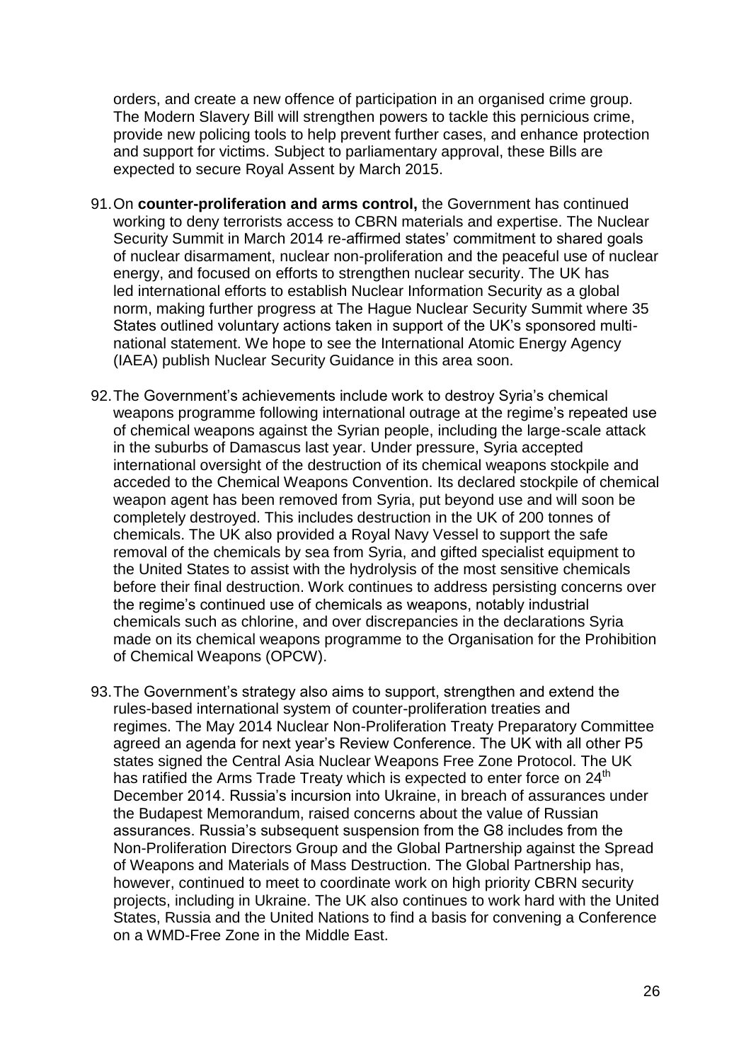orders, and create a new offence of participation in an organised crime group. The Modern Slavery Bill will strengthen powers to tackle this pernicious crime, provide new policing tools to help prevent further cases, and enhance protection and support for victims. Subject to parliamentary approval, these Bills are expected to secure Royal Assent by March 2015.

91. On **counter-proliferation and arms control,** the Government has continued working to deny terrorists access to CBRN materials and expertise. The Nuclear Security Summit in March 2014 re-affirmed states' commitment to shared goals of nuclear disarmament, nuclear non-proliferation and the peaceful use of nuclear energy, and focused on efforts to strengthen nuclear security. The UK has led international efforts to establish Nuclear Information Security as a global norm, making further progress at The Hague Nuclear Security Summit where 35 States outlined voluntary actions taken in support of the UK's sponsored multi-national statement. We hope to see the International Atomic Energy Agency (IAEA) publish Nuclear Security Guidance in this area soon.

92. The Government's achievements include work to destroy Syria's chemical weapons programme following international outrage at the regime's repeated use of chemical weapons against the Syrian people, including the large-scale attack in the suburbs of Damascus last year. Under pressure, Syria accepted international oversight of the destruction of its chemical weapons stockpile and acceded to the Chemical Weapons Convention. Its declared stockpile of chemical weapon agent has been removed from Syria, put beyond use and will soon be completely destroyed. This includes destruction in the UK of 200 tonnes of chemicals. The UK also provided a Royal Navy Vessel to support the safe removal of the chemicals by sea from Syria, and gifted specialist equipment to the United States to assist with the hydrolysis of the most sensitive chemicals before their final destruction. Work continues to address persisting concerns over the regime's continued use of chemicals as weapons, notably industrial chemicals such as chlorine, and over discrepancies in the declarations Syria made on its chemical weapons programme to the Organisation for the Prohibition of Chemical Weapons (OPCW).

93. The Government's strategy also aims to support, strengthen and extend the rules-based international system of counter-proliferation treaties and regimes. The May 2014 Nuclear Non-Proliferation Treaty Preparatory Committee agreed an agenda for next year's Review Conference. The UK with all other P5 states signed the Central Asia Nuclear Weapons Free Zone Protocol. The UK has ratified the Arms Trade Treaty which is expected to enter force on 24th December 2014. Russia's incursion into Ukraine, in breach of assurances under the Budapest Memorandum, raised concerns about the value of Russian assurances. Russia's subsequent suspension from the G8 includes from the Non-Proliferation Directors Group and the Global Partnership against the Spread of Weapons and Materials of Mass Destruction. The Global Partnership has, however, continued to meet to coordinate work on high priority CBRN security projects, including in Ukraine. The UK also continues to work hard with the United States, Russia and the United Nations to find a basis for convening a Conference on a WMD-Free Zone in the Middle East.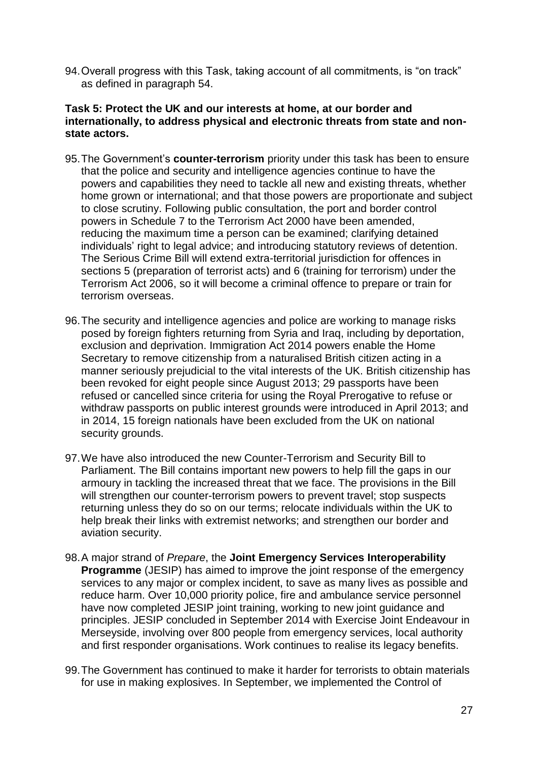94. Overall progress with this Task, taking account of all commitments, is "on track" as defined in paragraph 54.

**Task 5: Protect the UK and our interests at home, at our border and internationally, to address physical and electronic threats from state and non-state actors.**

95. The Government's **counter-terrorism** priority under this task has been to ensure that the police and security and intelligence agencies continue to have the powers and capabilities they need to tackle all new and existing threats, whether home grown or international; and that those powers are proportionate and subject to close scrutiny. Following public consultation, the port and border control powers in Schedule 7 to the Terrorism Act 2000 have been amended, reducing the maximum time a person can be examined; clarifying detained individuals' right to legal advice; and introducing statutory reviews of detention. The Serious Crime Bill will extend extra-territorial jurisdiction for offences in sections 5 (preparation of terrorist acts) and 6 (training for terrorism) under the Terrorism Act 2006, so it will become a criminal offence to prepare or train for terrorism overseas.

96. The security and intelligence agencies and police are working to manage risks posed by foreign fighters returning from Syria and Iraq, including by deportation, exclusion and deprivation. Immigration Act 2014 powers enable the Home Secretary to remove citizenship from a naturalised British citizen acting in a manner seriously prejudicial to the vital interests of the UK. British citizenship has been revoked for eight people since August 2013; 29 passports have been refused or cancelled since criteria for using the Royal Prerogative to refuse or withdraw passports on public interest grounds were introduced in April 2013; and in 2014, 15 foreign nationals have been excluded from the UK on national security grounds.

97. We have also introduced the new Counter-Terrorism and Security Bill to Parliament. The Bill contains important new powers to help fill the gaps in our armoury in tackling the increased threat that we face. The provisions in the Bill will strengthen our counter-terrorism powers to prevent travel; stop suspects returning unless they do so on our terms; relocate individuals within the UK to help break their links with extremist networks; and strengthen our border and aviation security.

98. A major strand of *Prepare*, the **Joint Emergency Services Interoperability Programme** (JESIP) has aimed to improve the joint response of the emergency services to any major or complex incident, to save as many lives as possible and reduce harm. Over 10,000 priority police, fire and ambulance service personnel have now completed JESIP joint training, working to new joint guidance and principles. JESIP concluded in September 2014 with Exercise Joint Endeavour in Merseyside, involving over 800 people from emergency services, local authority and first responder organisations. Work continues to realise its legacy benefits.

99. The Government has continued to make it harder for terrorists to obtain materials for use in making explosives. In September, we implemented the Control of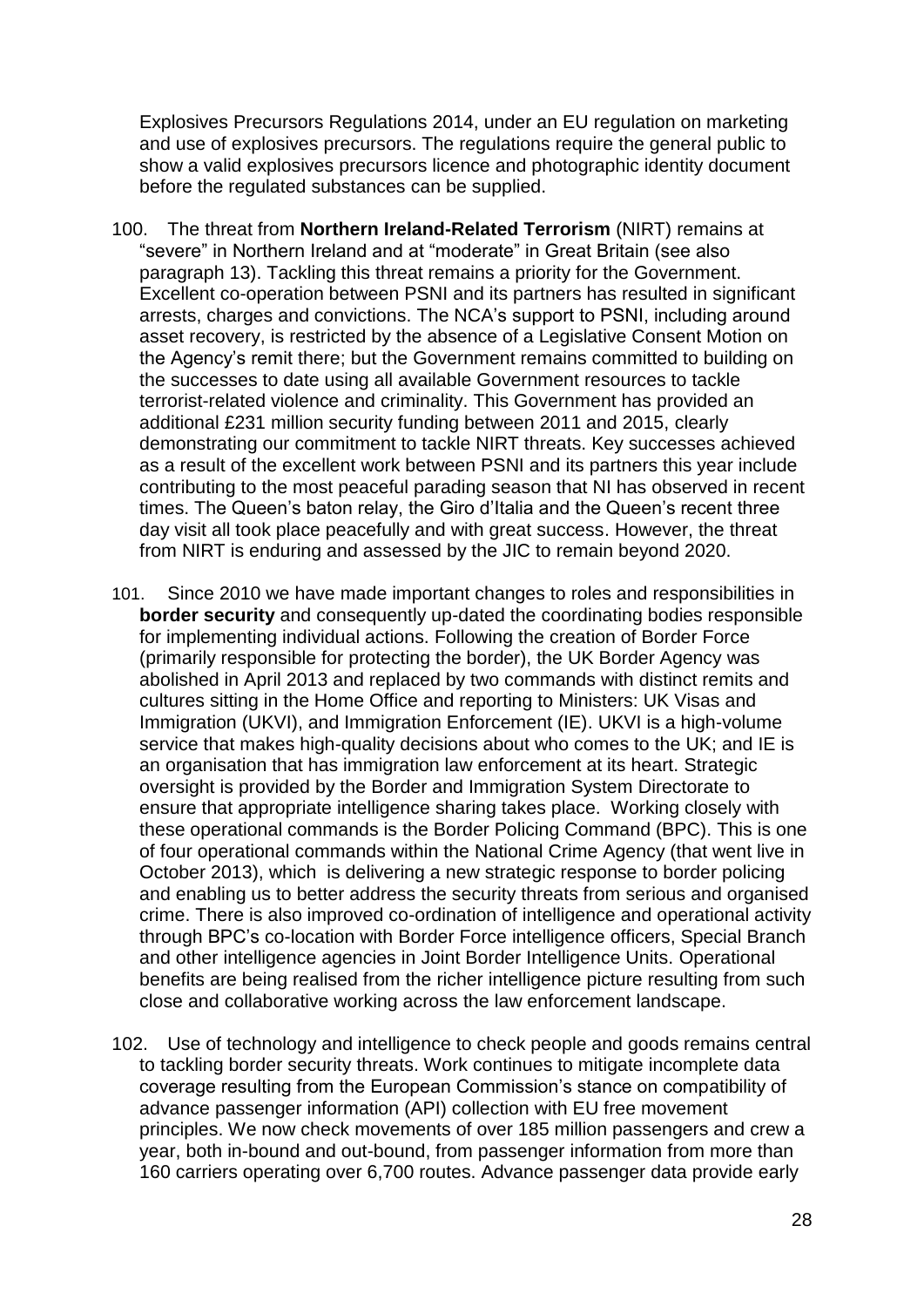Explosives Precursors Regulations 2014, under an EU regulation on marketing and use of explosives precursors. The regulations require the general public to show a valid explosives precursors licence and photographic identity document before the regulated substances can be supplied.

100. The threat from **Northern Ireland-Related Terrorism** (NIRT) remains at "severe" in Northern Ireland and at "moderate" in Great Britain (see also paragraph 13). Tackling this threat remains a priority for the Government. Excellent co-operation between PSNI and its partners has resulted in significant arrests, charges and convictions. The NCA's support to PSNI, including around asset recovery, is restricted by the absence of a Legislative Consent Motion on the Agency's remit there; but the Government remains committed to building on the successes to date using all available Government resources to tackle terrorist-related violence and criminality. This Government has provided an additional £231 million security funding between 2011 and 2015, clearly demonstrating our commitment to tackle NIRT threats. Key successes achieved as a result of the excellent work between PSNI and its partners this year include contributing to the most peaceful parading season that NI has observed in recent times. The Queen's baton relay, the Giro d'Italia and the Queen's recent three day visit all took place peacefully and with great success. However, the threat from NIRT is enduring and assessed by the JIC to remain beyond 2020.

101. Since 2010 we have made important changes to roles and responsibilities in **border security** and consequently up-dated the coordinating bodies responsible for implementing individual actions. Following the creation of Border Force (primarily responsible for protecting the border), the UK Border Agency was abolished in April 2013 and replaced by two commands with distinct remits and cultures sitting in the Home Office and reporting to Ministers: UK Visas and Immigration (UKVI), and Immigration Enforcement (IE). UKVI is a high-volume service that makes high-quality decisions about who comes to the UK; and IE is an organisation that has immigration law enforcement at its heart. Strategic oversight is provided by the Border and Immigration System Directorate to ensure that appropriate intelligence sharing takes place. Working closely with these operational commands is the Border Policing Command (BPC). This is one of four operational commands within the National Crime Agency (that went live in October 2013), which is delivering a new strategic response to border policing and enabling us to better address the security threats from serious and organised crime. There is also improved co-ordination of intelligence and operational activity through BPC's co-location with Border Force intelligence officers, Special Branch and other intelligence agencies in Joint Border Intelligence Units. Operational benefits are being realised from the richer intelligence picture resulting from such close and collaborative working across the law enforcement landscape.

102. Use of technology and intelligence to check people and goods remains central to tackling border security threats. Work continues to mitigate incomplete data coverage resulting from the European Commission's stance on compatibility of advance passenger information (API) collection with EU free movement principles. We now check movements of over 185 million passengers and crew a year, both in-bound and out-bound, from passenger information from more than 160 carriers operating over 6,700 routes. Advance passenger data provide early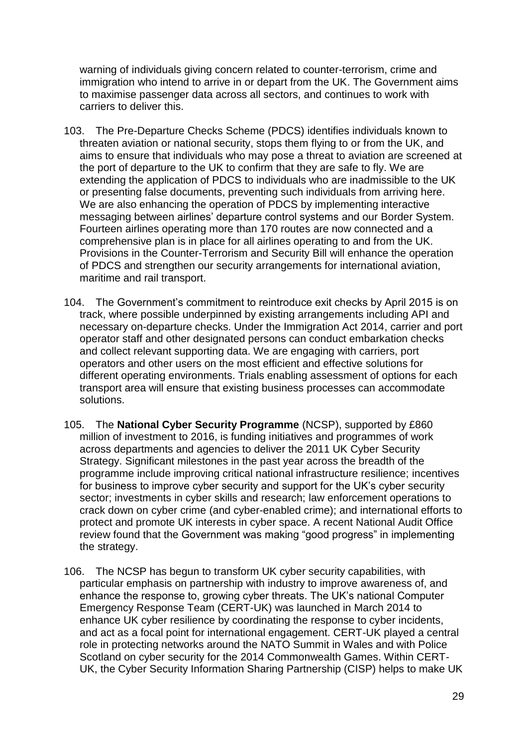warning of individuals giving concern related to counter-terrorism, crime and immigration who intend to arrive in or depart from the UK. The Government aims to maximise passenger data across all sectors, and continues to work with carriers to deliver this.

103. The Pre-Departure Checks Scheme (PDCS) identifies individuals known to threaten aviation or national security, stops them flying to or from the UK, and aims to ensure that individuals who may pose a threat to aviation are screened at the port of departure to the UK to confirm that they are safe to fly. We are extending the application of PDCS to individuals who are inadmissible to the UK or presenting false documents, preventing such individuals from arriving here. We are also enhancing the operation of PDCS by implementing interactive messaging between airlines' departure control systems and our Border System. Fourteen airlines operating more than 170 routes are now connected and a comprehensive plan is in place for all airlines operating to and from the UK. Provisions in the Counter-Terrorism and Security Bill will enhance the operation of PDCS and strengthen our security arrangements for international aviation, maritime and rail transport.

104. The Government's commitment to reintroduce exit checks by April 2015 is on track, where possible underpinned by existing arrangements including API and necessary on-departure checks. Under the Immigration Act 2014, carrier and port operator staff and other designated persons can conduct embarkation checks and collect relevant supporting data. We are engaging with carriers, port operators and other users on the most efficient and effective solutions for different operating environments. Trials enabling assessment of options for each transport area will ensure that existing business processes can accommodate solutions.

105. The **National Cyber Security Programme** (NCSP), supported by £860 million of investment to 2016, is funding initiatives and programmes of work across departments and agencies to deliver the 2011 UK Cyber Security Strategy. Significant milestones in the past year across the breadth of the programme include improving critical national infrastructure resilience; incentives for business to improve cyber security and support for the UK's cyber security sector; investments in cyber skills and research; law enforcement operations to crack down on cyber crime (and cyber-enabled crime); and international efforts to protect and promote UK interests in cyber space. A recent National Audit Office review found that the Government was making "good progress" in implementing the strategy.

106. The NCSP has begun to transform UK cyber security capabilities, with particular emphasis on partnership with industry to improve awareness of, and enhance the response to, growing cyber threats. The UK's national Computer Emergency Response Team (CERT-UK) was launched in March 2014 to enhance UK cyber resilience by coordinating the response to cyber incidents, and act as a focal point for international engagement. CERT-UK played a central role in protecting networks around the NATO Summit in Wales and with Police Scotland on cyber security for the 2014 Commonwealth Games. Within CERT-UK, the Cyber Security Information Sharing Partnership (CISP) helps to make UK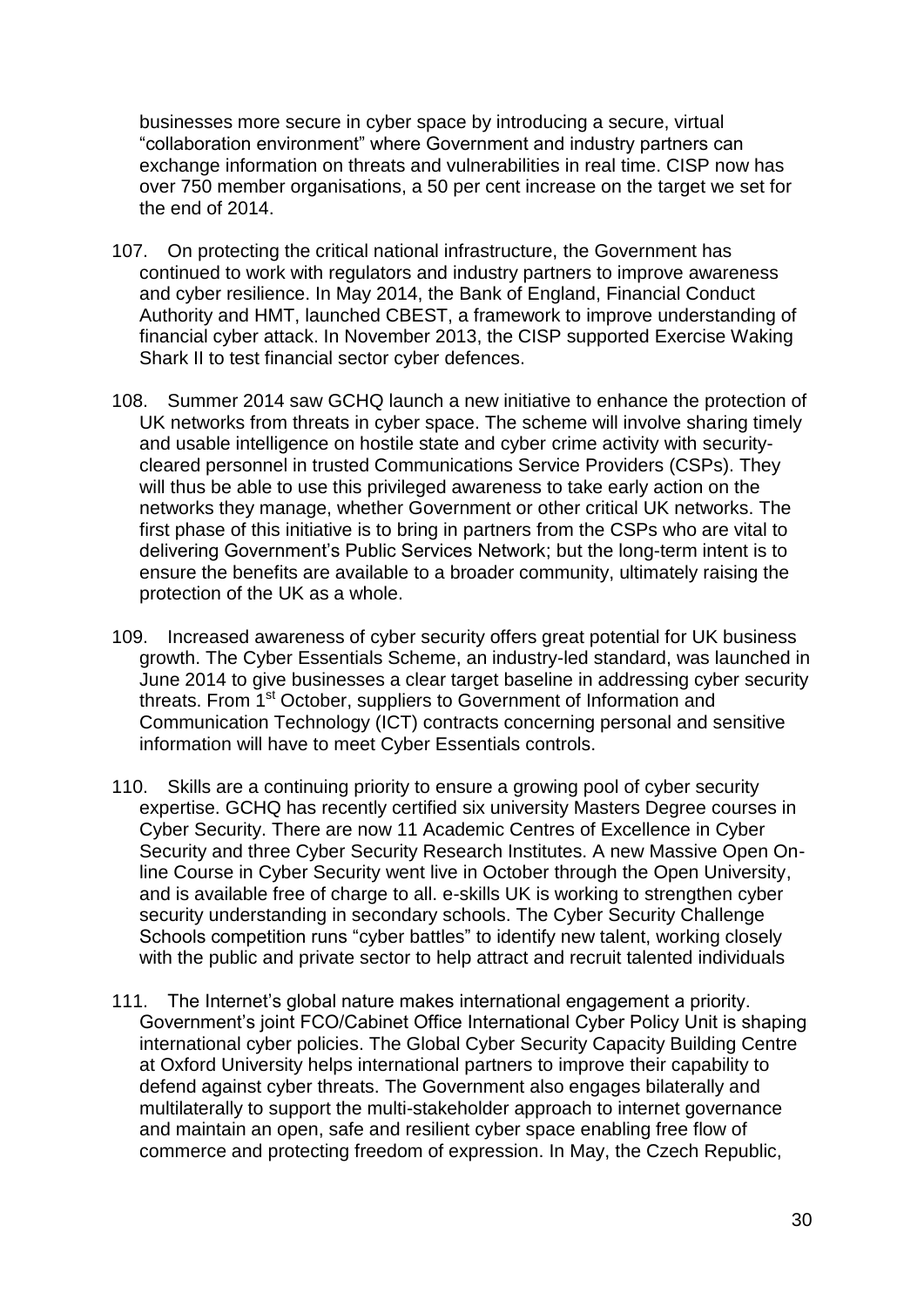businesses more secure in cyber space by introducing a secure, virtual "collaboration environment" where Government and industry partners can exchange information on threats and vulnerabilities in real time. CISP now has over 750 member organisations, a 50 per cent increase on the target we set for the end of 2014.

107. On protecting the critical national infrastructure, the Government has continued to work with regulators and industry partners to improve awareness and cyber resilience. In May 2014, the Bank of England, Financial Conduct Authority and HMT, launched CBEST, a framework to improve understanding of financial cyber attack. In November 2013, the CISP supported Exercise Waking Shark II to test financial sector cyber defences.

108. Summer 2014 saw GCHQ launch a new initiative to enhance the protection of UK networks from threats in cyber space. The scheme will involve sharing timely and usable intelligence on hostile state and cyber crime activity with security-cleared personnel in trusted Communications Service Providers (CSPs). They will thus be able to use this privileged awareness to take early action on the networks they manage, whether Government or other critical UK networks. The first phase of this initiative is to bring in partners from the CSPs who are vital to delivering Government's Public Services Network; but the long-term intent is to ensure the benefits are available to a broader community, ultimately raising the protection of the UK as a whole.

109. Increased awareness of cyber security offers great potential for UK business growth. The Cyber Essentials Scheme, an industry-led standard, was launched in June 2014 to give businesses a clear target baseline in addressing cyber security threats. From 1st October, suppliers to Government of Information and Communication Technology (ICT) contracts concerning personal and sensitive information will have to meet Cyber Essentials controls.

110. Skills are a continuing priority to ensure a growing pool of cyber security expertise. GCHQ has recently certified six university Masters Degree courses in Cyber Security. There are now 11 Academic Centres of Excellence in Cyber Security and three Cyber Security Research Institutes. A new Massive Open On-line Course in Cyber Security went live in October through the Open University, and is available free of charge to all. e-skills UK is working to strengthen cyber security understanding in secondary schools. The Cyber Security Challenge Schools competition runs "cyber battles" to identify new talent, working closely with the public and private sector to help attract and recruit talented individuals

111. The Internet's global nature makes international engagement a priority. Government's joint FCO/Cabinet Office International Cyber Policy Unit is shaping international cyber policies. The Global Cyber Security Capacity Building Centre at Oxford University helps international partners to improve their capability to defend against cyber threats. The Government also engages bilaterally and multilaterally to support the multi-stakeholder approach to internet governance and maintain an open, safe and resilient cyber space enabling free flow of commerce and protecting freedom of expression. In May, the Czech Republic,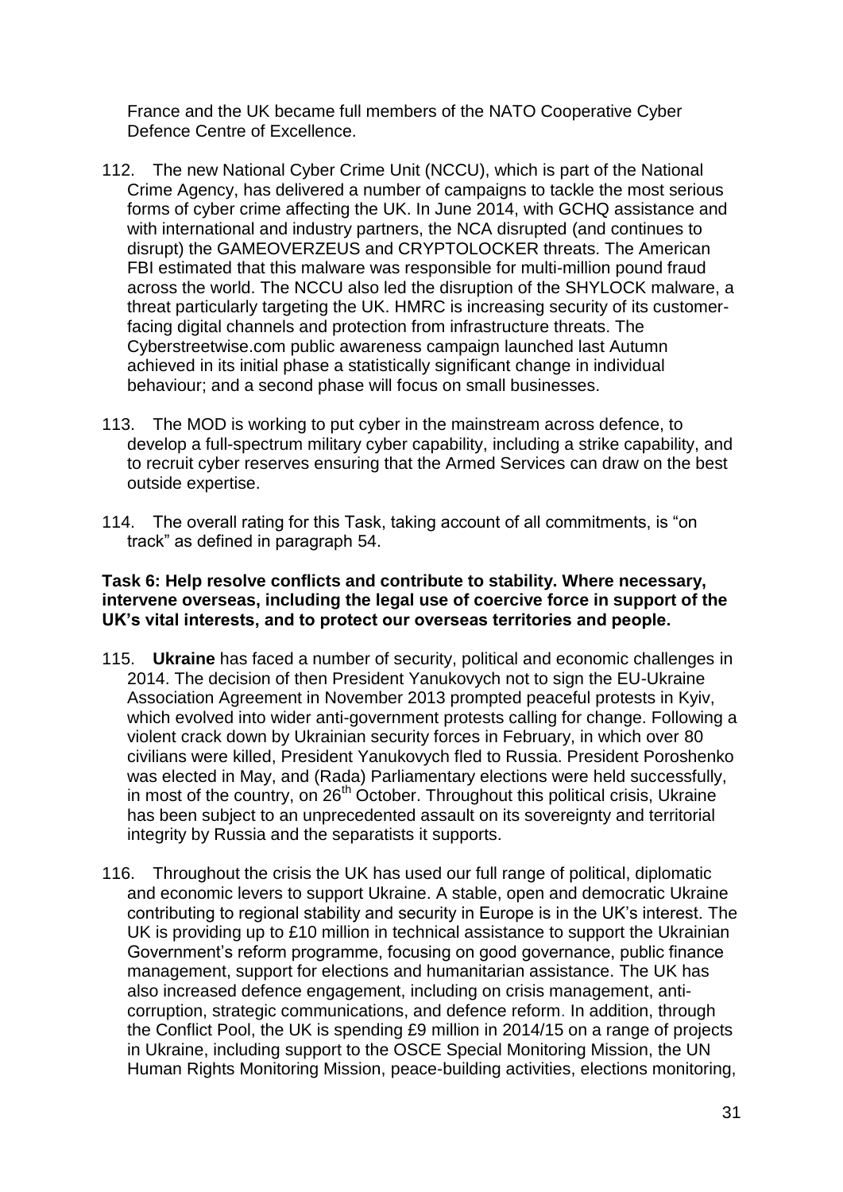France and the UK became full members of the NATO Cooperative Cyber Defence Centre of Excellence.

112. The new National Cyber Crime Unit (NCCU), which is part of the National Crime Agency, has delivered a number of campaigns to tackle the most serious forms of cyber crime affecting the UK. In June 2014, with GCHQ assistance and with international and industry partners, the NCA disrupted (and continues to disrupt) the GAMEOVERZEUS and CRYPTOLOCKER threats. The American FBI estimated that this malware was responsible for multi-million pound fraud across the world. The NCCU also led the disruption of the SHYLOCK malware, a threat particularly targeting the UK. HMRC is increasing security of its customer-facing digital channels and protection from infrastructure threats. The Cyberstreetwise.com public awareness campaign launched last Autumn achieved in its initial phase a statistically significant change in individual behaviour; and a second phase will focus on small businesses.

113. The MOD is working to put cyber in the mainstream across defence, to develop a full-spectrum military cyber capability, including a strike capability, and to recruit cyber reserves ensuring that the Armed Services can draw on the best outside expertise.

114. The overall rating for this Task, taking account of all commitments, is "on track" as defined in paragraph 54.

**Task 6: Help resolve conflicts and contribute to stability. Where necessary, intervene overseas, including the legal use of coercive force in support of the UK's vital interests, and to protect our overseas territories and people.**

115. **Ukraine** has faced a number of security, political and economic challenges in 2014. The decision of then President Yanukovych not to sign the EU-Ukraine Association Agreement in November 2013 prompted peaceful protests in Kyiv, which evolved into wider anti-government protests calling for change. Following a violent crack down by Ukrainian security forces in February, in which over 80 civilians were killed, President Yanukovych fled to Russia. President Poroshenko was elected in May, and (Rada) Parliamentary elections were held successfully, in most of the country, on 26th October. Throughout this political crisis, Ukraine has been subject to an unprecedented assault on its sovereignty and territorial integrity by Russia and the separatists it supports.

116. Throughout the crisis the UK has used our full range of political, diplomatic and economic levers to support Ukraine. A stable, open and democratic Ukraine contributing to regional stability and security in Europe is in the UK's interest. The UK is providing up to £10 million in technical assistance to support the Ukrainian Government's reform programme, focusing on good governance, public finance management, support for elections and humanitarian assistance. The UK has also increased defence engagement, including on crisis management, anti-corruption, strategic communications, and defence reform. In addition, through the Conflict Pool, the UK is spending £9 million in 2014/15 on a range of projects in Ukraine, including support to the OSCE Special Monitoring Mission, the UN Human Rights Monitoring Mission, peace-building activities, elections monitoring,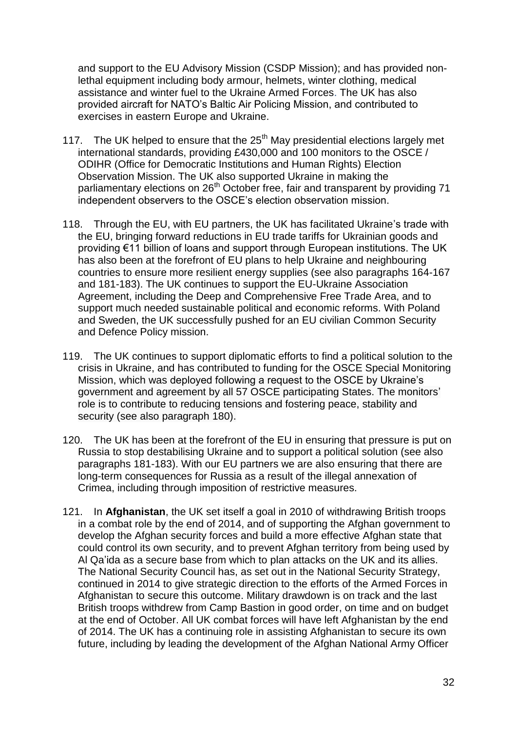and support to the EU Advisory Mission (CSDP Mission); and has provided non-lethal equipment including body armour, helmets, winter clothing, medical assistance and winter fuel to the Ukraine Armed Forces. The UK has also provided aircraft for NATO's Baltic Air Policing Mission, and contributed to exercises in eastern Europe and Ukraine.

117. The UK helped to ensure that the 25th May presidential elections largely met international standards, providing £430,000 and 100 monitors to the OSCE / ODIHR (Office for Democratic Institutions and Human Rights) Election Observation Mission. The UK also supported Ukraine in making the parliamentary elections on 26th October free, fair and transparent by providing 71 independent observers to the OSCE's election observation mission.

118. Through the EU, with EU partners, the UK has facilitated Ukraine's trade with the EU, bringing forward reductions in EU trade tariffs for Ukrainian goods and providing €11 billion of loans and support through European institutions. The UK has also been at the forefront of EU plans to help Ukraine and neighbouring countries to ensure more resilient energy supplies (see also paragraphs 164-167 and 181-183). The UK continues to support the EU-Ukraine Association Agreement, including the Deep and Comprehensive Free Trade Area, and to support much needed sustainable political and economic reforms. With Poland and Sweden, the UK successfully pushed for an EU civilian Common Security and Defence Policy mission.

119. The UK continues to support diplomatic efforts to find a political solution to the crisis in Ukraine, and has contributed to funding for the OSCE Special Monitoring Mission, which was deployed following a request to the OSCE by Ukraine's government and agreement by all 57 OSCE participating States. The monitors' role is to contribute to reducing tensions and fostering peace, stability and security (see also paragraph 180).

120. The UK has been at the forefront of the EU in ensuring that pressure is put on Russia to stop destabilising Ukraine and to support a political solution (see also paragraphs 181-183). With our EU partners we are also ensuring that there are long-term consequences for Russia as a result of the illegal annexation of Crimea, including through imposition of restrictive measures.

121. In **Afghanistan**, the UK set itself a goal in 2010 of withdrawing British troops in a combat role by the end of 2014, and of supporting the Afghan government to develop the Afghan security forces and build a more effective Afghan state that could control its own security, and to prevent Afghan territory from being used by Al Qa'ida as a secure base from which to plan attacks on the UK and its allies. The National Security Council has, as set out in the National Security Strategy, continued in 2014 to give strategic direction to the efforts of the Armed Forces in Afghanistan to secure this outcome. Military drawdown is on track and the last British troops withdrew from Camp Bastion in good order, on time and on budget at the end of October. All UK combat forces will have left Afghanistan by the end of 2014. The UK has a continuing role in assisting Afghanistan to secure its own future, including by leading the development of the Afghan National Army Officer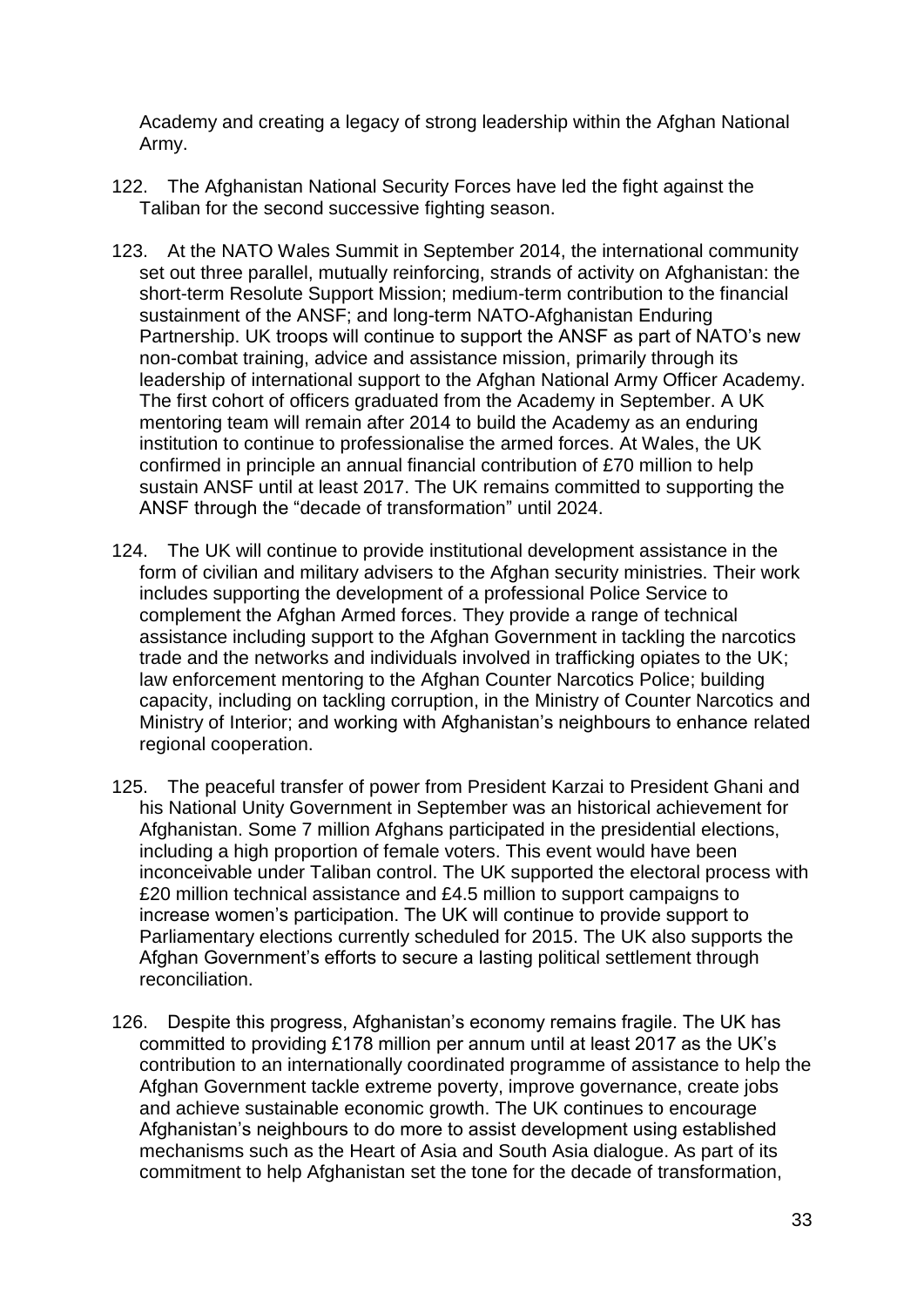Academy and creating a legacy of strong leadership within the Afghan National Army.

122. The Afghanistan National Security Forces have led the fight against the Taliban for the second successive fighting season.

123. At the NATO Wales Summit in September 2014, the international community set out three parallel, mutually reinforcing, strands of activity on Afghanistan: the short-term Resolute Support Mission; medium-term contribution to the financial sustainment of the ANSF; and long-term NATO-Afghanistan Enduring Partnership. UK troops will continue to support the ANSF as part of NATO's new non-combat training, advice and assistance mission, primarily through its leadership of international support to the Afghan National Army Officer Academy. The first cohort of officers graduated from the Academy in September. A UK mentoring team will remain after 2014 to build the Academy as an enduring institution to continue to professionalise the armed forces. At Wales, the UK confirmed in principle an annual financial contribution of £70 million to help sustain ANSF until at least 2017. The UK remains committed to supporting the ANSF through the "decade of transformation" until 2024.

124. The UK will continue to provide institutional development assistance in the form of civilian and military advisers to the Afghan security ministries. Their work includes supporting the development of a professional Police Service to complement the Afghan Armed forces. They provide a range of technical assistance including support to the Afghan Government in tackling the narcotics trade and the networks and individuals involved in trafficking opiates to the UK; law enforcement mentoring to the Afghan Counter Narcotics Police; building capacity, including on tackling corruption, in the Ministry of Counter Narcotics and Ministry of Interior; and working with Afghanistan's neighbours to enhance related regional cooperation.

125. The peaceful transfer of power from President Karzai to President Ghani and his National Unity Government in September was an historical achievement for Afghanistan. Some 7 million Afghans participated in the presidential elections, including a high proportion of female voters. This event would have been inconceivable under Taliban control. The UK supported the electoral process with £20 million technical assistance and £4.5 million to support campaigns to increase women's participation. The UK will continue to provide support to Parliamentary elections currently scheduled for 2015. The UK also supports the Afghan Government's efforts to secure a lasting political settlement through reconciliation.

126. Despite this progress, Afghanistan's economy remains fragile. The UK has committed to providing £178 million per annum until at least 2017 as the UK's contribution to an internationally coordinated programme of assistance to help the Afghan Government tackle extreme poverty, improve governance, create jobs and achieve sustainable economic growth. The UK continues to encourage Afghanistan's neighbours to do more to assist development using established mechanisms such as the Heart of Asia and South Asia dialogue. As part of its commitment to help Afghanistan set the tone for the decade of transformation,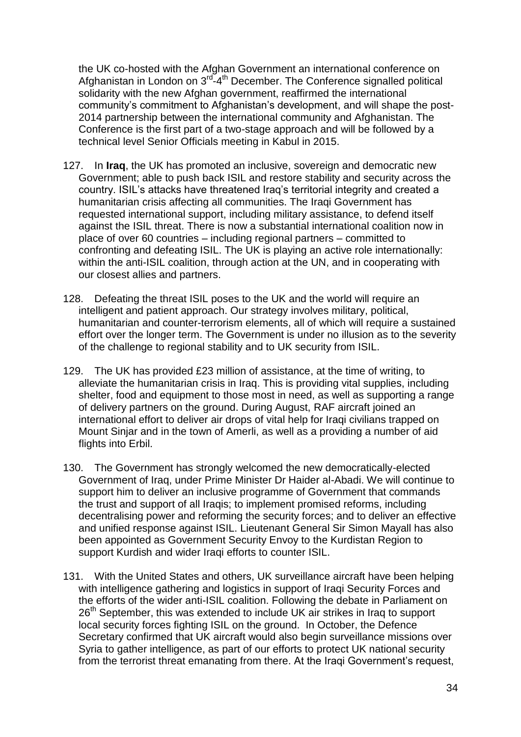the UK co-hosted with the Afghan Government an international conference on Afghanistan in London on 3rd-4th December. The Conference signalled political solidarity with the new Afghan government, reaffirmed the international community's commitment to Afghanistan's development, and will shape the post-2014 partnership between the international community and Afghanistan. The Conference is the first part of a two-stage approach and will be followed by a technical level Senior Officials meeting in Kabul in 2015.

127. In **Iraq**, the UK has promoted an inclusive, sovereign and democratic new Government; able to push back ISIL and restore stability and security across the country. ISIL's attacks have threatened Iraq's territorial integrity and created a humanitarian crisis affecting all communities. The Iraqi Government has requested international support, including military assistance, to defend itself against the ISIL threat. There is now a substantial international coalition now in place of over 60 countries – including regional partners – committed to confronting and defeating ISIL. The UK is playing an active role internationally: within the anti-ISIL coalition, through action at the UN, and in cooperating with our closest allies and partners.

128. Defeating the threat ISIL poses to the UK and the world will require an intelligent and patient approach. Our strategy involves military, political, humanitarian and counter-terrorism elements, all of which will require a sustained effort over the longer term. The Government is under no illusion as to the severity of the challenge to regional stability and to UK security from ISIL.

129. The UK has provided £23 million of assistance, at the time of writing, to alleviate the humanitarian crisis in Iraq. This is providing vital supplies, including shelter, food and equipment to those most in need, as well as supporting a range of delivery partners on the ground. During August, RAF aircraft joined an international effort to deliver air drops of vital help for Iraqi civilians trapped on Mount Sinjar and in the town of Amerli, as well as a providing a number of aid flights into Erbil.

130. The Government has strongly welcomed the new democratically-elected Government of Iraq, under Prime Minister Dr Haider al-Abadi. We will continue to support him to deliver an inclusive programme of Government that commands the trust and support of all Iraqis; to implement promised reforms, including decentralising power and reforming the security forces; and to deliver an effective and unified response against ISIL. Lieutenant General Sir Simon Mayall has also been appointed as Government Security Envoy to the Kurdistan Region to support Kurdish and wider Iraqi efforts to counter ISIL.

131. With the United States and others, UK surveillance aircraft have been helping with intelligence gathering and logistics in support of Iraqi Security Forces and the efforts of the wider anti-ISIL coalition. Following the debate in Parliament on 26th September, this was extended to include UK air strikes in Iraq to support local security forces fighting ISIL on the ground. In October, the Defence Secretary confirmed that UK aircraft would also begin surveillance missions over Syria to gather intelligence, as part of our efforts to protect UK national security from the terrorist threat emanating from there. At the Iraqi Government's request,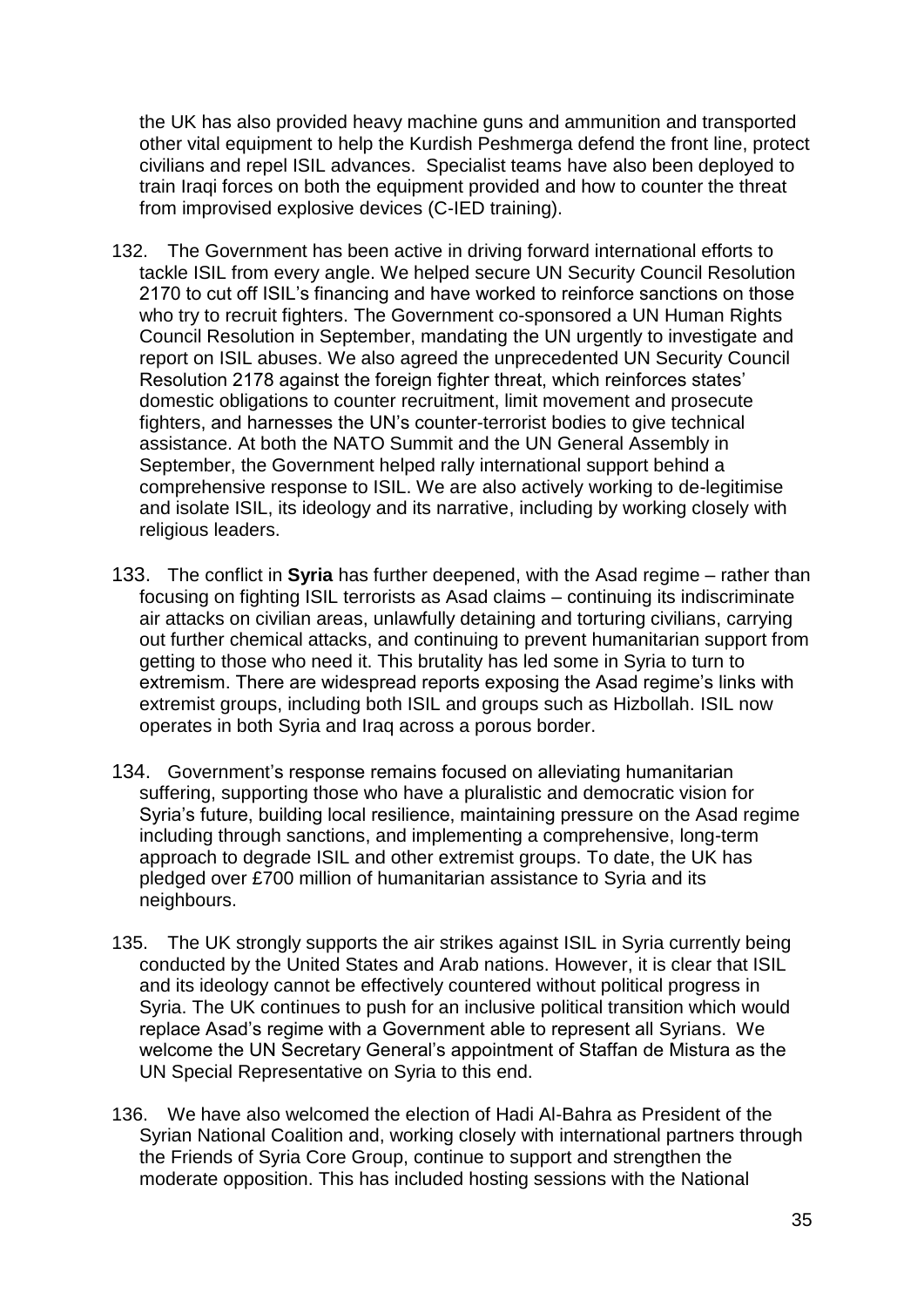the UK has also provided heavy machine guns and ammunition and transported other vital equipment to help the Kurdish Peshmerga defend the front line, protect civilians and repel ISIL advances. Specialist teams have also been deployed to train Iraqi forces on both the equipment provided and how to counter the threat from improvised explosive devices (C-IED training).

132. The Government has been active in driving forward international efforts to tackle ISIL from every angle. We helped secure UN Security Council Resolution 2170 to cut off ISIL's financing and have worked to reinforce sanctions on those who try to recruit fighters. The Government co-sponsored a UN Human Rights Council Resolution in September, mandating the UN urgently to investigate and report on ISIL abuses. We also agreed the unprecedented UN Security Council Resolution 2178 against the foreign fighter threat, which reinforces states' domestic obligations to counter recruitment, limit movement and prosecute fighters, and harnesses the UN's counter-terrorist bodies to give technical assistance. At both the NATO Summit and the UN General Assembly in September, the Government helped rally international support behind a comprehensive response to ISIL. We are also actively working to de-legitimise and isolate ISIL, its ideology and its narrative, including by working closely with religious leaders.

133. The conflict in **Syria** has further deepened, with the Asad regime – rather than focusing on fighting ISIL terrorists as Asad claims – continuing its indiscriminate air attacks on civilian areas, unlawfully detaining and torturing civilians, carrying out further chemical attacks, and continuing to prevent humanitarian support from getting to those who need it. This brutality has led some in Syria to turn to extremism. There are widespread reports exposing the Asad regime's links with extremist groups, including both ISIL and groups such as Hizbollah. ISIL now operates in both Syria and Iraq across a porous border.

134. Government's response remains focused on alleviating humanitarian suffering, supporting those who have a pluralistic and democratic vision for Syria's future, building local resilience, maintaining pressure on the Asad regime including through sanctions, and implementing a comprehensive, long-term approach to degrade ISIL and other extremist groups. To date, the UK has pledged over £700 million of humanitarian assistance to Syria and its neighbours.

135. The UK strongly supports the air strikes against ISIL in Syria currently being conducted by the United States and Arab nations. However, it is clear that ISIL and its ideology cannot be effectively countered without political progress in Syria. The UK continues to push for an inclusive political transition which would replace Asad's regime with a Government able to represent all Syrians. We welcome the UN Secretary General's appointment of Staffan de Mistura as the UN Special Representative on Syria to this end.

136. We have also welcomed the election of Hadi Al-Bahra as President of the Syrian National Coalition and, working closely with international partners through the Friends of Syria Core Group, continue to support and strengthen the moderate opposition. This has included hosting sessions with the National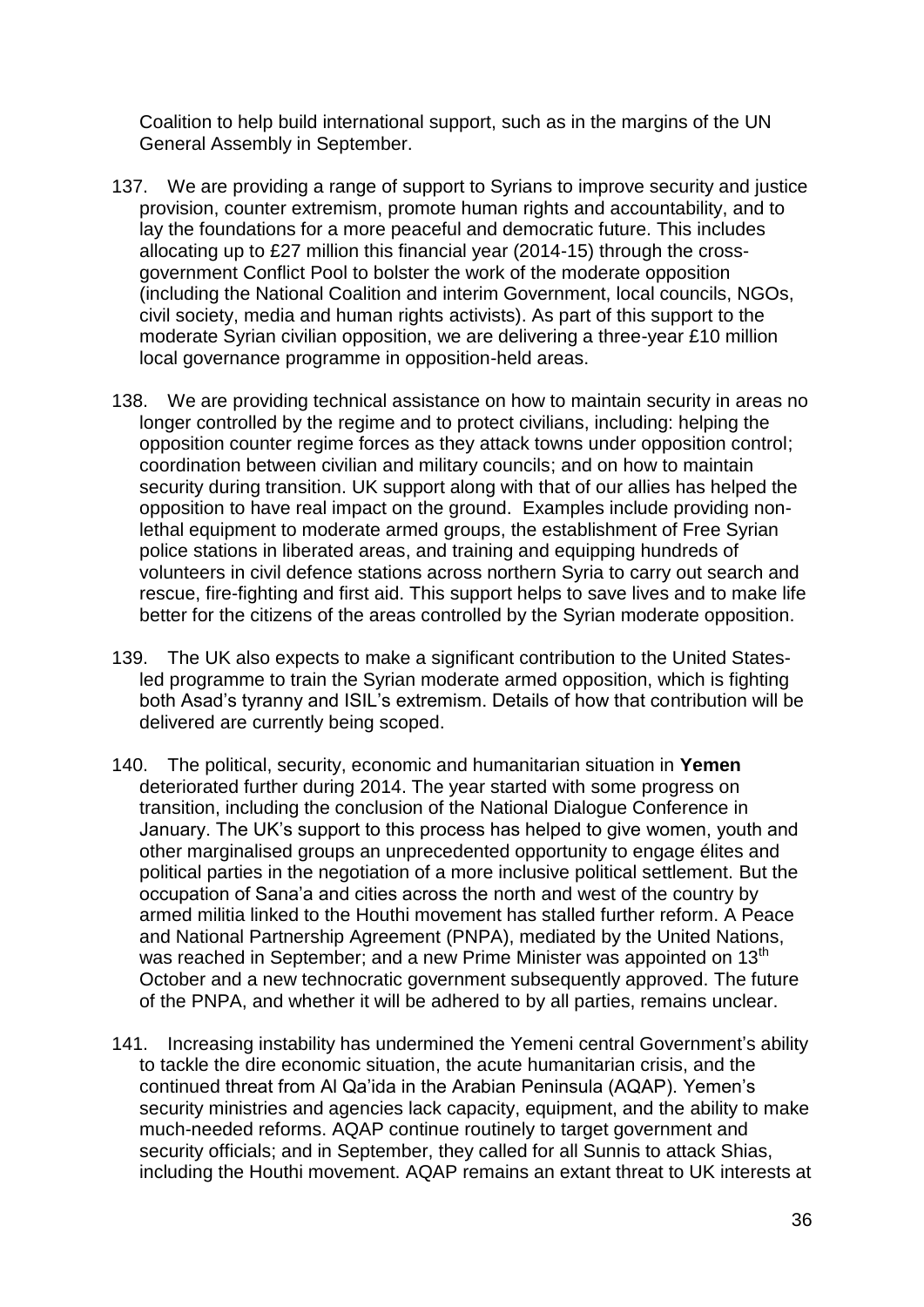Coalition to help build international support, such as in the margins of the UN General Assembly in September.

137. We are providing a range of support to Syrians to improve security and justice provision, counter extremism, promote human rights and accountability, and to lay the foundations for a more peaceful and democratic future. This includes allocating up to £27 million this financial year (2014-15) through the cross-government Conflict Pool to bolster the work of the moderate opposition (including the National Coalition and interim Government, local councils, NGOs, civil society, media and human rights activists). As part of this support to the moderate Syrian civilian opposition, we are delivering a three-year £10 million local governance programme in opposition-held areas.

138. We are providing technical assistance on how to maintain security in areas no longer controlled by the regime and to protect civilians, including: helping the opposition counter regime forces as they attack towns under opposition control; coordination between civilian and military councils; and on how to maintain security during transition. UK support along with that of our allies has helped the opposition to have real impact on the ground. Examples include providing non-lethal equipment to moderate armed groups, the establishment of Free Syrian police stations in liberated areas, and training and equipping hundreds of volunteers in civil defence stations across northern Syria to carry out search and rescue, fire-fighting and first aid. This support helps to save lives and to make life better for the citizens of the areas controlled by the Syrian moderate opposition.

139. The UK also expects to make a significant contribution to the United States-led programme to train the Syrian moderate armed opposition, which is fighting both Asad's tyranny and ISIL's extremism. Details of how that contribution will be delivered are currently being scoped.

140. The political, security, economic and humanitarian situation in **Yemen** deteriorated further during 2014. The year started with some progress on transition, including the conclusion of the National Dialogue Conference in January. The UK's support to this process has helped to give women, youth and other marginalised groups an unprecedented opportunity to engage élites and political parties in the negotiation of a more inclusive political settlement. But the occupation of Sana'a and cities across the north and west of the country by armed militia linked to the Houthi movement has stalled further reform. A Peace and National Partnership Agreement (PNPA), mediated by the United Nations, was reached in September; and a new Prime Minister was appointed on 13th October and a new technocratic government subsequently approved. The future of the PNPA, and whether it will be adhered to by all parties, remains unclear.

141. Increasing instability has undermined the Yemeni central Government's ability to tackle the dire economic situation, the acute humanitarian crisis, and the continued threat from Al Qa'ida in the Arabian Peninsula (AQAP). Yemen's security ministries and agencies lack capacity, equipment, and the ability to make much-needed reforms. AQAP continue routinely to target government and security officials; and in September, they called for all Sunnis to attack Shias, including the Houthi movement. AQAP remains an extant threat to UK interests at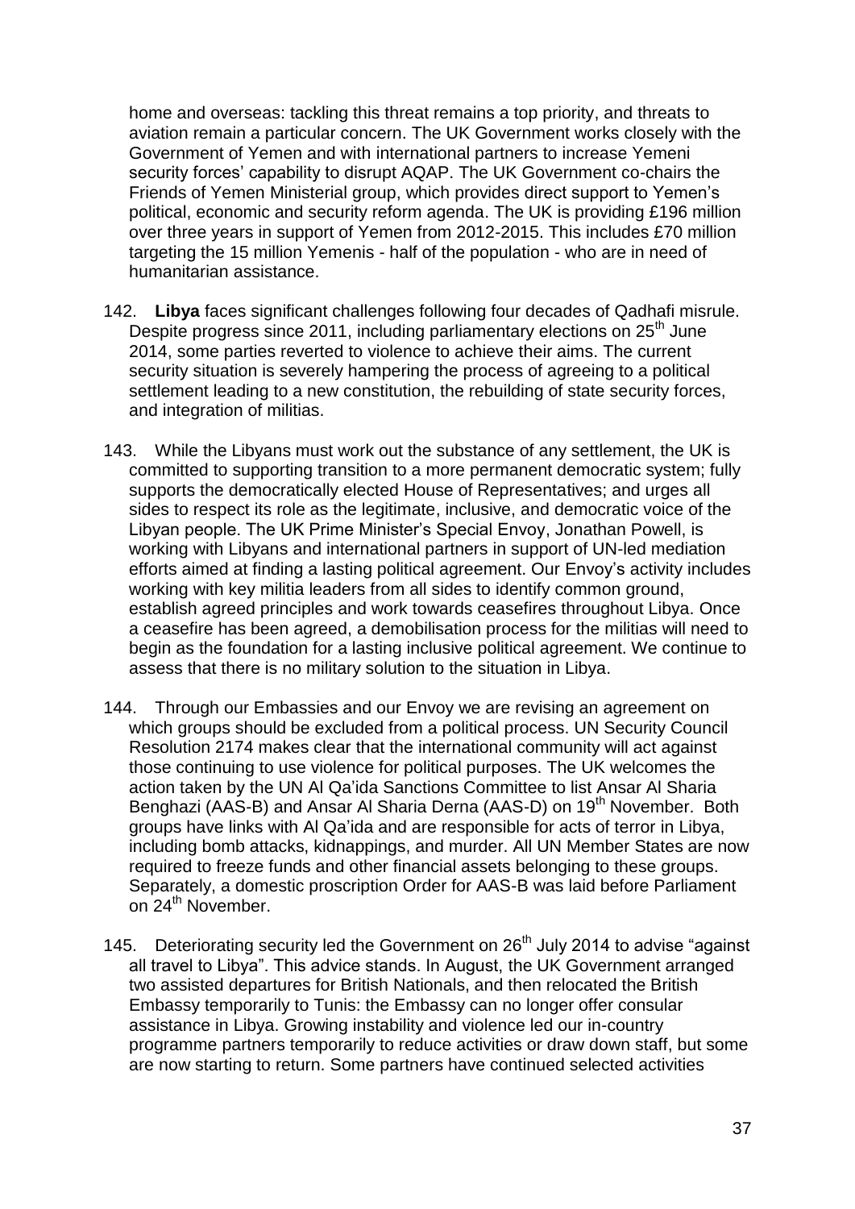home and overseas: tackling this threat remains a top priority, and threats to aviation remain a particular concern. The UK Government works closely with the Government of Yemen and with international partners to increase Yemeni security forces' capability to disrupt AQAP. The UK Government co-chairs the Friends of Yemen Ministerial group, which provides direct support to Yemen's political, economic and security reform agenda. The UK is providing £196 million over three years in support of Yemen from 2012-2015. This includes £70 million targeting the 15 million Yemenis - half of the population - who are in need of humanitarian assistance.

142. **Libya** faces significant challenges following four decades of Qadhafi misrule. Despite progress since 2011, including parliamentary elections on 25th June 2014, some parties reverted to violence to achieve their aims. The current security situation is severely hampering the process of agreeing to a political settlement leading to a new constitution, the rebuilding of state security forces, and integration of militias.

143. While the Libyans must work out the substance of any settlement, the UK is committed to supporting transition to a more permanent democratic system; fully supports the democratically elected House of Representatives; and urges all sides to respect its role as the legitimate, inclusive, and democratic voice of the Libyan people. The UK Prime Minister's Special Envoy, Jonathan Powell, is working with Libyans and international partners in support of UN-led mediation efforts aimed at finding a lasting political agreement. Our Envoy's activity includes working with key militia leaders from all sides to identify common ground, establish agreed principles and work towards ceasefires throughout Libya. Once a ceasefire has been agreed, a demobilisation process for the militias will need to begin as the foundation for a lasting inclusive political agreement. We continue to assess that there is no military solution to the situation in Libya.

144. Through our Embassies and our Envoy we are revising an agreement on which groups should be excluded from a political process. UN Security Council Resolution 2174 makes clear that the international community will act against those continuing to use violence for political purposes. The UK welcomes the action taken by the UN Al Qa'ida Sanctions Committee to list Ansar Al Sharia Benghazi (AAS-B) and Ansar Al Sharia Derna (AAS-D) on 19th November. Both groups have links with Al Qa'ida and are responsible for acts of terror in Libya, including bomb attacks, kidnappings, and murder. All UN Member States are now required to freeze funds and other financial assets belonging to these groups. Separately, a domestic proscription Order for AAS-B was laid before Parliament on 24th November.

145. Deteriorating security led the Government on 26th July 2014 to advise "against all travel to Libya". This advice stands. In August, the UK Government arranged two assisted departures for British Nationals, and then relocated the British Embassy temporarily to Tunis: the Embassy can no longer offer consular assistance in Libya. Growing instability and violence led our in-country programme partners temporarily to reduce activities or draw down staff, but some are now starting to return. Some partners have continued selected activities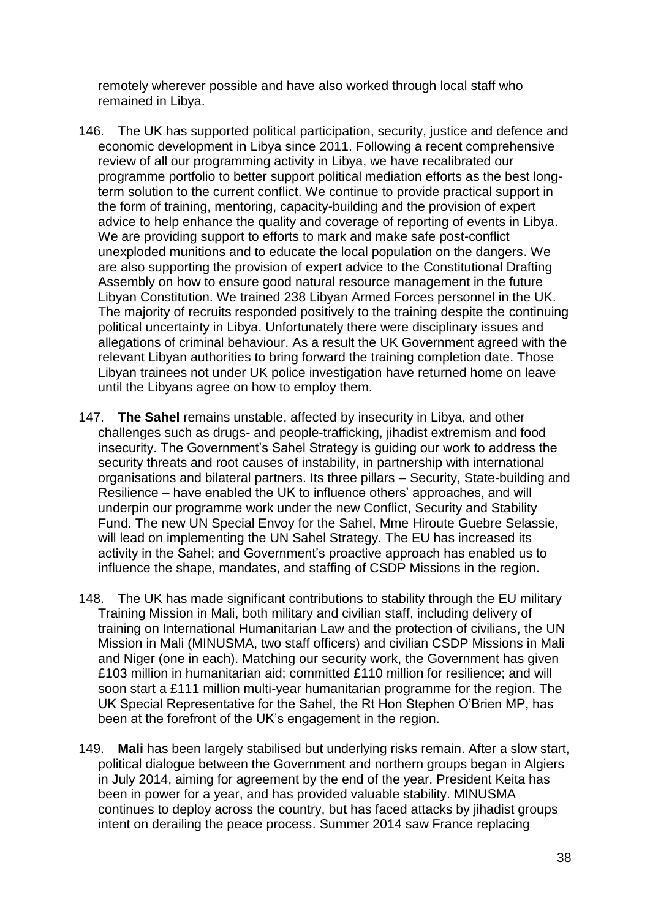remotely wherever possible and have also worked through local staff who remained in Libya.

146. The UK has supported political participation, security, justice and defence and economic development in Libya since 2011. Following a recent comprehensive review of all our programming activity in Libya, we have recalibrated our programme portfolio to better support political mediation efforts as the best long-term solution to the current conflict. We continue to provide practical support in the form of training, mentoring, capacity-building and the provision of expert advice to help enhance the quality and coverage of reporting of events in Libya. We are providing support to efforts to mark and make safe post-conflict unexploded munitions and to educate the local population on the dangers. We are also supporting the provision of expert advice to the Constitutional Drafting Assembly on how to ensure good natural resource management in the future Libyan Constitution. We trained 238 Libyan Armed Forces personnel in the UK. The majority of recruits responded positively to the training despite the continuing political uncertainty in Libya. Unfortunately there were disciplinary issues and allegations of criminal behaviour. As a result the UK Government agreed with the relevant Libyan authorities to bring forward the training completion date. Those Libyan trainees not under UK police investigation have returned home on leave until the Libyans agree on how to employ them.

147. **The Sahel** remains unstable, affected by insecurity in Libya, and other challenges such as drugs- and people-trafficking, jihadist extremism and food insecurity. The Government's Sahel Strategy is guiding our work to address the security threats and root causes of instability, in partnership with international organisations and bilateral partners. Its three pillars – Security, State-building and Resilience – have enabled the UK to influence others' approaches, and will underpin our programme work under the new Conflict, Security and Stability Fund. The new UN Special Envoy for the Sahel, Mme Hiroute Guebre Selassie, will lead on implementing the UN Sahel Strategy. The EU has increased its activity in the Sahel; and Government's proactive approach has enabled us to influence the shape, mandates, and staffing of CSDP Missions in the region.

148. The UK has made significant contributions to stability through the EU military Training Mission in Mali, both military and civilian staff, including delivery of training on International Humanitarian Law and the protection of civilians, the UN Mission in Mali (MINUSMA, two staff officers) and civilian CSDP Missions in Mali and Niger (one in each). Matching our security work, the Government has given £103 million in humanitarian aid; committed £110 million for resilience; and will soon start a £111 million multi-year humanitarian programme for the region. The UK Special Representative for the Sahel, the Rt Hon Stephen O'Brien MP, has been at the forefront of the UK's engagement in the region.

149. **Mali** has been largely stabilised but underlying risks remain. After a slow start, political dialogue between the Government and northern groups began in Algiers in July 2014, aiming for agreement by the end of the year. President Keita has been in power for a year, and has provided valuable stability. MINUSMA continues to deploy across the country, but has faced attacks by jihadist groups intent on derailing the peace process. Summer 2014 saw France replacing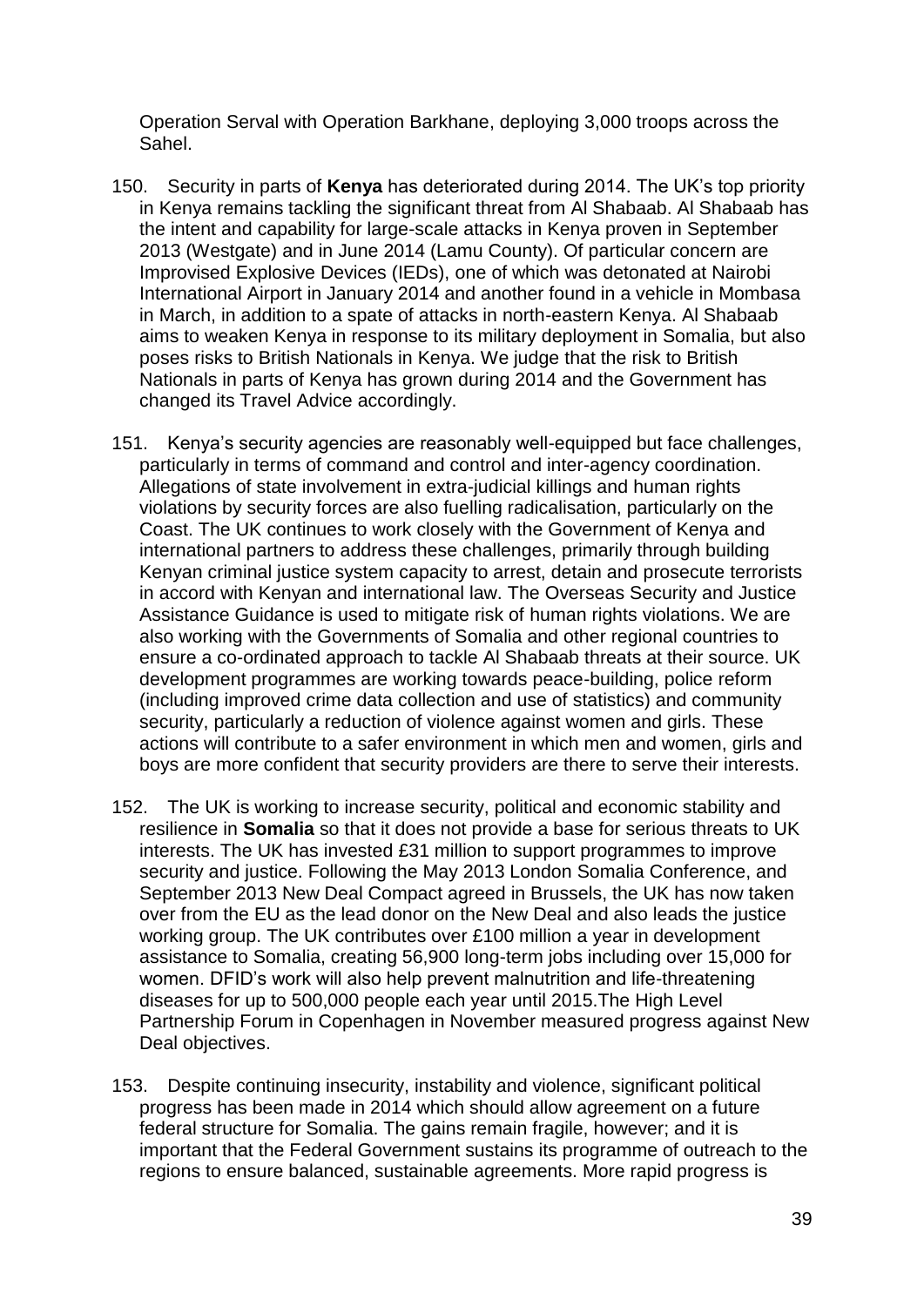Operation Serval with Operation Barkhane, deploying 3,000 troops across the Sahel.

150. Security in parts of **Kenya** has deteriorated during 2014. The UK's top priority in Kenya remains tackling the significant threat from Al Shabaab. Al Shabaab has the intent and capability for large-scale attacks in Kenya proven in September 2013 (Westgate) and in June 2014 (Lamu County). Of particular concern are Improvised Explosive Devices (IEDs), one of which was detonated at Nairobi International Airport in January 2014 and another found in a vehicle in Mombasa in March, in addition to a spate of attacks in north-eastern Kenya. Al Shabaab aims to weaken Kenya in response to its military deployment in Somalia, but also poses risks to British Nationals in Kenya. We judge that the risk to British Nationals in parts of Kenya has grown during 2014 and the Government has changed its Travel Advice accordingly.

151. Kenya's security agencies are reasonably well-equipped but face challenges, particularly in terms of command and control and inter-agency coordination. Allegations of state involvement in extra-judicial killings and human rights violations by security forces are also fuelling radicalisation, particularly on the Coast. The UK continues to work closely with the Government of Kenya and international partners to address these challenges, primarily through building Kenyan criminal justice system capacity to arrest, detain and prosecute terrorists in accord with Kenyan and international law. The Overseas Security and Justice Assistance Guidance is used to mitigate risk of human rights violations. We are also working with the Governments of Somalia and other regional countries to ensure a co-ordinated approach to tackle Al Shabaab threats at their source. UK development programmes are working towards peace-building, police reform (including improved crime data collection and use of statistics) and community security, particularly a reduction of violence against women and girls. These actions will contribute to a safer environment in which men and women, girls and boys are more confident that security providers are there to serve their interests.

152. The UK is working to increase security, political and economic stability and resilience in **Somalia** so that it does not provide a base for serious threats to UK interests. The UK has invested £31 million to support programmes to improve security and justice. Following the May 2013 London Somalia Conference, and September 2013 New Deal Compact agreed in Brussels, the UK has now taken over from the EU as the lead donor on the New Deal and also leads the justice working group. The UK contributes over £100 million a year in development assistance to Somalia, creating 56,900 long-term jobs including over 15,000 for women. DFID's work will also help prevent malnutrition and life-threatening diseases for up to 500,000 people each year until 2015.The High Level Partnership Forum in Copenhagen in November measured progress against New Deal objectives.

153. Despite continuing insecurity, instability and violence, significant political progress has been made in 2014 which should allow agreement on a future federal structure for Somalia. The gains remain fragile, however; and it is important that the Federal Government sustains its programme of outreach to the regions to ensure balanced, sustainable agreements. More rapid progress is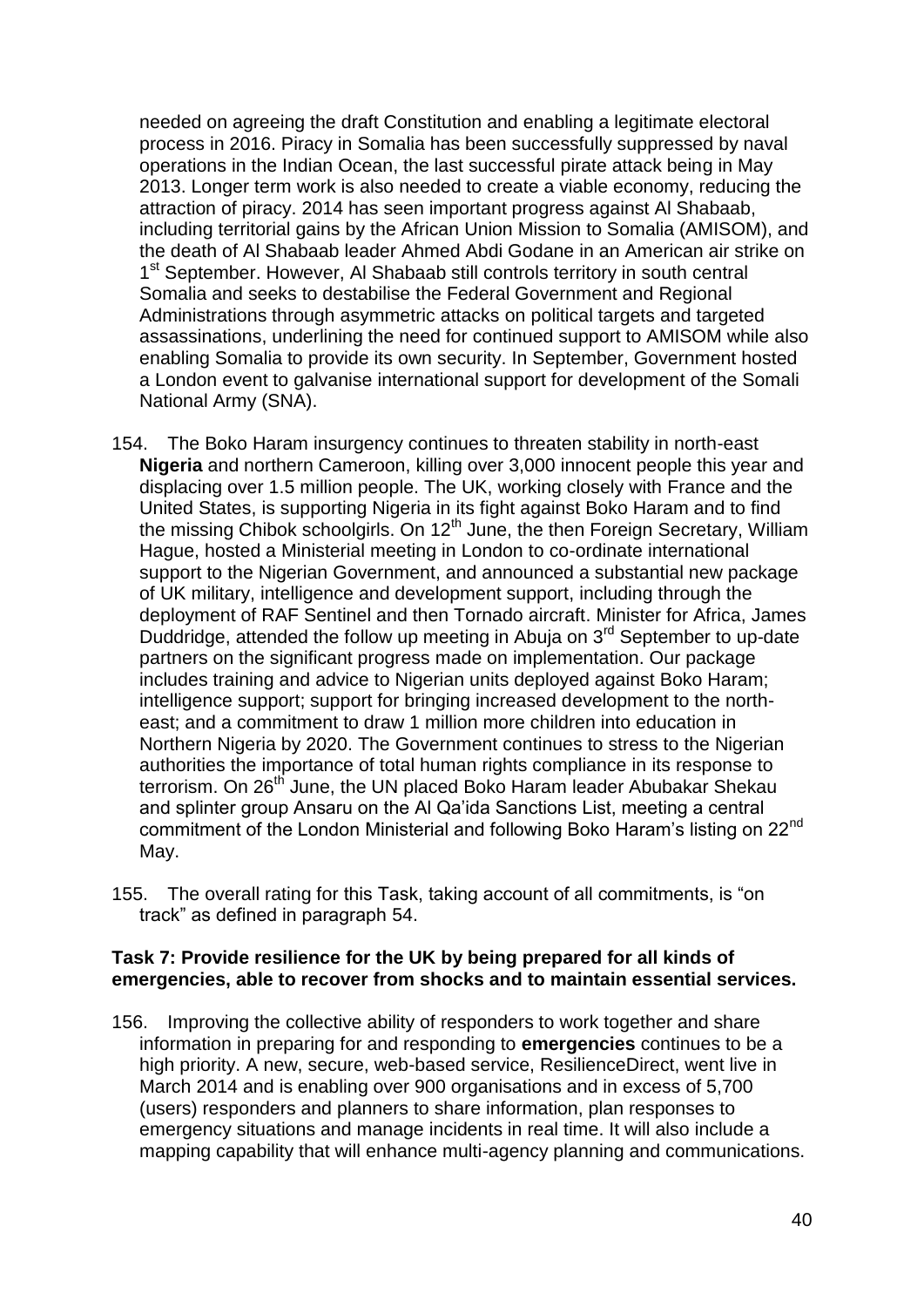needed on agreeing the draft Constitution and enabling a legitimate electoral process in 2016. Piracy in Somalia has been successfully suppressed by naval operations in the Indian Ocean, the last successful pirate attack being in May 2013. Longer term work is also needed to create a viable economy, reducing the attraction of piracy. 2014 has seen important progress against Al Shabaab, including territorial gains by the African Union Mission to Somalia (AMISOM), and the death of Al Shabaab leader Ahmed Abdi Godane in an American air strike on 1st September. However, Al Shabaab still controls territory in south central Somalia and seeks to destabilise the Federal Government and Regional Administrations through asymmetric attacks on political targets and targeted assassinations, underlining the need for continued support to AMISOM while also enabling Somalia to provide its own security. In September, Government hosted a London event to galvanise international support for development of the Somali National Army (SNA).

154. The Boko Haram insurgency continues to threaten stability in north-east **Nigeria** and northern Cameroon, killing over 3,000 innocent people this year and displacing over 1.5 million people. The UK, working closely with France and the United States, is supporting Nigeria in its fight against Boko Haram and to find the missing Chibok schoolgirls. On 12th June, the then Foreign Secretary, William Hague, hosted a Ministerial meeting in London to co-ordinate international support to the Nigerian Government, and announced a substantial new package of UK military, intelligence and development support, including through the deployment of RAF Sentinel and then Tornado aircraft. Minister for Africa, James Duddridge, attended the follow up meeting in Abuja on 3rd September to up-date partners on the significant progress made on implementation. Our package includes training and advice to Nigerian units deployed against Boko Haram; intelligence support; support for bringing increased development to the north-east; and a commitment to draw 1 million more children into education in Northern Nigeria by 2020. The Government continues to stress to the Nigerian authorities the importance of total human rights compliance in its response to terrorism. On 26th June, the UN placed Boko Haram leader Abubakar Shekau and splinter group Ansaru on the Al Qa'ida Sanctions List, meeting a central commitment of the London Ministerial and following Boko Haram's listing on 22nd May.

155. The overall rating for this Task, taking account of all commitments, is "on track" as defined in paragraph 54.

**Task 7: Provide resilience for the UK by being prepared for all kinds of emergencies, able to recover from shocks and to maintain essential services.**

156. Improving the collective ability of responders to work together and share information in preparing for and responding to **emergencies** continues to be a high priority. A new, secure, web-based service, ResilienceDirect, went live in March 2014 and is enabling over 900 organisations and in excess of 5,700 (users) responders and planners to share information, plan responses to emergency situations and manage incidents in real time. It will also include a mapping capability that will enhance multi-agency planning and communications.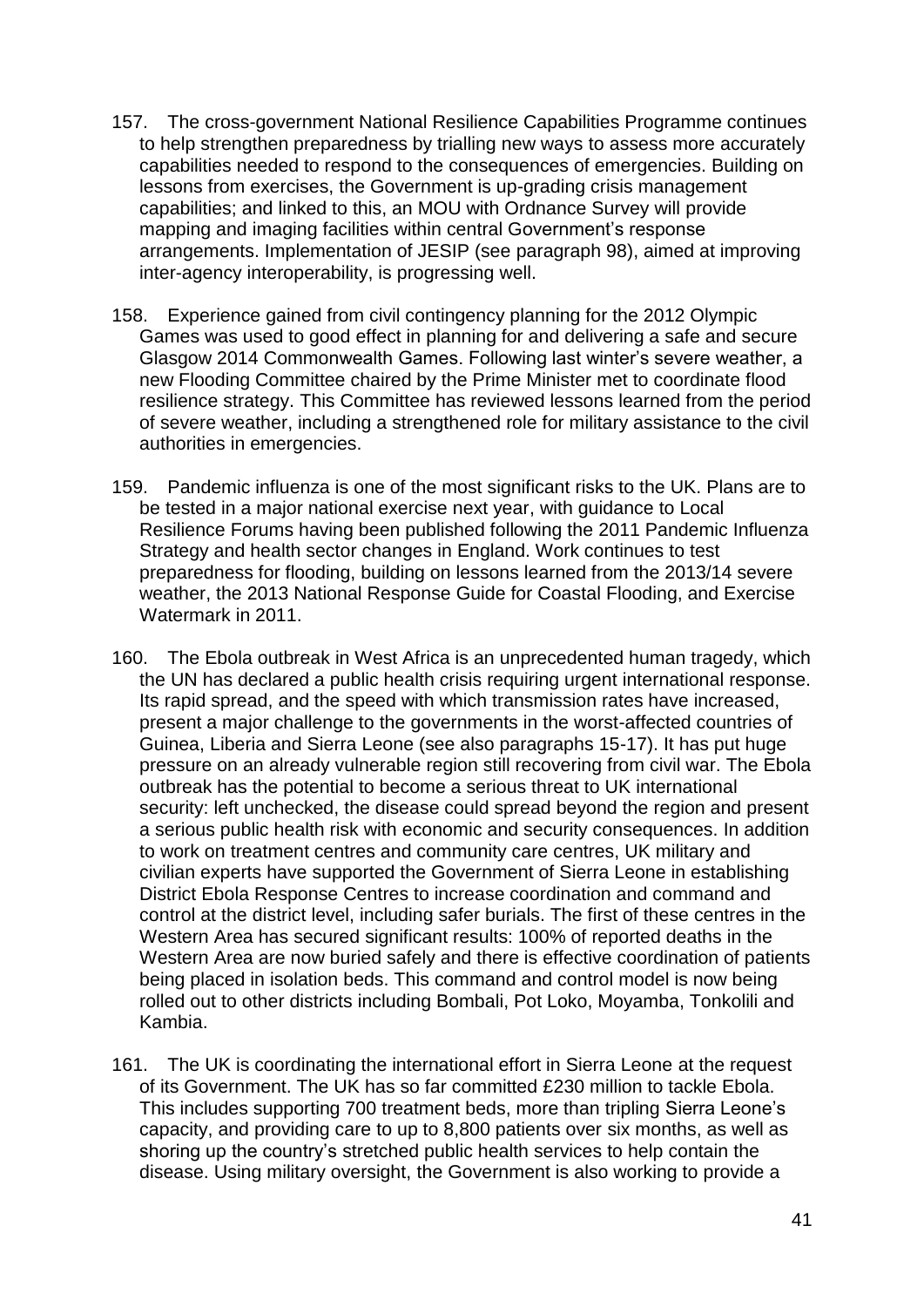157. The cross-government National Resilience Capabilities Programme continues to help strengthen preparedness by trialling new ways to assess more accurately capabilities needed to respond to the consequences of emergencies. Building on lessons from exercises, the Government is up-grading crisis management capabilities; and linked to this, an MOU with Ordnance Survey will provide mapping and imaging facilities within central Government's response arrangements. Implementation of JESIP (see paragraph 98), aimed at improving inter-agency interoperability, is progressing well.

158. Experience gained from civil contingency planning for the 2012 Olympic Games was used to good effect in planning for and delivering a safe and secure Glasgow 2014 Commonwealth Games. Following last winter's severe weather, a new Flooding Committee chaired by the Prime Minister met to coordinate flood resilience strategy. This Committee has reviewed lessons learned from the period of severe weather, including a strengthened role for military assistance to the civil authorities in emergencies.

159. Pandemic influenza is one of the most significant risks to the UK. Plans are to be tested in a major national exercise next year, with guidance to Local Resilience Forums having been published following the 2011 Pandemic Influenza Strategy and health sector changes in England. Work continues to test preparedness for flooding, building on lessons learned from the 2013/14 severe weather, the 2013 National Response Guide for Coastal Flooding, and Exercise Watermark in 2011.

160. The Ebola outbreak in West Africa is an unprecedented human tragedy, which the UN has declared a public health crisis requiring urgent international response. Its rapid spread, and the speed with which transmission rates have increased, present a major challenge to the governments in the worst-affected countries of Guinea, Liberia and Sierra Leone (see also paragraphs 15-17). It has put huge pressure on an already vulnerable region still recovering from civil war. The Ebola outbreak has the potential to become a serious threat to UK international security: left unchecked, the disease could spread beyond the region and present a serious public health risk with economic and security consequences. In addition to work on treatment centres and community care centres, UK military and civilian experts have supported the Government of Sierra Leone in establishing District Ebola Response Centres to increase coordination and command and control at the district level, including safer burials. The first of these centres in the Western Area has secured significant results: 100% of reported deaths in the Western Area are now buried safely and there is effective coordination of patients being placed in isolation beds. This command and control model is now being rolled out to other districts including Bombali, Pot Loko, Moyamba, Tonkolili and Kambia.

161. The UK is coordinating the international effort in Sierra Leone at the request of its Government. The UK has so far committed £230 million to tackle Ebola. This includes supporting 700 treatment beds, more than tripling Sierra Leone's capacity, and providing care to up to 8,800 patients over six months, as well as shoring up the country's stretched public health services to help contain the disease. Using military oversight, the Government is also working to provide a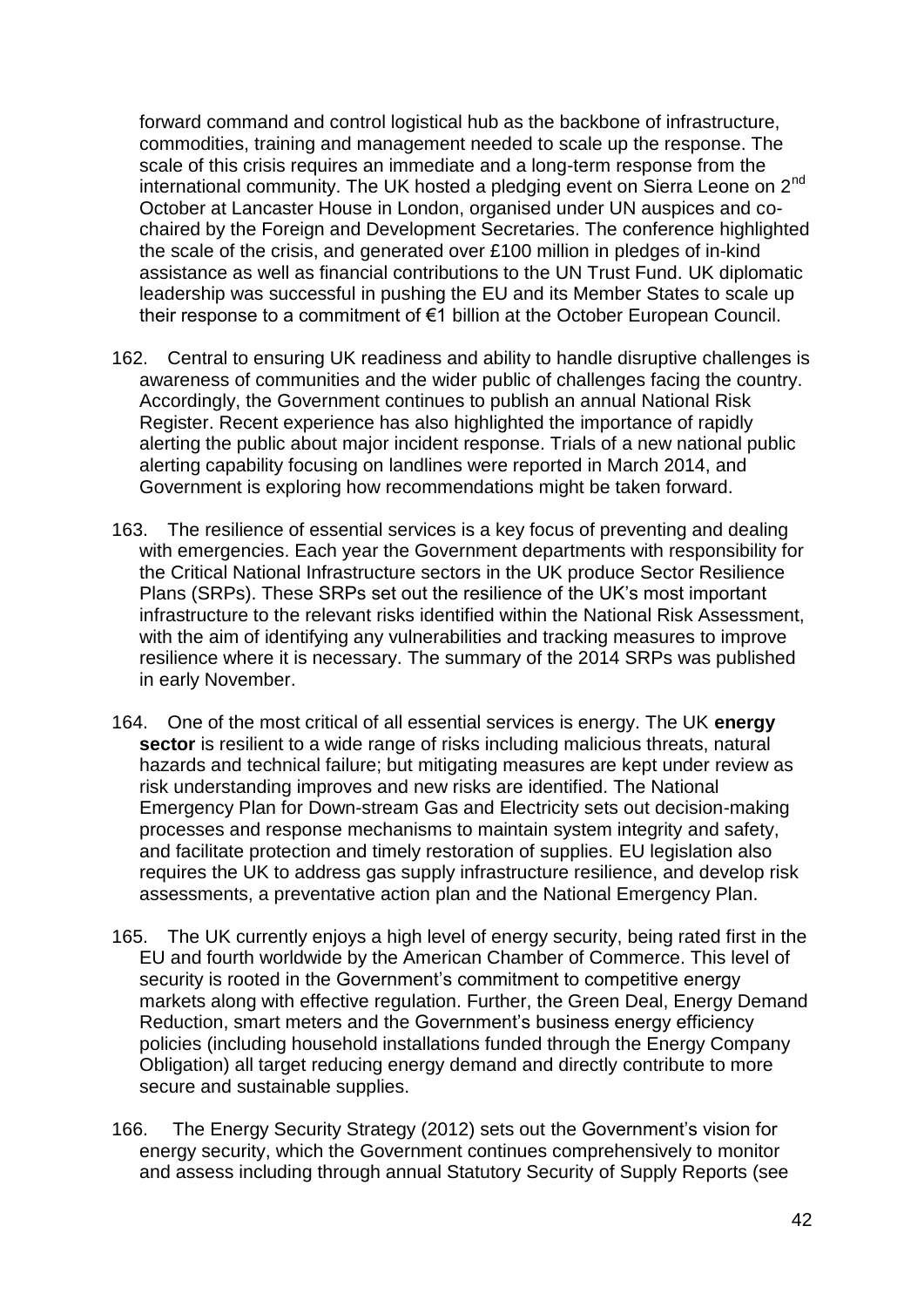forward command and control logistical hub as the backbone of infrastructure, commodities, training and management needed to scale up the response. The scale of this crisis requires an immediate and a long-term response from the international community. The UK hosted a pledging event on Sierra Leone on 2nd October at Lancaster House in London, organised under UN auspices and co-chaired by the Foreign and Development Secretaries. The conference highlighted the scale of the crisis, and generated over £100 million in pledges of in-kind assistance as well as financial contributions to the UN Trust Fund. UK diplomatic leadership was successful in pushing the EU and its Member States to scale up their response to a commitment of €1 billion at the October European Council.

162. Central to ensuring UK readiness and ability to handle disruptive challenges is awareness of communities and the wider public of challenges facing the country. Accordingly, the Government continues to publish an annual National Risk Register. Recent experience has also highlighted the importance of rapidly alerting the public about major incident response. Trials of a new national public alerting capability focusing on landlines were reported in March 2014, and Government is exploring how recommendations might be taken forward.

163. The resilience of essential services is a key focus of preventing and dealing with emergencies. Each year the Government departments with responsibility for the Critical National Infrastructure sectors in the UK produce Sector Resilience Plans (SRPs). These SRPs set out the resilience of the UK's most important infrastructure to the relevant risks identified within the National Risk Assessment, with the aim of identifying any vulnerabilities and tracking measures to improve resilience where it is necessary. The summary of the 2014 SRPs was published in early November.

164. One of the most critical of all essential services is energy. The UK **energy sector** is resilient to a wide range of risks including malicious threats, natural hazards and technical failure; but mitigating measures are kept under review as risk understanding improves and new risks are identified. The National Emergency Plan for Down-stream Gas and Electricity sets out decision-making processes and response mechanisms to maintain system integrity and safety, and facilitate protection and timely restoration of supplies. EU legislation also requires the UK to address gas supply infrastructure resilience, and develop risk assessments, a preventative action plan and the National Emergency Plan.

165. The UK currently enjoys a high level of energy security, being rated first in the EU and fourth worldwide by the American Chamber of Commerce. This level of security is rooted in the Government's commitment to competitive energy markets along with effective regulation. Further, the Green Deal, Energy Demand Reduction, smart meters and the Government's business energy efficiency policies (including household installations funded through the Energy Company Obligation) all target reducing energy demand and directly contribute to more secure and sustainable supplies.

166. The Energy Security Strategy (2012) sets out the Government's vision for energy security, which the Government continues comprehensively to monitor and assess including through annual Statutory Security of Supply Reports (see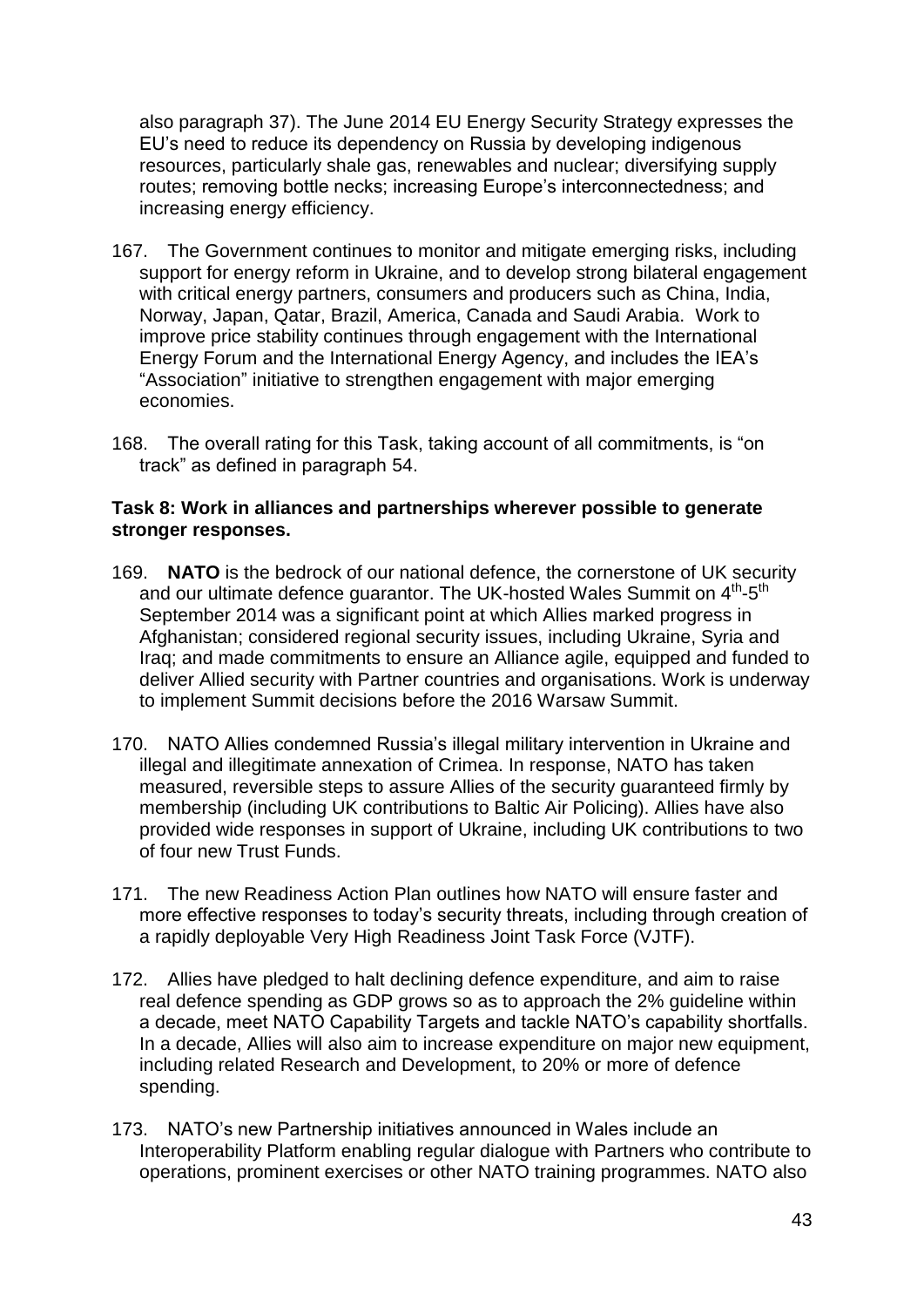also paragraph 37). The June 2014 EU Energy Security Strategy expresses the EU's need to reduce its dependency on Russia by developing indigenous resources, particularly shale gas, renewables and nuclear; diversifying supply routes; removing bottle necks; increasing Europe's interconnectedness; and increasing energy efficiency.

167. The Government continues to monitor and mitigate emerging risks, including support for energy reform in Ukraine, and to develop strong bilateral engagement with critical energy partners, consumers and producers such as China, India, Norway, Japan, Qatar, Brazil, America, Canada and Saudi Arabia. Work to improve price stability continues through engagement with the International Energy Forum and the International Energy Agency, and includes the IEA's "Association" initiative to strengthen engagement with major emerging economies.

168. The overall rating for this Task, taking account of all commitments, is "on track" as defined in paragraph 54.

**Task 8: Work in alliances and partnerships wherever possible to generate stronger responses.**

169. **NATO** is the bedrock of our national defence, the cornerstone of UK security and our ultimate defence guarantor. The UK-hosted Wales Summit on 4th-5th September 2014 was a significant point at which Allies marked progress in Afghanistan; considered regional security issues, including Ukraine, Syria and Iraq; and made commitments to ensure an Alliance agile, equipped and funded to deliver Allied security with Partner countries and organisations. Work is underway to implement Summit decisions before the 2016 Warsaw Summit.

170. NATO Allies condemned Russia's illegal military intervention in Ukraine and illegal and illegitimate annexation of Crimea. In response, NATO has taken measured, reversible steps to assure Allies of the security guaranteed firmly by membership (including UK contributions to Baltic Air Policing). Allies have also provided wide responses in support of Ukraine, including UK contributions to two of four new Trust Funds.

171. The new Readiness Action Plan outlines how NATO will ensure faster and more effective responses to today's security threats, including through creation of a rapidly deployable Very High Readiness Joint Task Force (VJTF).

172. Allies have pledged to halt declining defence expenditure, and aim to raise real defence spending as GDP grows so as to approach the 2% guideline within a decade, meet NATO Capability Targets and tackle NATO's capability shortfalls. In a decade, Allies will also aim to increase expenditure on major new equipment, including related Research and Development, to 20% or more of defence spending.

173. NATO's new Partnership initiatives announced in Wales include an Interoperability Platform enabling regular dialogue with Partners who contribute to operations, prominent exercises or other NATO training programmes. NATO also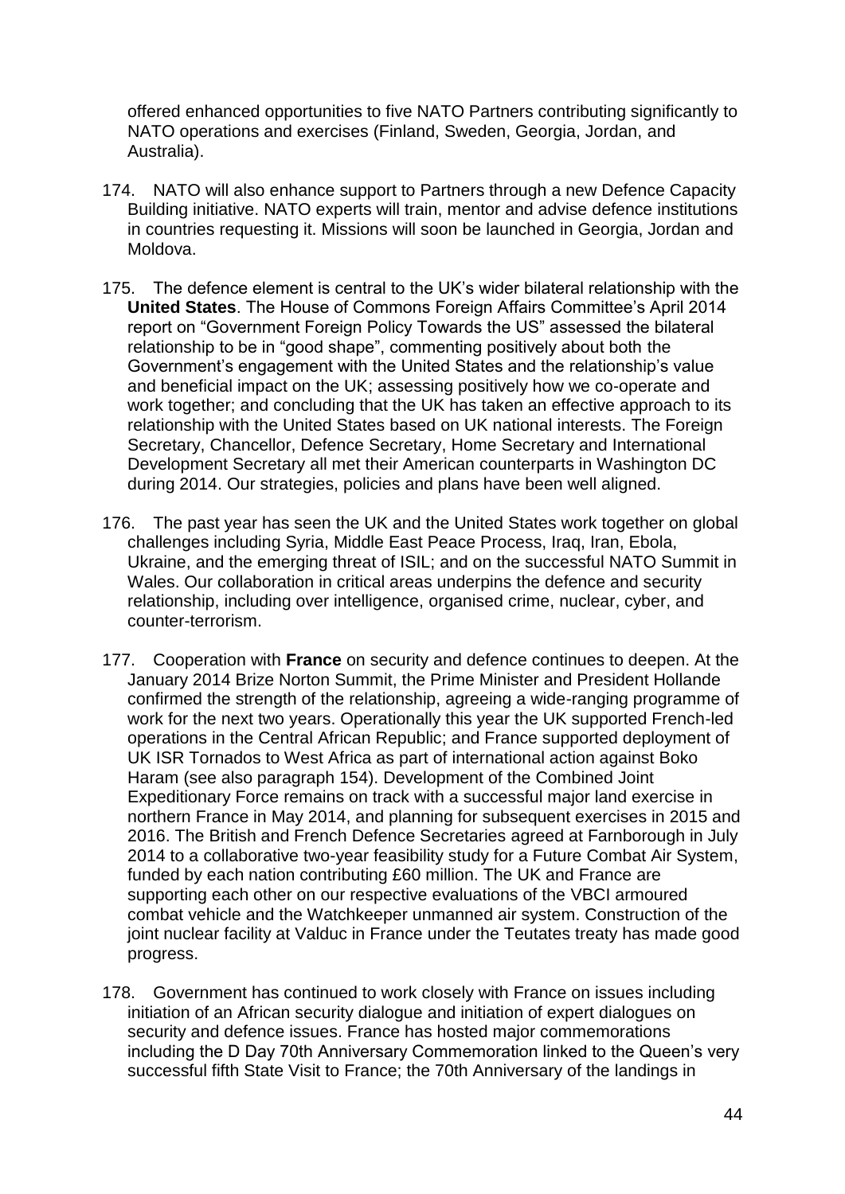offered enhanced opportunities to five NATO Partners contributing significantly to NATO operations and exercises (Finland, Sweden, Georgia, Jordan, and Australia).

174. NATO will also enhance support to Partners through a new Defence Capacity Building initiative. NATO experts will train, mentor and advise defence institutions in countries requesting it. Missions will soon be launched in Georgia, Jordan and Moldova.

175. The defence element is central to the UK's wider bilateral relationship with the **United States**. The House of Commons Foreign Affairs Committee's April 2014 report on "Government Foreign Policy Towards the US" assessed the bilateral relationship to be in "good shape", commenting positively about both the Government's engagement with the United States and the relationship's value and beneficial impact on the UK; assessing positively how we co-operate and work together; and concluding that the UK has taken an effective approach to its relationship with the United States based on UK national interests. The Foreign Secretary, Chancellor, Defence Secretary, Home Secretary and International Development Secretary all met their American counterparts in Washington DC during 2014. Our strategies, policies and plans have been well aligned.

176. The past year has seen the UK and the United States work together on global challenges including Syria, Middle East Peace Process, Iraq, Iran, Ebola, Ukraine, and the emerging threat of ISIL; and on the successful NATO Summit in Wales. Our collaboration in critical areas underpins the defence and security relationship, including over intelligence, organised crime, nuclear, cyber, and counter-terrorism.

177. Cooperation with **France** on security and defence continues to deepen. At the January 2014 Brize Norton Summit, the Prime Minister and President Hollande confirmed the strength of the relationship, agreeing a wide-ranging programme of work for the next two years. Operationally this year the UK supported French-led operations in the Central African Republic; and France supported deployment of UK ISR Tornados to West Africa as part of international action against Boko Haram (see also paragraph 154). Development of the Combined Joint Expeditionary Force remains on track with a successful major land exercise in northern France in May 2014, and planning for subsequent exercises in 2015 and 2016. The British and French Defence Secretaries agreed at Farnborough in July 2014 to a collaborative two-year feasibility study for a Future Combat Air System, funded by each nation contributing £60 million. The UK and France are supporting each other on our respective evaluations of the VBCI armoured combat vehicle and the Watchkeeper unmanned air system. Construction of the joint nuclear facility at Valduc in France under the Teutates treaty has made good progress.

178. Government has continued to work closely with France on issues including initiation of an African security dialogue and initiation of expert dialogues on security and defence issues. France has hosted major commemorations including the D Day 70th Anniversary Commemoration linked to the Queen's very successful fifth State Visit to France; the 70th Anniversary of the landings in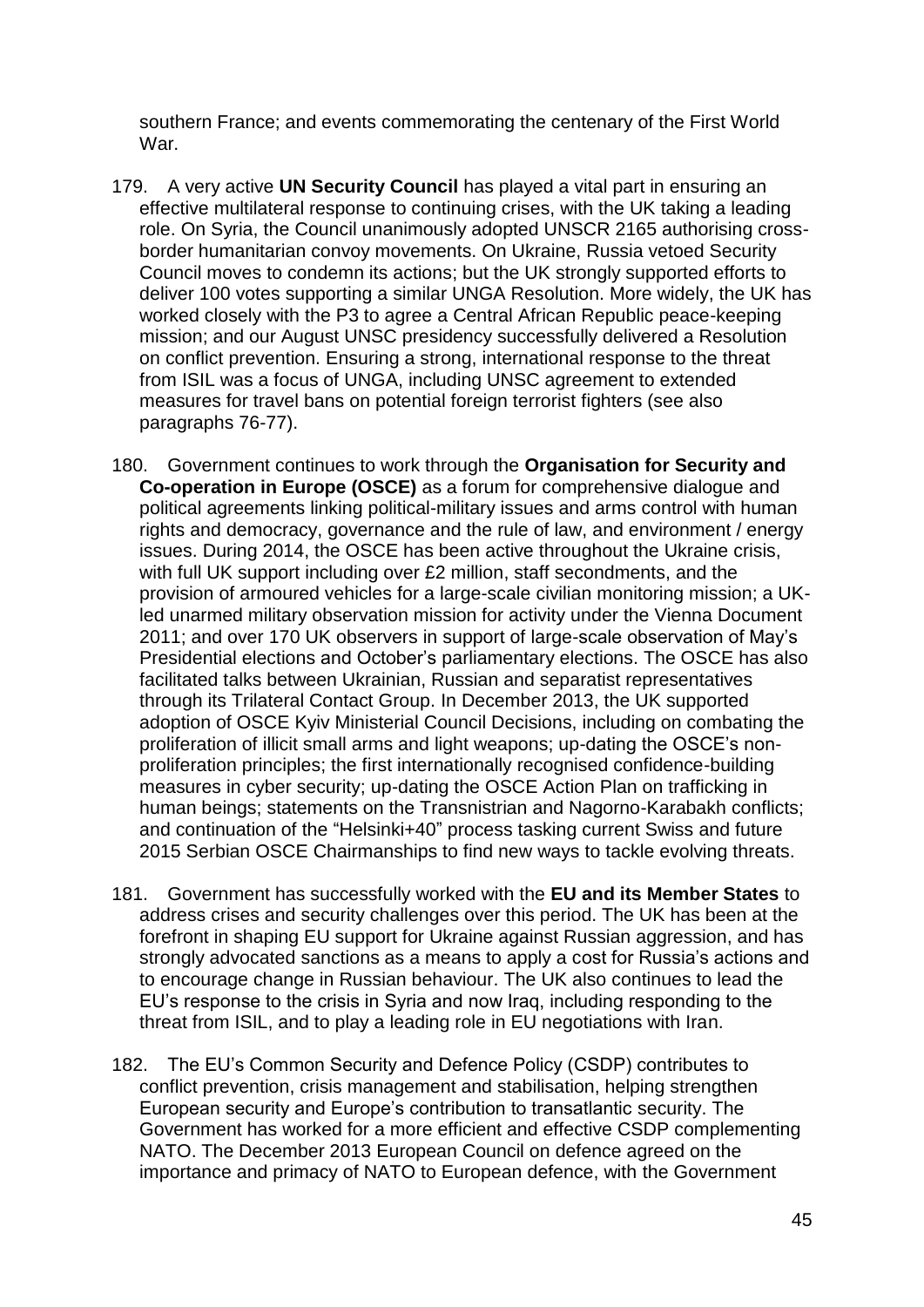southern France; and events commemorating the centenary of the First World War.

179. A very active **UN Security Council** has played a vital part in ensuring an effective multilateral response to continuing crises, with the UK taking a leading role. On Syria, the Council unanimously adopted UNSCR 2165 authorising cross-border humanitarian convoy movements. On Ukraine, Russia vetoed Security Council moves to condemn its actions; but the UK strongly supported efforts to deliver 100 votes supporting a similar UNGA Resolution. More widely, the UK has worked closely with the P3 to agree a Central African Republic peace-keeping mission; and our August UNSC presidency successfully delivered a Resolution on conflict prevention. Ensuring a strong, international response to the threat from ISIL was a focus of UNGA, including UNSC agreement to extended measures for travel bans on potential foreign terrorist fighters (see also paragraphs 76-77).

180. Government continues to work through the **Organisation for Security and Co-operation in Europe (OSCE)** as a forum for comprehensive dialogue and political agreements linking political-military issues and arms control with human rights and democracy, governance and the rule of law, and environment / energy issues. During 2014, the OSCE has been active throughout the Ukraine crisis, with full UK support including over £2 million, staff secondments, and the provision of armoured vehicles for a large-scale civilian monitoring mission; a UK-led unarmed military observation mission for activity under the Vienna Document 2011; and over 170 UK observers in support of large-scale observation of May's Presidential elections and October's parliamentary elections. The OSCE has also facilitated talks between Ukrainian, Russian and separatist representatives through its Trilateral Contact Group. In December 2013, the UK supported adoption of OSCE Kyiv Ministerial Council Decisions, including on combating the proliferation of illicit small arms and light weapons; up-dating the OSCE's non-proliferation principles; the first internationally recognised confidence-building measures in cyber security; up-dating the OSCE Action Plan on trafficking in human beings; statements on the Transnistrian and Nagorno-Karabakh conflicts; and continuation of the "Helsinki+40" process tasking current Swiss and future 2015 Serbian OSCE Chairmanships to find new ways to tackle evolving threats.

181. Government has successfully worked with the **EU and its Member States** to address crises and security challenges over this period. The UK has been at the forefront in shaping EU support for Ukraine against Russian aggression, and has strongly advocated sanctions as a means to apply a cost for Russia's actions and to encourage change in Russian behaviour. The UK also continues to lead the EU's response to the crisis in Syria and now Iraq, including responding to the threat from ISIL, and to play a leading role in EU negotiations with Iran.

182. The EU's Common Security and Defence Policy (CSDP) contributes to conflict prevention, crisis management and stabilisation, helping strengthen European security and Europe's contribution to transatlantic security. The Government has worked for a more efficient and effective CSDP complementing NATO. The December 2013 European Council on defence agreed on the importance and primacy of NATO to European defence, with the Government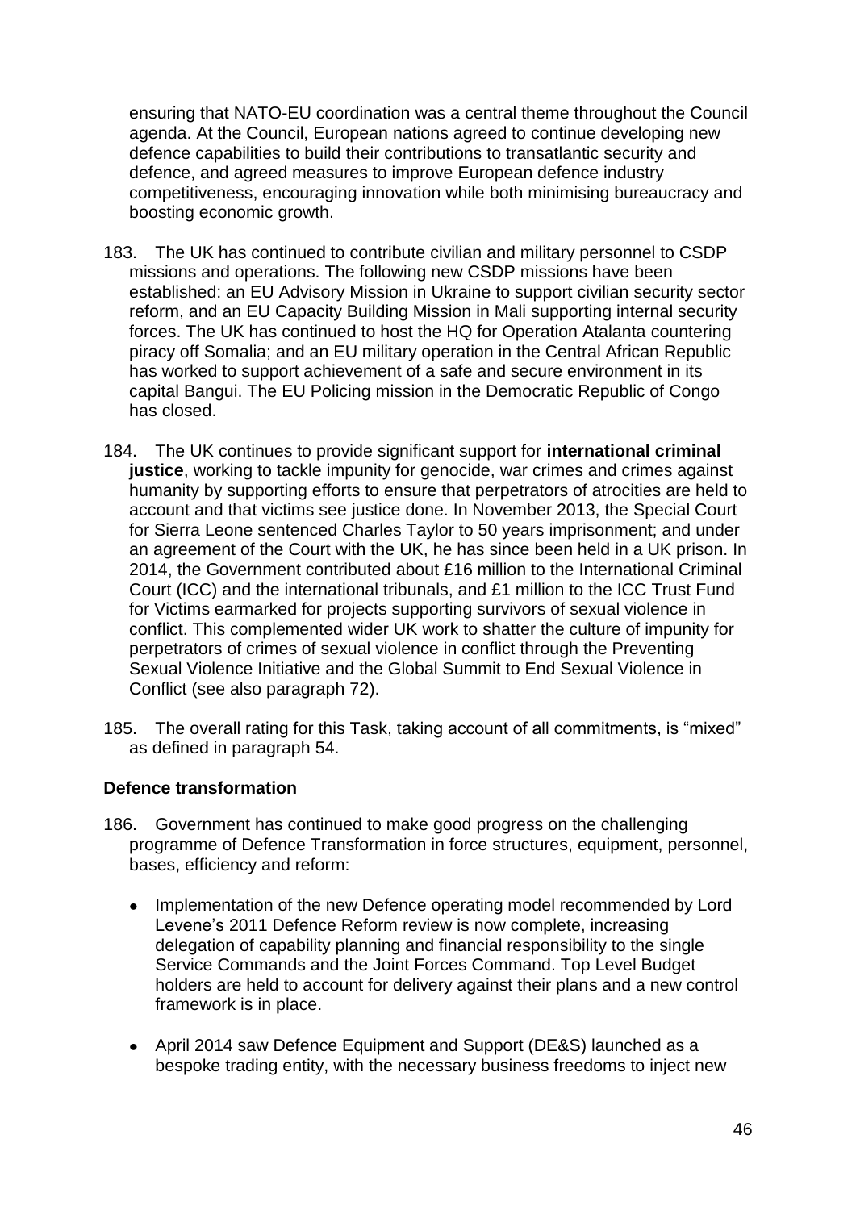ensuring that NATO-EU coordination was a central theme throughout the Council agenda. At the Council, European nations agreed to continue developing new defence capabilities to build their contributions to transatlantic security and defence, and agreed measures to improve European defence industry competitiveness, encouraging innovation while both minimising bureaucracy and boosting economic growth.

183. The UK has continued to contribute civilian and military personnel to CSDP missions and operations. The following new CSDP missions have been established: an EU Advisory Mission in Ukraine to support civilian security sector reform, and an EU Capacity Building Mission in Mali supporting internal security forces. The UK has continued to host the HQ for Operation Atalanta countering piracy off Somalia; and an EU military operation in the Central African Republic has worked to support achievement of a safe and secure environment in its capital Bangui. The EU Policing mission in the Democratic Republic of Congo has closed.

184. The UK continues to provide significant support for **international criminal justice**, working to tackle impunity for genocide, war crimes and crimes against humanity by supporting efforts to ensure that perpetrators of atrocities are held to account and that victims see justice done. In November 2013, the Special Court for Sierra Leone sentenced Charles Taylor to 50 years imprisonment; and under an agreement of the Court with the UK, he has since been held in a UK prison. In 2014, the Government contributed about £16 million to the International Criminal Court (ICC) and the international tribunals, and £1 million to the ICC Trust Fund for Victims earmarked for projects supporting survivors of sexual violence in conflict. This complemented wider UK work to shatter the culture of impunity for perpetrators of crimes of sexual violence in conflict through the Preventing Sexual Violence Initiative and the Global Summit to End Sexual Violence in Conflict (see also paragraph 72).

185. The overall rating for this Task, taking account of all commitments, is "mixed" as defined in paragraph 54.

**Defence transformation**

186. Government has continued to make good progress on the challenging programme of Defence Transformation in force structures, equipment, personnel, bases, efficiency and reform:

- Implementation of the new Defence operating model recommended by Lord Levene's 2011 Defence Reform review is now complete, increasing delegation of capability planning and financial responsibility to the single Service Commands and the Joint Forces Command. Top Level Budget holders are held to account for delivery against their plans and a new control framework is in place.

- April 2014 saw Defence Equipment and Support (DE&S) launched as a bespoke trading entity, with the necessary business freedoms to inject new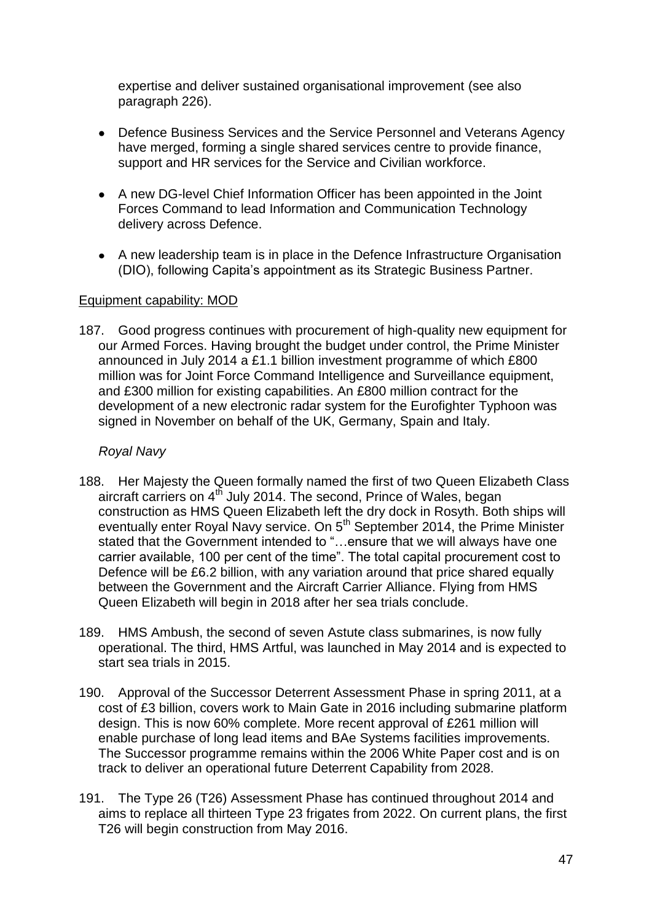expertise and deliver sustained organisational improvement (see also paragraph 226).

- Defence Business Services and the Service Personnel and Veterans Agency have merged, forming a single shared services centre to provide finance, support and HR services for the Service and Civilian workforce.
- A new DG-level Chief Information Officer has been appointed in the Joint Forces Command to lead Information and Communication Technology delivery across Defence.
- A new leadership team is in place in the Defence Infrastructure Organisation (DIO), following Capita's appointment as its Strategic Business Partner.

Equipment capability: MOD

187. Good progress continues with procurement of high-quality new equipment for our Armed Forces. Having brought the budget under control, the Prime Minister announced in July 2014 a £1.1 billion investment programme of which £800 million was for Joint Force Command Intelligence and Surveillance equipment, and £300 million for existing capabilities. An £800 million contract for the development of a new electronic radar system for the Eurofighter Typhoon was signed in November on behalf of the UK, Germany, Spain and Italy.

*Royal Navy*

188. Her Majesty the Queen formally named the first of two Queen Elizabeth Class aircraft carriers on 4th July 2014. The second, Prince of Wales, began construction as HMS Queen Elizabeth left the dry dock in Rosyth. Both ships will eventually enter Royal Navy service. On 5th September 2014, the Prime Minister stated that the Government intended to "…ensure that we will always have one carrier available, 100 per cent of the time". The total capital procurement cost to Defence will be £6.2 billion, with any variation around that price shared equally between the Government and the Aircraft Carrier Alliance. Flying from HMS Queen Elizabeth will begin in 2018 after her sea trials conclude.

189. HMS Ambush, the second of seven Astute class submarines, is now fully operational. The third, HMS Artful, was launched in May 2014 and is expected to start sea trials in 2015.

190. Approval of the Successor Deterrent Assessment Phase in spring 2011, at a cost of £3 billion, covers work to Main Gate in 2016 including submarine platform design. This is now 60% complete. More recent approval of £261 million will enable purchase of long lead items and BAe Systems facilities improvements. The Successor programme remains within the 2006 White Paper cost and is on track to deliver an operational future Deterrent Capability from 2028.

191. The Type 26 (T26) Assessment Phase has continued throughout 2014 and aims to replace all thirteen Type 23 frigates from 2022. On current plans, the first T26 will begin construction from May 2016.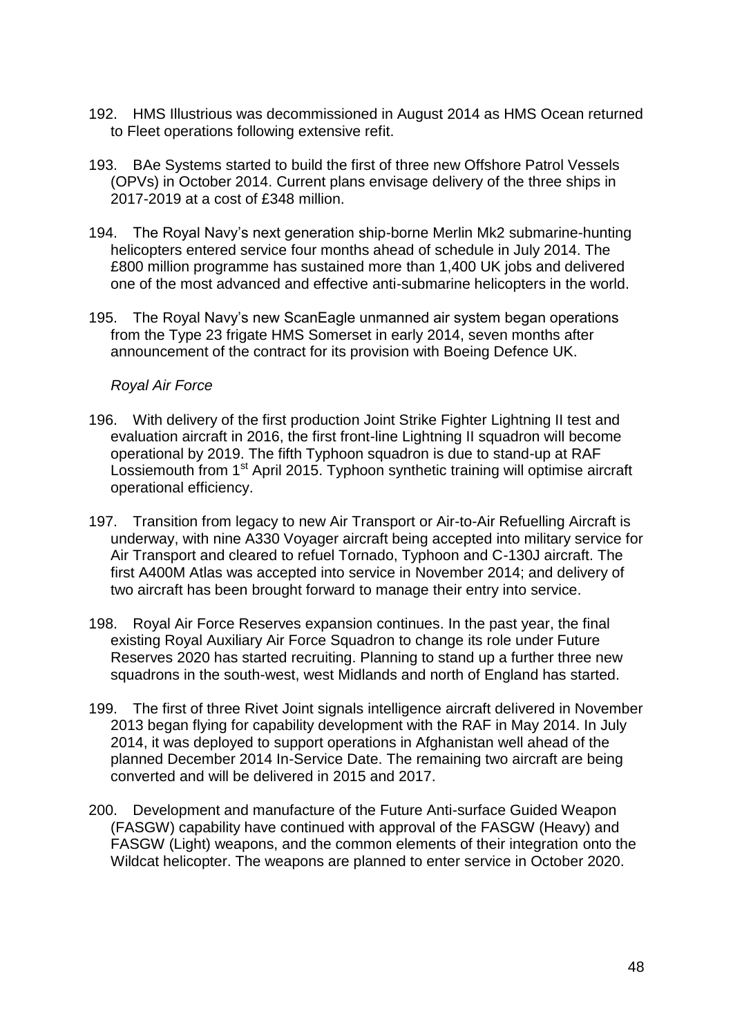192. HMS Illustrious was decommissioned in August 2014 as HMS Ocean returned to Fleet operations following extensive refit.

193. BAe Systems started to build the first of three new Offshore Patrol Vessels (OPVs) in October 2014. Current plans envisage delivery of the three ships in 2017-2019 at a cost of £348 million.

194. The Royal Navy's next generation ship-borne Merlin Mk2 submarine-hunting helicopters entered service four months ahead of schedule in July 2014. The £800 million programme has sustained more than 1,400 UK jobs and delivered one of the most advanced and effective anti-submarine helicopters in the world.

195. The Royal Navy's new ScanEagle unmanned air system began operations from the Type 23 frigate HMS Somerset in early 2014, seven months after announcement of the contract for its provision with Boeing Defence UK.

*Royal Air Force*

196. With delivery of the first production Joint Strike Fighter Lightning II test and evaluation aircraft in 2016, the first front-line Lightning II squadron will become operational by 2019. The fifth Typhoon squadron is due to stand-up at RAF Lossiemouth from 1st April 2015. Typhoon synthetic training will optimise aircraft operational efficiency.

197. Transition from legacy to new Air Transport or Air-to-Air Refuelling Aircraft is underway, with nine A330 Voyager aircraft being accepted into military service for Air Transport and cleared to refuel Tornado, Typhoon and C-130J aircraft. The first A400M Atlas was accepted into service in November 2014; and delivery of two aircraft has been brought forward to manage their entry into service.

198. Royal Air Force Reserves expansion continues. In the past year, the final existing Royal Auxiliary Air Force Squadron to change its role under Future Reserves 2020 has started recruiting. Planning to stand up a further three new squadrons in the south-west, west Midlands and north of England has started.

199. The first of three Rivet Joint signals intelligence aircraft delivered in November 2013 began flying for capability development with the RAF in May 2014. In July 2014, it was deployed to support operations in Afghanistan well ahead of the planned December 2014 In-Service Date. The remaining two aircraft are being converted and will be delivered in 2015 and 2017.

200. Development and manufacture of the Future Anti-surface Guided Weapon (FASGW) capability have continued with approval of the FASGW (Heavy) and FASGW (Light) weapons, and the common elements of their integration onto the Wildcat helicopter. The weapons are planned to enter service in October 2020.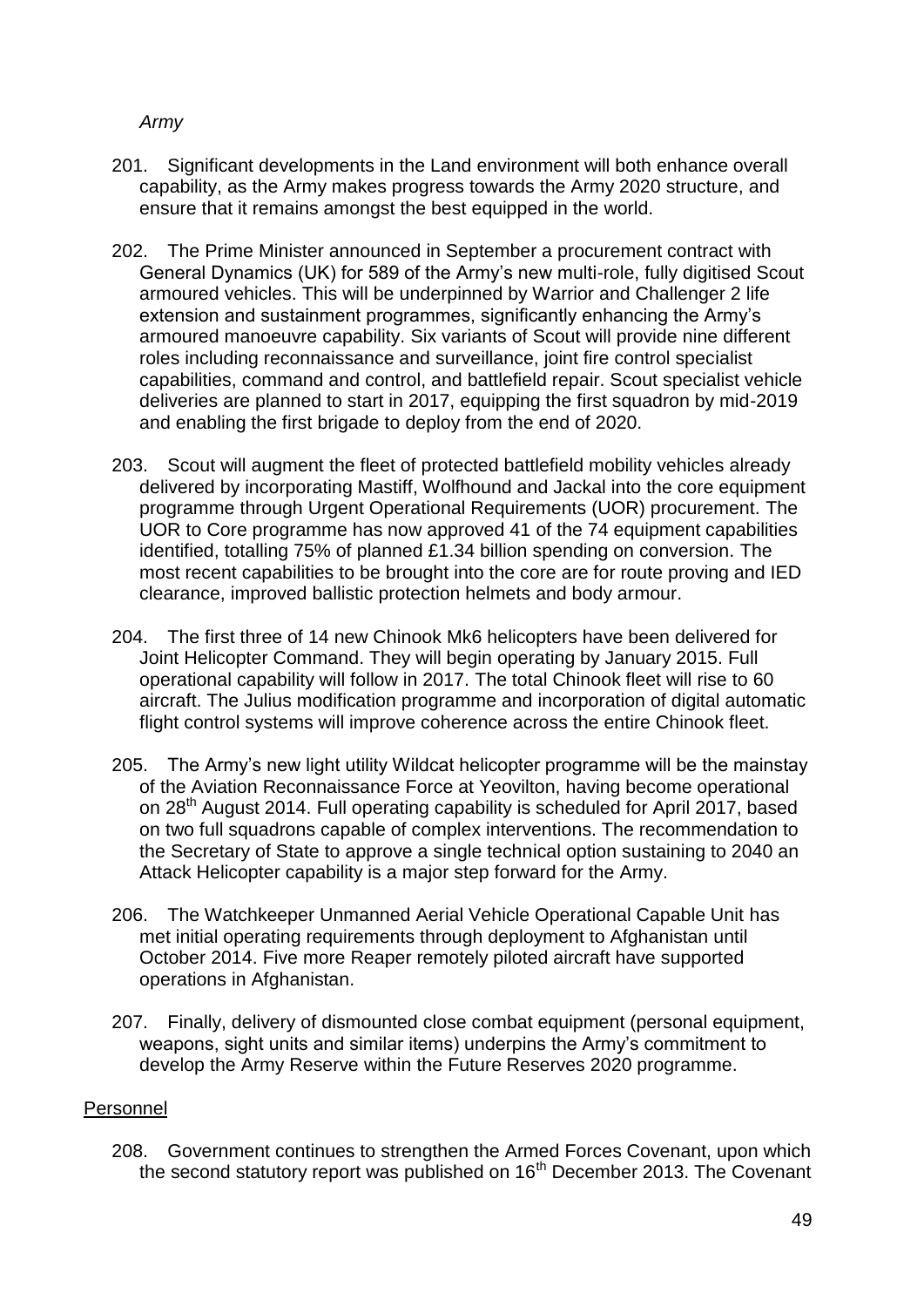*Army*

201. Significant developments in the Land environment will both enhance overall capability, as the Army makes progress towards the Army 2020 structure, and ensure that it remains amongst the best equipped in the world.

202. The Prime Minister announced in September a procurement contract with General Dynamics (UK) for 589 of the Army's new multi-role, fully digitised Scout armoured vehicles. This will be underpinned by Warrior and Challenger 2 life extension and sustainment programmes, significantly enhancing the Army's armoured manoeuvre capability. Six variants of Scout will provide nine different roles including reconnaissance and surveillance, joint fire control specialist capabilities, command and control, and battlefield repair. Scout specialist vehicle deliveries are planned to start in 2017, equipping the first squadron by mid-2019 and enabling the first brigade to deploy from the end of 2020.

203. Scout will augment the fleet of protected battlefield mobility vehicles already delivered by incorporating Mastiff, Wolfhound and Jackal into the core equipment programme through Urgent Operational Requirements (UOR) procurement. The UOR to Core programme has now approved 41 of the 74 equipment capabilities identified, totalling 75% of planned £1.34 billion spending on conversion. The most recent capabilities to be brought into the core are for route proving and IED clearance, improved ballistic protection helmets and body armour.

204. The first three of 14 new Chinook Mk6 helicopters have been delivered for Joint Helicopter Command. They will begin operating by January 2015. Full operational capability will follow in 2017. The total Chinook fleet will rise to 60 aircraft. The Julius modification programme and incorporation of digital automatic flight control systems will improve coherence across the entire Chinook fleet.

205. The Army's new light utility Wildcat helicopter programme will be the mainstay of the Aviation Reconnaissance Force at Yeovilton, having become operational on 28th August 2014. Full operating capability is scheduled for April 2017, based on two full squadrons capable of complex interventions. The recommendation to the Secretary of State to approve a single technical option sustaining to 2040 an Attack Helicopter capability is a major step forward for the Army.

206. The Watchkeeper Unmanned Aerial Vehicle Operational Capable Unit has met initial operating requirements through deployment to Afghanistan until October 2014. Five more Reaper remotely piloted aircraft have supported operations in Afghanistan.

207. Finally, delivery of dismounted close combat equipment (personal equipment, weapons, sight units and similar items) underpins the Army's commitment to develop the Army Reserve within the Future Reserves 2020 programme.

## Personnel

208. Government continues to strengthen the Armed Forces Covenant, upon which the second statutory report was published on 16th December 2013. The Covenant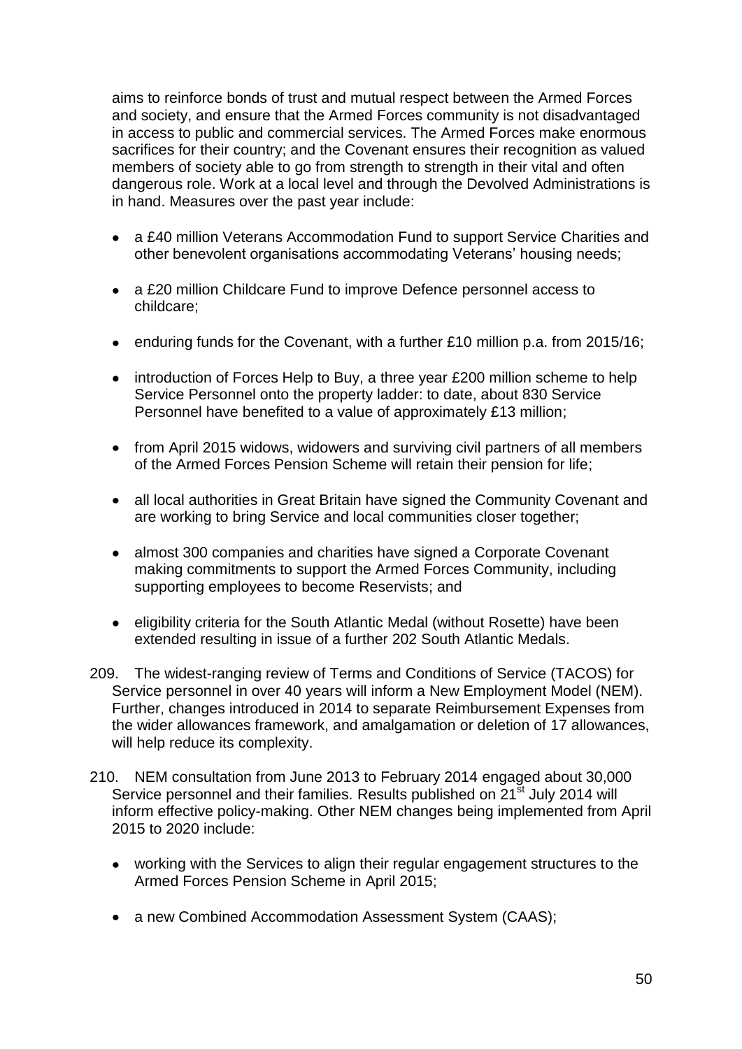aims to reinforce bonds of trust and mutual respect between the Armed Forces and society, and ensure that the Armed Forces community is not disadvantaged in access to public and commercial services. The Armed Forces make enormous sacrifices for their country; and the Covenant ensures their recognition as valued members of society able to go from strength to strength in their vital and often dangerous role. Work at a local level and through the Devolved Administrations is in hand. Measures over the past year include:

- a £40 million Veterans Accommodation Fund to support Service Charities and other benevolent organisations accommodating Veterans' housing needs;
- a £20 million Childcare Fund to improve Defence personnel access to childcare;
- enduring funds for the Covenant, with a further £10 million p.a. from 2015/16;
- introduction of Forces Help to Buy, a three year £200 million scheme to help Service Personnel onto the property ladder: to date, about 830 Service Personnel have benefited to a value of approximately £13 million;
- from April 2015 widows, widowers and surviving civil partners of all members of the Armed Forces Pension Scheme will retain their pension for life;
- all local authorities in Great Britain have signed the Community Covenant and are working to bring Service and local communities closer together;
- almost 300 companies and charities have signed a Corporate Covenant making commitments to support the Armed Forces Community, including supporting employees to become Reservists; and
- eligibility criteria for the South Atlantic Medal (without Rosette) have been extended resulting in issue of a further 202 South Atlantic Medals.

209. The widest-ranging review of Terms and Conditions of Service (TACOS) for Service personnel in over 40 years will inform a New Employment Model (NEM). Further, changes introduced in 2014 to separate Reimbursement Expenses from the wider allowances framework, and amalgamation or deletion of 17 allowances, will help reduce its complexity.

210. NEM consultation from June 2013 to February 2014 engaged about 30,000 Service personnel and their families. Results published on 21st July 2014 will inform effective policy-making. Other NEM changes being implemented from April 2015 to 2020 include:

- working with the Services to align their regular engagement structures to the Armed Forces Pension Scheme in April 2015;
- a new Combined Accommodation Assessment System (CAAS);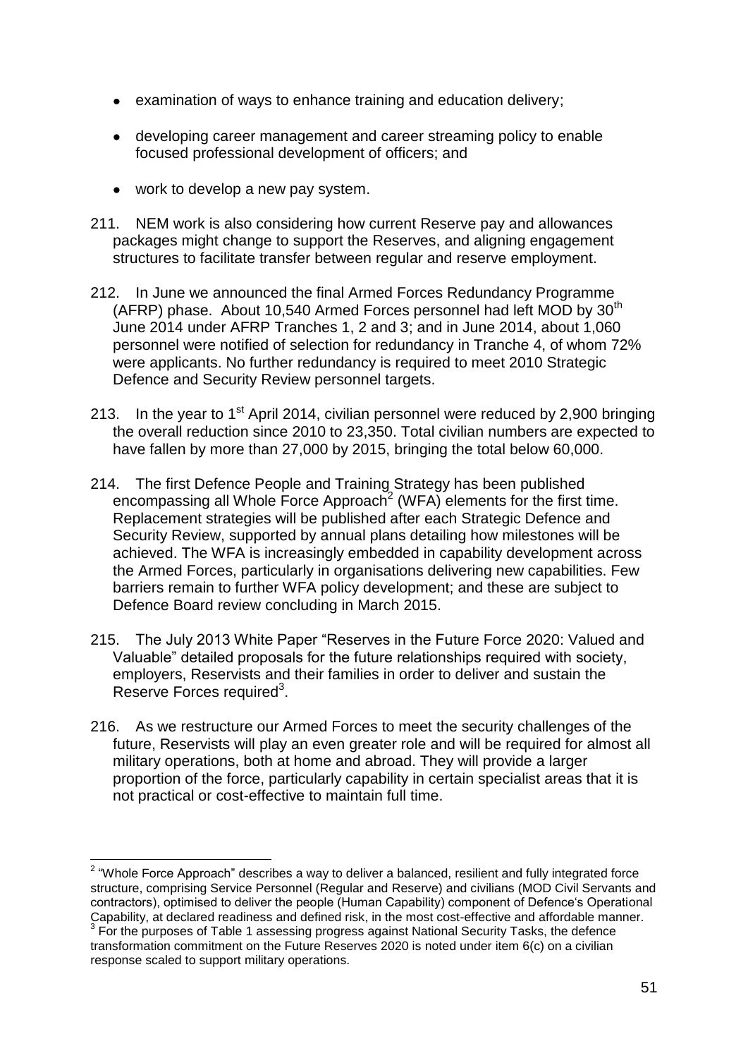- examination of ways to enhance training and education delivery;
- developing career management and career streaming policy to enable focused professional development of officers; and
- work to develop a new pay system.

211. NEM work is also considering how current Reserve pay and allowances packages might change to support the Reserves, and aligning engagement structures to facilitate transfer between regular and reserve employment.

212. In June we announced the final Armed Forces Redundancy Programme (AFRP) phase. About 10,540 Armed Forces personnel had left MOD by 30th June 2014 under AFRP Tranches 1, 2 and 3; and in June 2014, about 1,060 personnel were notified of selection for redundancy in Tranche 4, of whom 72% were applicants. No further redundancy is required to meet 2010 Strategic Defence and Security Review personnel targets.

213. In the year to 1st April 2014, civilian personnel were reduced by 2,900 bringing the overall reduction since 2010 to 23,350. Total civilian numbers are expected to have fallen by more than 27,000 by 2015, bringing the total below 60,000.

214. The first Defence People and Training Strategy has been published encompassing all Whole Force Approach[2] (WFA) elements for the first time. Replacement strategies will be published after each Strategic Defence and Security Review, supported by annual plans detailing how milestones will be achieved. The WFA is increasingly embedded in capability development across the Armed Forces, particularly in organisations delivering new capabilities. Few barriers remain to further WFA policy development; and these are subject to Defence Board review concluding in March 2015.

215. The July 2013 White Paper "Reserves in the Future Force 2020: Valued and Valuable" detailed proposals for the future relationships required with society, employers, Reservists and their families in order to deliver and sustain the Reserve Forces required[3].

216. As we restructure our Armed Forces to meet the security challenges of the future, Reservists will play an even greater role and will be required for almost all military operations, both at home and abroad. They will provide a larger proportion of the force, particularly capability in certain specialist areas that it is not practical or cost-effective to maintain full time.

---

[2] "Whole Force Approach" describes a way to deliver a balanced, resilient and fully integrated force structure, comprising Service Personnel (Regular and Reserve) and civilians (MOD Civil Servants and contractors), optimised to deliver the people (Human Capability) component of Defence's Operational Capability, at declared readiness and defined risk, in the most cost-effective and affordable manner.

[3] For the purposes of Table 1 assessing progress against National Security Tasks, the defence transformation commitment on the Future Reserves 2020 is noted under item 6(c) on a civilian response scaled to support military operations.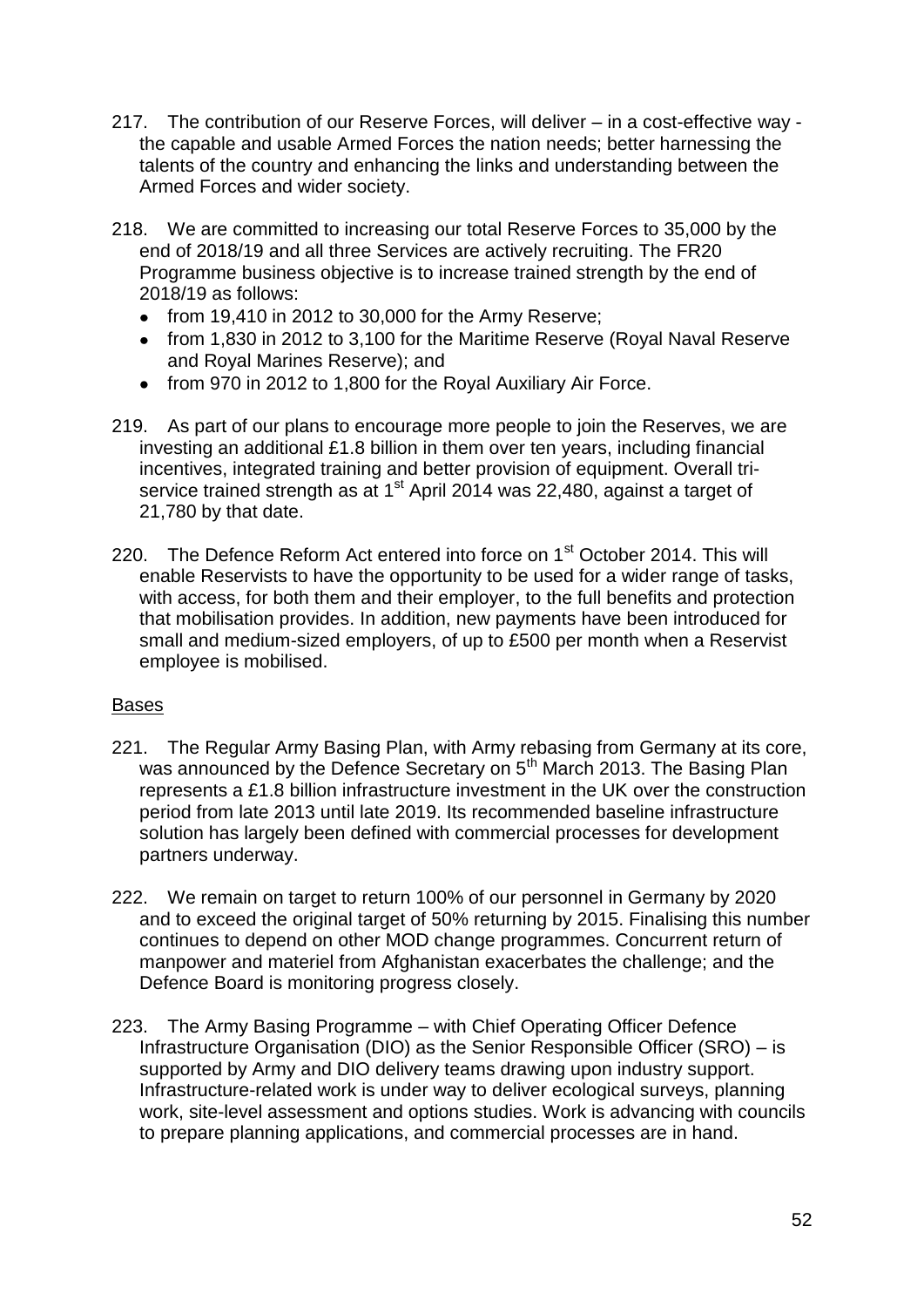217. The contribution of our Reserve Forces, will deliver – in a cost-effective way - the capable and usable Armed Forces the nation needs; better harnessing the talents of the country and enhancing the links and understanding between the Armed Forces and wider society.

218. We are committed to increasing our total Reserve Forces to 35,000 by the end of 2018/19 and all three Services are actively recruiting. The FR20 Programme business objective is to increase trained strength by the end of 2018/19 as follows:
   - from 19,410 in 2012 to 30,000 for the Army Reserve;
   - from 1,830 in 2012 to 3,100 for the Maritime Reserve (Royal Naval Reserve and Royal Marines Reserve); and
   - from 970 in 2012 to 1,800 for the Royal Auxiliary Air Force.

219. As part of our plans to encourage more people to join the Reserves, we are investing an additional £1.8 billion in them over ten years, including financial incentives, integrated training and better provision of equipment. Overall tri-service trained strength as at 1st April 2014 was 22,480, against a target of 21,780 by that date.

220. The Defence Reform Act entered into force on 1st October 2014. This will enable Reservists to have the opportunity to be used for a wider range of tasks, with access, for both them and their employer, to the full benefits and protection that mobilisation provides. In addition, new payments have been introduced for small and medium-sized employers, of up to £500 per month when a Reservist employee is mobilised.

## Bases

221. The Regular Army Basing Plan, with Army rebasing from Germany at its core, was announced by the Defence Secretary on 5th March 2013. The Basing Plan represents a £1.8 billion infrastructure investment in the UK over the construction period from late 2013 until late 2019. Its recommended baseline infrastructure solution has largely been defined with commercial processes for development partners underway.

222. We remain on target to return 100% of our personnel in Germany by 2020 and to exceed the original target of 50% returning by 2015. Finalising this number continues to depend on other MOD change programmes. Concurrent return of manpower and materiel from Afghanistan exacerbates the challenge; and the Defence Board is monitoring progress closely.

223. The Army Basing Programme – with Chief Operating Officer Defence Infrastructure Organisation (DIO) as the Senior Responsible Officer (SRO) – is supported by Army and DIO delivery teams drawing upon industry support. Infrastructure-related work is under way to deliver ecological surveys, planning work, site-level assessment and options studies. Work is advancing with councils to prepare planning applications, and commercial processes are in hand.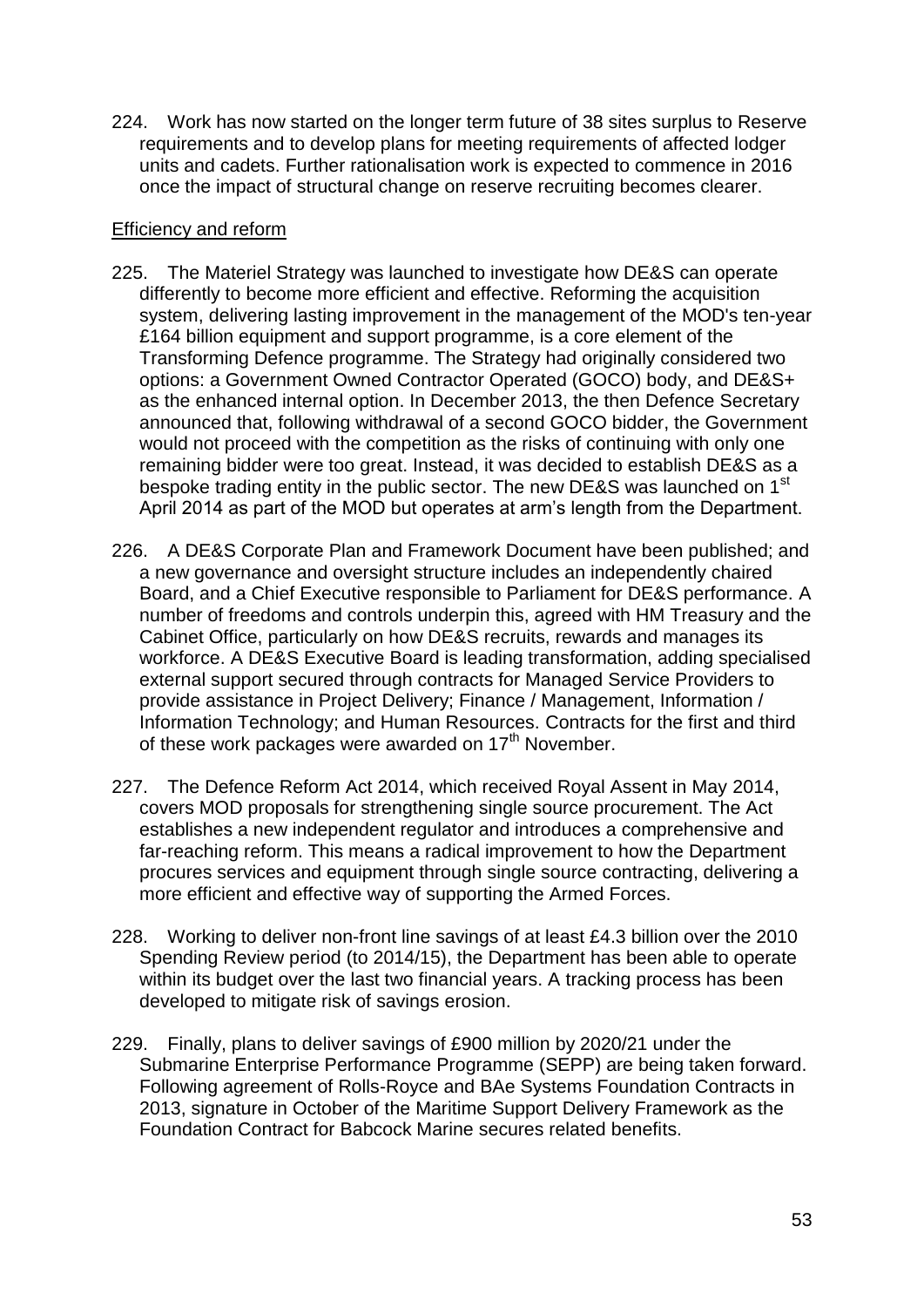224. Work has now started on the longer term future of 38 sites surplus to Reserve requirements and to develop plans for meeting requirements of affected lodger units and cadets. Further rationalisation work is expected to commence in 2016 once the impact of structural change on reserve recruiting becomes clearer.

<u>Efficiency and reform</u>

225. The Materiel Strategy was launched to investigate how DE&S can operate differently to become more efficient and effective. Reforming the acquisition system, delivering lasting improvement in the management of the MOD's ten-year £164 billion equipment and support programme, is a core element of the Transforming Defence programme. The Strategy had originally considered two options: a Government Owned Contractor Operated (GOCO) body, and DE&S+ as the enhanced internal option. In December 2013, the then Defence Secretary announced that, following withdrawal of a second GOCO bidder, the Government would not proceed with the competition as the risks of continuing with only one remaining bidder were too great. Instead, it was decided to establish DE&S as a bespoke trading entity in the public sector. The new DE&S was launched on 1st April 2014 as part of the MOD but operates at arm's length from the Department.

226. A DE&S Corporate Plan and Framework Document have been published; and a new governance and oversight structure includes an independently chaired Board, and a Chief Executive responsible to Parliament for DE&S performance. A number of freedoms and controls underpin this, agreed with HM Treasury and the Cabinet Office, particularly on how DE&S recruits, rewards and manages its workforce. A DE&S Executive Board is leading transformation, adding specialised external support secured through contracts for Managed Service Providers to provide assistance in Project Delivery; Finance / Management, Information / Information Technology; and Human Resources. Contracts for the first and third of these work packages were awarded on 17th November.

227. The Defence Reform Act 2014, which received Royal Assent in May 2014, covers MOD proposals for strengthening single source procurement. The Act establishes a new independent regulator and introduces a comprehensive and far-reaching reform. This means a radical improvement to how the Department procures services and equipment through single source contracting, delivering a more efficient and effective way of supporting the Armed Forces.

228. Working to deliver non-front line savings of at least £4.3 billion over the 2010 Spending Review period (to 2014/15), the Department has been able to operate within its budget over the last two financial years. A tracking process has been developed to mitigate risk of savings erosion.

229. Finally, plans to deliver savings of £900 million by 2020/21 under the Submarine Enterprise Performance Programme (SEPP) are being taken forward. Following agreement of Rolls-Royce and BAe Systems Foundation Contracts in 2013, signature in October of the Maritime Support Delivery Framework as the Foundation Contract for Babcock Marine secures related benefits.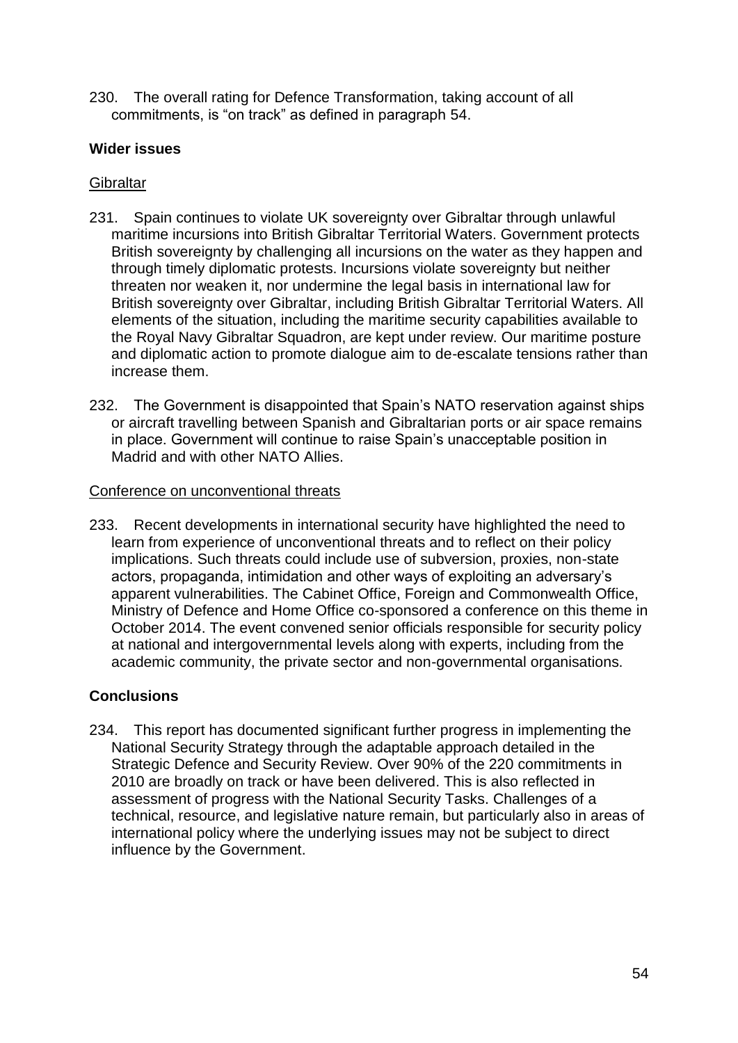230. The overall rating for Defence Transformation, taking account of all commitments, is "on track" as defined in paragraph 54.

**Wider issues**

Gibraltar

231. Spain continues to violate UK sovereignty over Gibraltar through unlawful maritime incursions into British Gibraltar Territorial Waters. Government protects British sovereignty by challenging all incursions on the water as they happen and through timely diplomatic protests. Incursions violate sovereignty but neither threaten nor weaken it, nor undermine the legal basis in international law for British sovereignty over Gibraltar, including British Gibraltar Territorial Waters. All elements of the situation, including the maritime security capabilities available to the Royal Navy Gibraltar Squadron, are kept under review. Our maritime posture and diplomatic action to promote dialogue aim to de-escalate tensions rather than increase them.

232. The Government is disappointed that Spain's NATO reservation against ships or aircraft travelling between Spanish and Gibraltarian ports or air space remains in place. Government will continue to raise Spain's unacceptable position in Madrid and with other NATO Allies.

Conference on unconventional threats

233. Recent developments in international security have highlighted the need to learn from experience of unconventional threats and to reflect on their policy implications. Such threats could include use of subversion, proxies, non-state actors, propaganda, intimidation and other ways of exploiting an adversary's apparent vulnerabilities. The Cabinet Office, Foreign and Commonwealth Office, Ministry of Defence and Home Office co-sponsored a conference on this theme in October 2014. The event convened senior officials responsible for security policy at national and intergovernmental levels along with experts, including from the academic community, the private sector and non-governmental organisations.

**Conclusions**

234. This report has documented significant further progress in implementing the National Security Strategy through the adaptable approach detailed in the Strategic Defence and Security Review. Over 90% of the 220 commitments in 2010 are broadly on track or have been delivered. This is also reflected in assessment of progress with the National Security Tasks. Challenges of a technical, resource, and legislative nature remain, but particularly also in areas of international policy where the underlying issues may not be subject to direct influence by the Government.